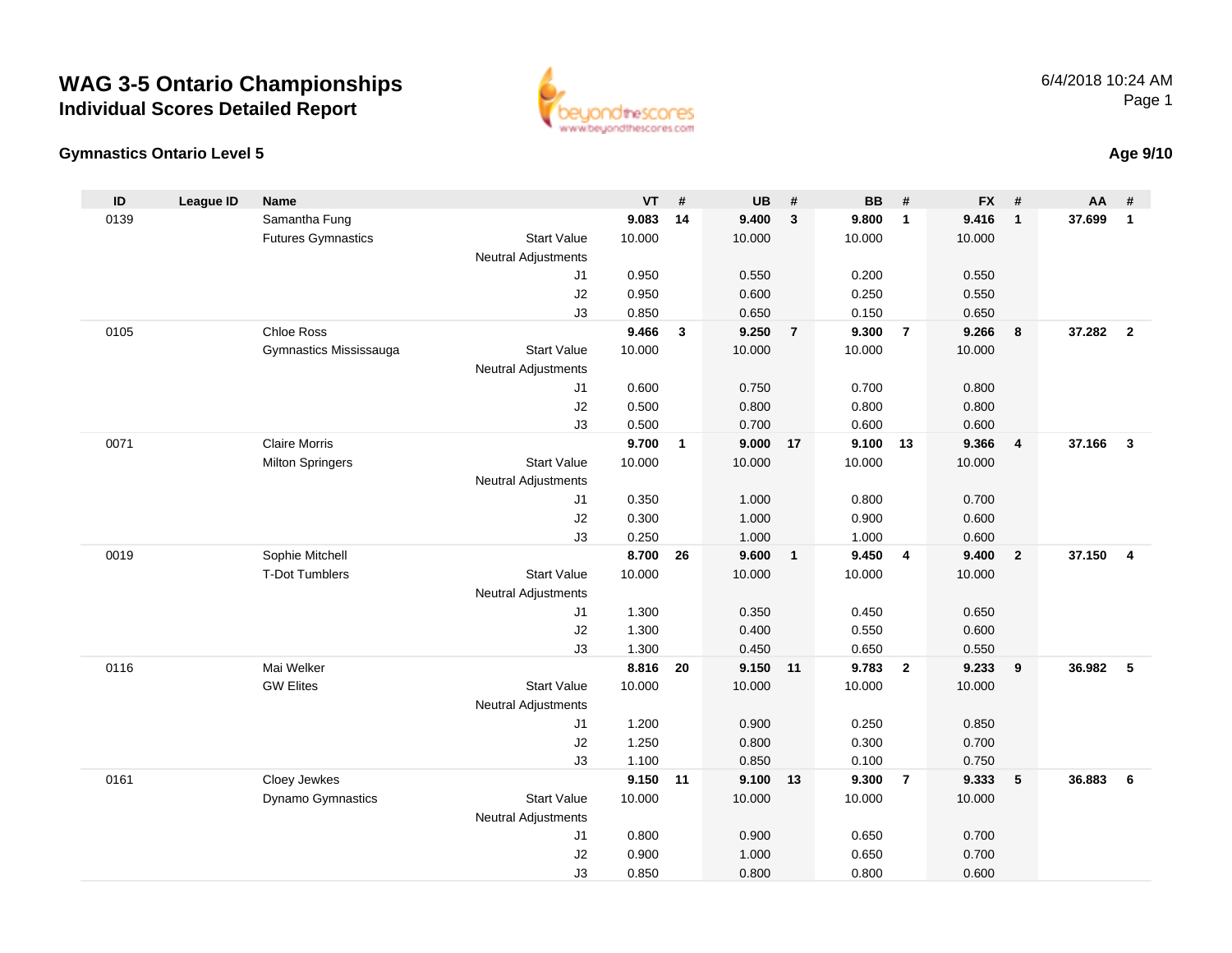# WAG 3-5 Ontario Championships

## Individual Scores Detailed Report

6/4/2018 10:24 AM

### Gymnastics Ontario Level 5

**Age 9/10**

| ID | League ID | Name | | VT | # | UB | # | BB | # | FX | # | AA | # |
|---|---|---|---|---|---|---|---|---|---|---|---|---|---|
| 0139 | | Samantha Fung | | **9.083** | **14** | **9.400** | **3** | **9.800** | **1** | **9.416** | **1** | **37.699** | **1** |
| | | Futures Gymnastics | Start Value | 10.000 | | 10.000 | | 10.000 | | 10.000 | | | |
| | | | Neutral Adjustments | | | | | | | | | | |
| | | | J1 | 0.950 | | 0.550 | | 0.200 | | 0.550 | | | |
| | | | J2 | 0.950 | | 0.600 | | 0.250 | | 0.550 | | | |
| | | | J3 | 0.850 | | 0.650 | | 0.150 | | 0.650 | | | |
| 0105 | | Chloe Ross | | **9.466** | **3** | **9.250** | **7** | **9.300** | **7** | **9.266** | **8** | **37.282** | **2** |
| | | Gymnastics Mississauga | Start Value | 10.000 | | 10.000 | | 10.000 | | 10.000 | | | |
| | | | Neutral Adjustments | | | | | | | | | | |
| | | | J1 | 0.600 | | 0.750 | | 0.700 | | 0.800 | | | |
| | | | J2 | 0.500 | | 0.800 | | 0.800 | | 0.800 | | | |
| | | | J3 | 0.500 | | 0.700 | | 0.600 | | 0.600 | | | |
| 0071 | | Claire Morris | | **9.700** | **1** | **9.000** | **17** | **9.100** | **13** | **9.366** | **4** | **37.166** | **3** |
| | | Milton Springers | Start Value | 10.000 | | 10.000 | | 10.000 | | 10.000 | | | |
| | | | Neutral Adjustments | | | | | | | | | | |
| | | | J1 | 0.350 | | 1.000 | | 0.800 | | 0.700 | | | |
| | | | J2 | 0.300 | | 1.000 | | 0.900 | | 0.600 | | | |
| | | | J3 | 0.250 | | 1.000 | | 1.000 | | 0.600 | | | |
| 0019 | | Sophie Mitchell | | **8.700** | **26** | **9.600** | **1** | **9.450** | **4** | **9.400** | **2** | **37.150** | **4** |
| | | T-Dot Tumblers | Start Value | 10.000 | | 10.000 | | 10.000 | | 10.000 | | | |
| | | | Neutral Adjustments | | | | | | | | | | |
| | | | J1 | 1.300 | | 0.350 | | 0.450 | | 0.650 | | | |
| | | | J2 | 1.300 | | 0.400 | | 0.550 | | 0.600 | | | |
| | | | J3 | 1.300 | | 0.450 | | 0.650 | | 0.550 | | | |
| 0116 | | Mai Welker | | **8.816** | **20** | **9.150** | **11** | **9.783** | **2** | **9.233** | **9** | **36.982** | **5** |
| | | GW Elites | Start Value | 10.000 | | 10.000 | | 10.000 | | 10.000 | | | |
| | | | Neutral Adjustments | | | | | | | | | | |
| | | | J1 | 1.200 | | 0.900 | | 0.250 | | 0.850 | | | |
| | | | J2 | 1.250 | | 0.800 | | 0.300 | | 0.700 | | | |
| | | | J3 | 1.100 | | 0.850 | | 0.100 | | 0.750 | | | |
| 0161 | | Cloey Jewkes | | **9.150** | **11** | **9.100** | **13** | **9.300** | **7** | **9.333** | **5** | **36.883** | **6** |
| | | Dynamo Gymnastics | Start Value | 10.000 | | 10.000 | | 10.000 | | 10.000 | | | |
| | | | Neutral Adjustments | | | | | | | | | | |
| | | | J1 | 0.800 | | 0.900 | | 0.650 | | 0.700 | | | |
| | | | J2 | 0.900 | | 1.000 | | 0.650 | | 0.700 | | | |
| | | | J3 | 0.850 | | 0.800 | | 0.800 | | 0.600 | | | |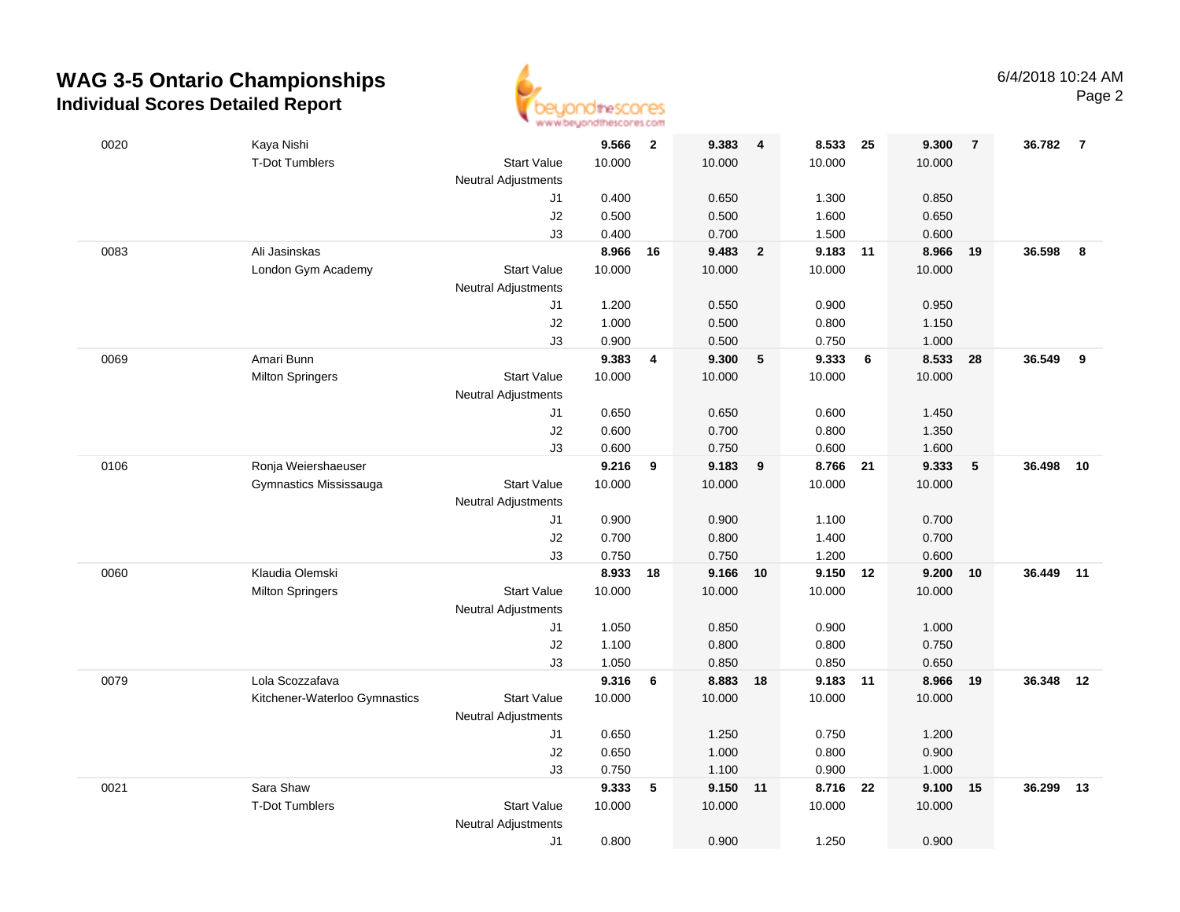# WAG 3-5 Ontario Championships

## Individual Scores Detailed Report

6/4/2018 10:24 AM

| # | Name / Club | | Vault | Rk | Bars | Rk | Beam | Rk | Floor | Rk | AA | Rk |
|---|---|---|---|---|---|---|---|---|---|---|---|---|
| 0020 | Kaya Nishi | | **9.566** | **2** | **9.383** | **4** | **8.533** | **25** | **9.300** | **7** | **36.782** | **7** |
| | T-Dot Tumblers | Start Value | 10.000 | | 10.000 | | 10.000 | | 10.000 | | | |
| | | Neutral Adjustments | | | | | | | | | | |
| | | J1 | 0.400 | | 0.650 | | 1.300 | | 0.850 | | | |
| | | J2 | 0.500 | | 0.500 | | 1.600 | | 0.650 | | | |
| | | J3 | 0.400 | | 0.700 | | 1.500 | | 0.600 | | | |
| 0083 | Ali Jasinskas | | **8.966** | **16** | **9.483** | **2** | **9.183** | **11** | **8.966** | **19** | **36.598** | **8** |
| | London Gym Academy | Start Value | 10.000 | | 10.000 | | 10.000 | | 10.000 | | | |
| | | Neutral Adjustments | | | | | | | | | | |
| | | J1 | 1.200 | | 0.550 | | 0.900 | | 0.950 | | | |
| | | J2 | 1.000 | | 0.500 | | 0.800 | | 1.150 | | | |
| | | J3 | 0.900 | | 0.500 | | 0.750 | | 1.000 | | | |
| 0069 | Amari Bunn | | **9.383** | **4** | **9.300** | **5** | **9.333** | **6** | **8.533** | **28** | **36.549** | **9** |
| | Milton Springers | Start Value | 10.000 | | 10.000 | | 10.000 | | 10.000 | | | |
| | | Neutral Adjustments | | | | | | | | | | |
| | | J1 | 0.650 | | 0.650 | | 0.600 | | 1.450 | | | |
| | | J2 | 0.600 | | 0.700 | | 0.800 | | 1.350 | | | |
| | | J3 | 0.600 | | 0.750 | | 0.600 | | 1.600 | | | |
| 0106 | Ronja Weiershaeuser | | **9.216** | **9** | **9.183** | **9** | **8.766** | **21** | **9.333** | **5** | **36.498** | **10** |
| | Gymnastics Mississauga | Start Value | 10.000 | | 10.000 | | 10.000 | | 10.000 | | | |
| | | Neutral Adjustments | | | | | | | | | | |
| | | J1 | 0.900 | | 0.900 | | 1.100 | | 0.700 | | | |
| | | J2 | 0.700 | | 0.800 | | 1.400 | | 0.700 | | | |
| | | J3 | 0.750 | | 0.750 | | 1.200 | | 0.600 | | | |
| 0060 | Klaudia Olemski | | **8.933** | **18** | **9.166** | **10** | **9.150** | **12** | **9.200** | **10** | **36.449** | **11** |
| | Milton Springers | Start Value | 10.000 | | 10.000 | | 10.000 | | 10.000 | | | |
| | | Neutral Adjustments | | | | | | | | | | |
| | | J1 | 1.050 | | 0.850 | | 0.900 | | 1.000 | | | |
| | | J2 | 1.100 | | 0.800 | | 0.800 | | 0.750 | | | |
| | | J3 | 1.050 | | 0.850 | | 0.850 | | 0.650 | | | |
| 0079 | Lola Scozzafava | | **9.316** | **6** | **8.883** | **18** | **9.183** | **11** | **8.966** | **19** | **36.348** | **12** |
| | Kitchener-Waterloo Gymnastics | Start Value | 10.000 | | 10.000 | | 10.000 | | 10.000 | | | |
| | | Neutral Adjustments | | | | | | | | | | |
| | | J1 | 0.650 | | 1.250 | | 0.750 | | 1.200 | | | |
| | | J2 | 0.650 | | 1.000 | | 0.800 | | 0.900 | | | |
| | | J3 | 0.750 | | 1.100 | | 0.900 | | 1.000 | | | |
| 0021 | Sara Shaw | | **9.333** | **5** | **9.150** | **11** | **8.716** | **22** | **9.100** | **15** | **36.299** | **13** |
| | T-Dot Tumblers | Start Value | 10.000 | | 10.000 | | 10.000 | | 10.000 | | | |
| | | Neutral Adjustments | | | | | | | | | | |
| | | J1 | 0.800 | | 0.900 | | 1.250 | | 0.900 | | | |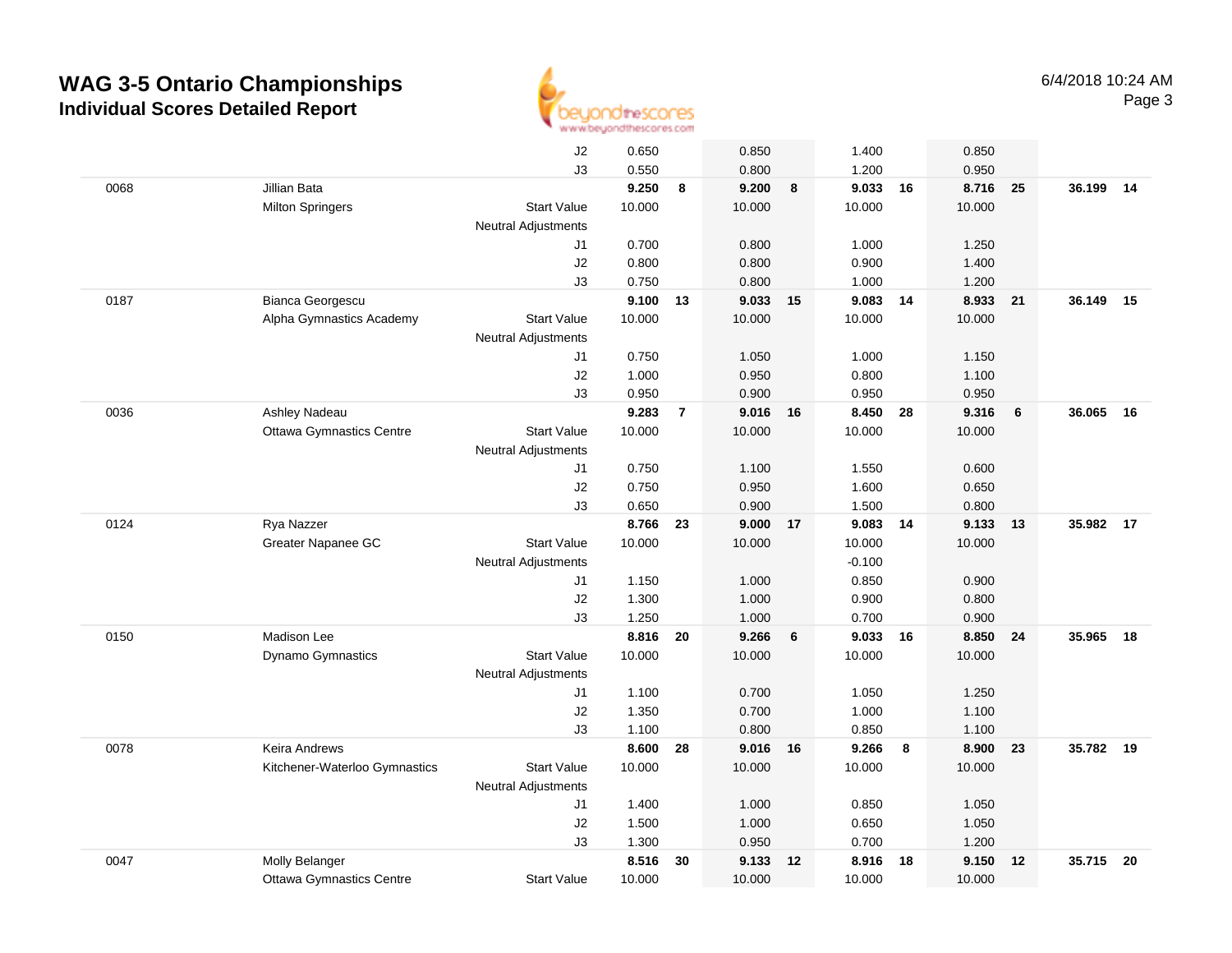# WAG 3-5 Ontario Championships

## Individual Scores Detailed Report

6/4/2018 10:24 AM

| # | Name / Club | | Vault | Rank | Bars | Rank | Beam | Rank | Floor | Rank | AA | Rank |
|---|---|---|---|---|---|---|---|---|---|---|---|---|
| | | J2 | 0.650 | | 0.850 | | 1.400 | | 0.850 | | | |
| | | J3 | 0.550 | | 0.800 | | 1.200 | | 0.950 | | | |
| 0068 | Jillian Bata | | **9.250** | **8** | **9.200** | **8** | **9.033** | **16** | **8.716** | **25** | **36.199** | **14** |
| | Milton Springers | Start Value | 10.000 | | 10.000 | | 10.000 | | 10.000 | | | |
| | | Neutral Adjustments | | | | | | | | | | |
| | | J1 | 0.700 | | 0.800 | | 1.000 | | 1.250 | | | |
| | | J2 | 0.800 | | 0.800 | | 0.900 | | 1.400 | | | |
| | | J3 | 0.750 | | 0.800 | | 1.000 | | 1.200 | | | |
| 0187 | Bianca Georgescu | | **9.100** | **13** | **9.033** | **15** | **9.083** | **14** | **8.933** | **21** | **36.149** | **15** |
| | Alpha Gymnastics Academy | Start Value | 10.000 | | 10.000 | | 10.000 | | 10.000 | | | |
| | | Neutral Adjustments | | | | | | | | | | |
| | | J1 | 0.750 | | 1.050 | | 1.000 | | 1.150 | | | |
| | | J2 | 1.000 | | 0.950 | | 0.800 | | 1.100 | | | |
| | | J3 | 0.950 | | 0.900 | | 0.950 | | 0.950 | | | |
| 0036 | Ashley Nadeau | | **9.283** | **7** | **9.016** | **16** | **8.450** | **28** | **9.316** | **6** | **36.065** | **16** |
| | Ottawa Gymnastics Centre | Start Value | 10.000 | | 10.000 | | 10.000 | | 10.000 | | | |
| | | Neutral Adjustments | | | | | | | | | | |
| | | J1 | 0.750 | | 1.100 | | 1.550 | | 0.600 | | | |
| | | J2 | 0.750 | | 0.950 | | 1.600 | | 0.650 | | | |
| | | J3 | 0.650 | | 0.900 | | 1.500 | | 0.800 | | | |
| 0124 | Rya Nazzer | | **8.766** | **23** | **9.000** | **17** | **9.083** | **14** | **9.133** | **13** | **35.982** | **17** |
| | Greater Napanee GC | Start Value | 10.000 | | 10.000 | | 10.000 | | 10.000 | | | |
| | | Neutral Adjustments | | | | | -0.100 | | | | | |
| | | J1 | 1.150 | | 1.000 | | 0.850 | | 0.900 | | | |
| | | J2 | 1.300 | | 1.000 | | 0.900 | | 0.800 | | | |
| | | J3 | 1.250 | | 1.000 | | 0.700 | | 0.900 | | | |
| 0150 | Madison Lee | | **8.816** | **20** | **9.266** | **6** | **9.033** | **16** | **8.850** | **24** | **35.965** | **18** |
| | Dynamo Gymnastics | Start Value | 10.000 | | 10.000 | | 10.000 | | 10.000 | | | |
| | | Neutral Adjustments | | | | | | | | | | |
| | | J1 | 1.100 | | 0.700 | | 1.050 | | 1.250 | | | |
| | | J2 | 1.350 | | 0.700 | | 1.000 | | 1.100 | | | |
| | | J3 | 1.100 | | 0.800 | | 0.850 | | 1.100 | | | |
| 0078 | Keira Andrews | | **8.600** | **28** | **9.016** | **16** | **9.266** | **8** | **8.900** | **23** | **35.782** | **19** |
| | Kitchener-Waterloo Gymnastics | Start Value | 10.000 | | 10.000 | | 10.000 | | 10.000 | | | |
| | | Neutral Adjustments | | | | | | | | | | |
| | | J1 | 1.400 | | 1.000 | | 0.850 | | 1.050 | | | |
| | | J2 | 1.500 | | 1.000 | | 0.650 | | 1.050 | | | |
| | | J3 | 1.300 | | 0.950 | | 0.700 | | 1.200 | | | |
| 0047 | Molly Belanger | | **8.516** | **30** | **9.133** | **12** | **8.916** | **18** | **9.150** | **12** | **35.715** | **20** |
| | Ottawa Gymnastics Centre | Start Value | 10.000 | | 10.000 | | 10.000 | | 10.000 | | | |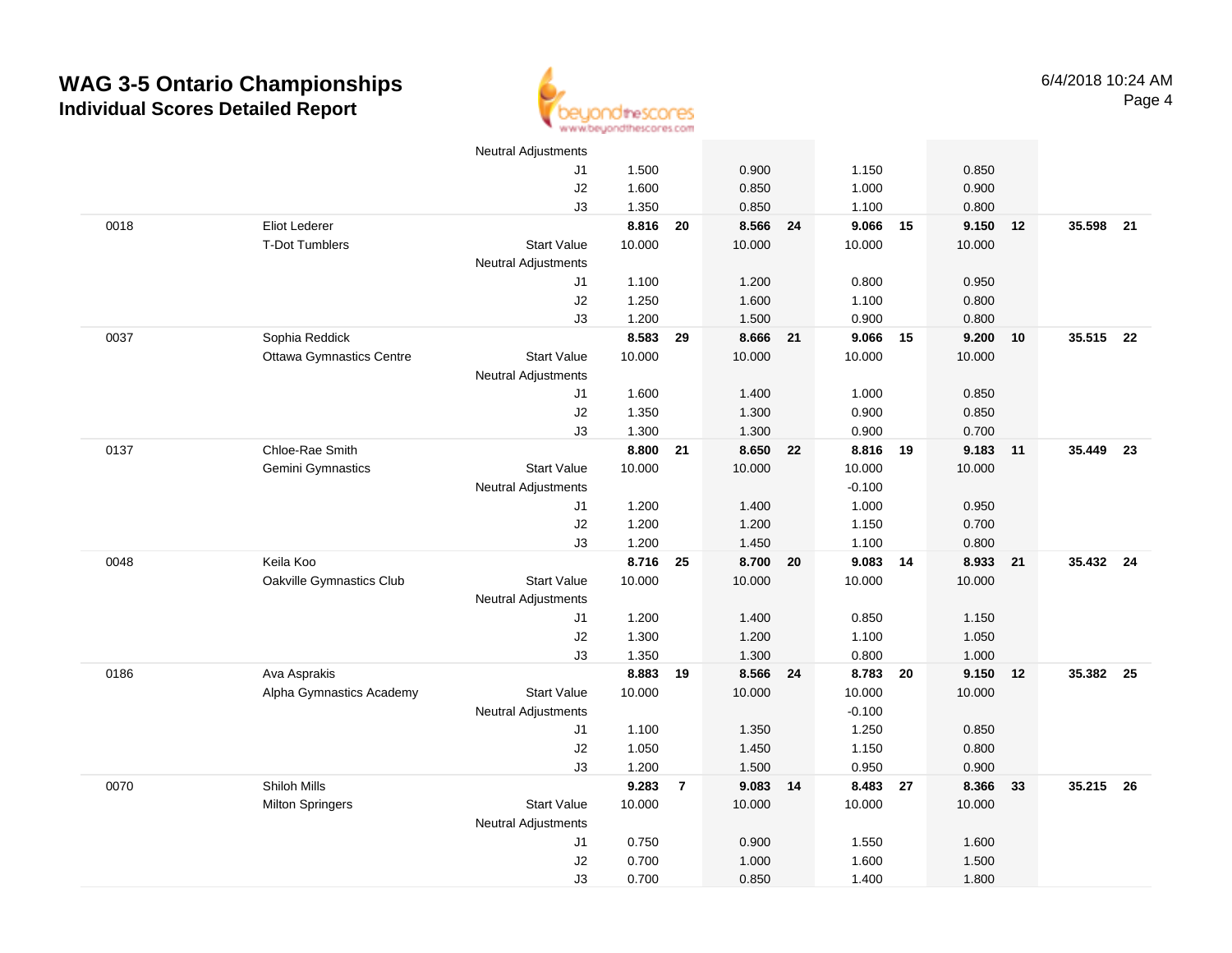# WAG 3-5 Ontario Championships

## Individual Scores Detailed Report

6/4/2018 10:24 AM

| | | | | | | | | | | | | |
|---|---|---|---|---|---|---|---|---|---|---|---|---|
| | | Neutral Adjustments | | | | | | | | | | |
| | | J1 | 1.500 | | 0.900 | | 1.150 | | 0.850 | | | |
| | | J2 | 1.600 | | 0.850 | | 1.000 | | 0.900 | | | |
| | | J3 | 1.350 | | 0.850 | | 1.100 | | 0.800 | | | |
| 0018 | Eliot Lederer | | **8.816** | **20** | **8.566** | **24** | **9.066** | **15** | **9.150** | **12** | **35.598** | **21** |
| | T-Dot Tumblers | Start Value | 10.000 | | 10.000 | | 10.000 | | 10.000 | | | |
| | | Neutral Adjustments | | | | | | | | | | |
| | | J1 | 1.100 | | 1.200 | | 0.800 | | 0.950 | | | |
| | | J2 | 1.250 | | 1.600 | | 1.100 | | 0.800 | | | |
| | | J3 | 1.200 | | 1.500 | | 0.900 | | 0.800 | | | |
| 0037 | Sophia Reddick | | **8.583** | **29** | **8.666** | **21** | **9.066** | **15** | **9.200** | **10** | **35.515** | **22** |
| | Ottawa Gymnastics Centre | Start Value | 10.000 | | 10.000 | | 10.000 | | 10.000 | | | |
| | | Neutral Adjustments | | | | | | | | | | |
| | | J1 | 1.600 | | 1.400 | | 1.000 | | 0.850 | | | |
| | | J2 | 1.350 | | 1.300 | | 0.900 | | 0.850 | | | |
| | | J3 | 1.300 | | 1.300 | | 0.900 | | 0.700 | | | |
| 0137 | Chloe-Rae Smith | | **8.800** | **21** | **8.650** | **22** | **8.816** | **19** | **9.183** | **11** | **35.449** | **23** |
| | Gemini Gymnastics | Start Value | 10.000 | | 10.000 | | 10.000 | | 10.000 | | | |
| | | Neutral Adjustments | | | | | -0.100 | | | | | |
| | | J1 | 1.200 | | 1.400 | | 1.000 | | 0.950 | | | |
| | | J2 | 1.200 | | 1.200 | | 1.150 | | 0.700 | | | |
| | | J3 | 1.200 | | 1.450 | | 1.100 | | 0.800 | | | |
| 0048 | Keila Koo | | **8.716** | **25** | **8.700** | **20** | **9.083** | **14** | **8.933** | **21** | **35.432** | **24** |
| | Oakville Gymnastics Club | Start Value | 10.000 | | 10.000 | | 10.000 | | 10.000 | | | |
| | | Neutral Adjustments | | | | | | | | | | |
| | | J1 | 1.200 | | 1.400 | | 0.850 | | 1.150 | | | |
| | | J2 | 1.300 | | 1.200 | | 1.100 | | 1.050 | | | |
| | | J3 | 1.350 | | 1.300 | | 0.800 | | 1.000 | | | |
| 0186 | Ava Asprakis | | **8.883** | **19** | **8.566** | **24** | **8.783** | **20** | **9.150** | **12** | **35.382** | **25** |
| | Alpha Gymnastics Academy | Start Value | 10.000 | | 10.000 | | 10.000 | | 10.000 | | | |
| | | Neutral Adjustments | | | | | -0.100 | | | | | |
| | | J1 | 1.100 | | 1.350 | | 1.250 | | 0.850 | | | |
| | | J2 | 1.050 | | 1.450 | | 1.150 | | 0.800 | | | |
| | | J3 | 1.200 | | 1.500 | | 0.950 | | 0.900 | | | |
| 0070 | Shiloh Mills | | **9.283** | **7** | **9.083** | **14** | **8.483** | **27** | **8.366** | **33** | **35.215** | **26** |
| | Milton Springers | Start Value | 10.000 | | 10.000 | | 10.000 | | 10.000 | | | |
| | | Neutral Adjustments | | | | | | | | | | |
| | | J1 | 0.750 | | 0.900 | | 1.550 | | 1.600 | | | |
| | | J2 | 0.700 | | 1.000 | | 1.600 | | 1.500 | | | |
| | | J3 | 0.700 | | 0.850 | | 1.400 | | 1.800 | | | |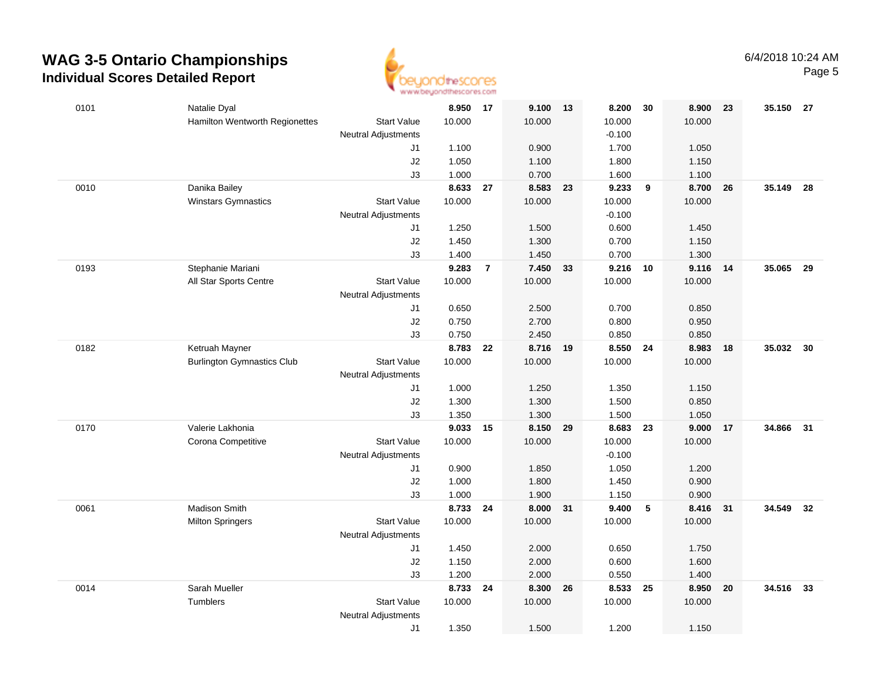# WAG 3-5 Ontario Championships
## Individual Scores Detailed Report

6/4/2018 10:24 AM

| # | Name / Club | | Vault | Rank | Bars | Rank | Beam | Rank | Floor | Rank | AA | Rank |
|---|---|---|---|---|---|---|---|---|---|---|---|---|
| 0101 | Natalie Dyal | | **8.950** | **17** | **9.100** | **13** | **8.200** | **30** | **8.900** | **23** | **35.150** | **27** |
| | Hamilton Wentworth Regionettes | Start Value | 10.000 | | 10.000 | | 10.000 | | 10.000 | | | |
| | | Neutral Adjustments | | | | | -0.100 | | | | | |
| | | J1 | 1.100 | | 0.900 | | 1.700 | | 1.050 | | | |
| | | J2 | 1.050 | | 1.100 | | 1.800 | | 1.150 | | | |
| | | J3 | 1.000 | | 0.700 | | 1.600 | | 1.100 | | | |
| 0010 | Danika Bailey | | **8.633** | **27** | **8.583** | **23** | **9.233** | **9** | **8.700** | **26** | **35.149** | **28** |
| | Winstars Gymnastics | Start Value | 10.000 | | 10.000 | | 10.000 | | 10.000 | | | |
| | | Neutral Adjustments | | | | | -0.100 | | | | | |
| | | J1 | 1.250 | | 1.500 | | 0.600 | | 1.450 | | | |
| | | J2 | 1.450 | | 1.300 | | 0.700 | | 1.150 | | | |
| | | J3 | 1.400 | | 1.450 | | 0.700 | | 1.300 | | | |
| 0193 | Stephanie Mariani | | **9.283** | **7** | **7.450** | **33** | **9.216** | **10** | **9.116** | **14** | **35.065** | **29** |
| | All Star Sports Centre | Start Value | 10.000 | | 10.000 | | 10.000 | | 10.000 | | | |
| | | Neutral Adjustments | | | | | | | | | | |
| | | J1 | 0.650 | | 2.500 | | 0.700 | | 0.850 | | | |
| | | J2 | 0.750 | | 2.700 | | 0.800 | | 0.950 | | | |
| | | J3 | 0.750 | | 2.450 | | 0.850 | | 0.850 | | | |
| 0182 | Ketruah Mayner | | **8.783** | **22** | **8.716** | **19** | **8.550** | **24** | **8.983** | **18** | **35.032** | **30** |
| | Burlington Gymnastics Club | Start Value | 10.000 | | 10.000 | | 10.000 | | 10.000 | | | |
| | | Neutral Adjustments | | | | | | | | | | |
| | | J1 | 1.000 | | 1.250 | | 1.350 | | 1.150 | | | |
| | | J2 | 1.300 | | 1.300 | | 1.500 | | 0.850 | | | |
| | | J3 | 1.350 | | 1.300 | | 1.500 | | 1.050 | | | |
| 0170 | Valerie Lakhonia | | **9.033** | **15** | **8.150** | **29** | **8.683** | **23** | **9.000** | **17** | **34.866** | **31** |
| | Corona Competitive | Start Value | 10.000 | | 10.000 | | 10.000 | | 10.000 | | | |
| | | Neutral Adjustments | | | | | -0.100 | | | | | |
| | | J1 | 0.900 | | 1.850 | | 1.050 | | 1.200 | | | |
| | | J2 | 1.000 | | 1.800 | | 1.450 | | 0.900 | | | |
| | | J3 | 1.000 | | 1.900 | | 1.150 | | 0.900 | | | |
| 0061 | Madison Smith | | **8.733** | **24** | **8.000** | **31** | **9.400** | **5** | **8.416** | **31** | **34.549** | **32** |
| | Milton Springers | Start Value | 10.000 | | 10.000 | | 10.000 | | 10.000 | | | |
| | | Neutral Adjustments | | | | | | | | | | |
| | | J1 | 1.450 | | 2.000 | | 0.650 | | 1.750 | | | |
| | | J2 | 1.150 | | 2.000 | | 0.600 | | 1.600 | | | |
| | | J3 | 1.200 | | 2.000 | | 0.550 | | 1.400 | | | |
| 0014 | Sarah Mueller | | **8.733** | **24** | **8.300** | **26** | **8.533** | **25** | **8.950** | **20** | **34.516** | **33** |
| | Tumblers | Start Value | 10.000 | | 10.000 | | 10.000 | | 10.000 | | | |
| | | Neutral Adjustments | | | | | | | | | | |
| | | J1 | 1.350 | | 1.500 | | 1.200 | | 1.150 | | | |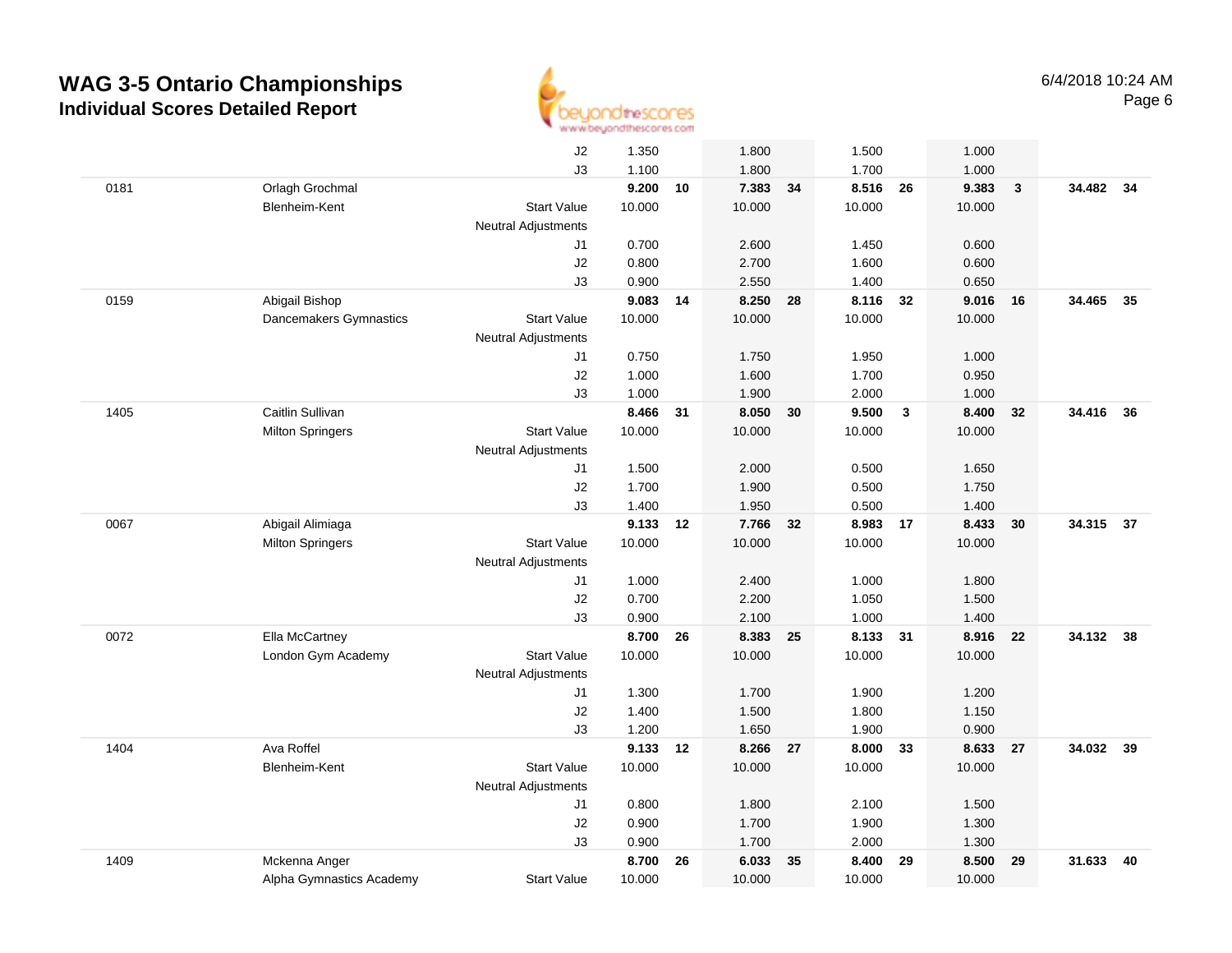# WAG 3-5 Ontario Championships

## Individual Scores Detailed Report

6/4/2018 10:24 AM

| | | | | | | | | | | | | |
|---|---|---|---|---|---|---|---|---|---|---|---|---|
| | | J2 | 1.350 | | 1.800 | | 1.500 | | 1.000 | | | |
| | | J3 | 1.100 | | 1.800 | | 1.700 | | 1.000 | | | |
| 0181 | Orlagh Grochmal | | **9.200** | **10** | **7.383** | **34** | **8.516** | **26** | **9.383** | **3** | **34.482** | **34** |
| | Blenheim-Kent | Start Value | 10.000 | | 10.000 | | 10.000 | | 10.000 | | | |
| | | Neutral Adjustments | | | | | | | | | | |
| | | J1 | 0.700 | | 2.600 | | 1.450 | | 0.600 | | | |
| | | J2 | 0.800 | | 2.700 | | 1.600 | | 0.600 | | | |
| | | J3 | 0.900 | | 2.550 | | 1.400 | | 0.650 | | | |
| 0159 | Abigail Bishop | | **9.083** | **14** | **8.250** | **28** | **8.116** | **32** | **9.016** | **16** | **34.465** | **35** |
| | Dancemakers Gymnastics | Start Value | 10.000 | | 10.000 | | 10.000 | | 10.000 | | | |
| | | Neutral Adjustments | | | | | | | | | | |
| | | J1 | 0.750 | | 1.750 | | 1.950 | | 1.000 | | | |
| | | J2 | 1.000 | | 1.600 | | 1.700 | | 0.950 | | | |
| | | J3 | 1.000 | | 1.900 | | 2.000 | | 1.000 | | | |
| 1405 | Caitlin Sullivan | | **8.466** | **31** | **8.050** | **30** | **9.500** | **3** | **8.400** | **32** | **34.416** | **36** |
| | Milton Springers | Start Value | 10.000 | | 10.000 | | 10.000 | | 10.000 | | | |
| | | Neutral Adjustments | | | | | | | | | | |
| | | J1 | 1.500 | | 2.000 | | 0.500 | | 1.650 | | | |
| | | J2 | 1.700 | | 1.900 | | 0.500 | | 1.750 | | | |
| | | J3 | 1.400 | | 1.950 | | 0.500 | | 1.400 | | | |
| 0067 | Abigail Alimiaga | | **9.133** | **12** | **7.766** | **32** | **8.983** | **17** | **8.433** | **30** | **34.315** | **37** |
| | Milton Springers | Start Value | 10.000 | | 10.000 | | 10.000 | | 10.000 | | | |
| | | Neutral Adjustments | | | | | | | | | | |
| | | J1 | 1.000 | | 2.400 | | 1.000 | | 1.800 | | | |
| | | J2 | 0.700 | | 2.200 | | 1.050 | | 1.500 | | | |
| | | J3 | 0.900 | | 2.100 | | 1.000 | | 1.400 | | | |
| 0072 | Ella McCartney | | **8.700** | **26** | **8.383** | **25** | **8.133** | **31** | **8.916** | **22** | **34.132** | **38** |
| | London Gym Academy | Start Value | 10.000 | | 10.000 | | 10.000 | | 10.000 | | | |
| | | Neutral Adjustments | | | | | | | | | | |
| | | J1 | 1.300 | | 1.700 | | 1.900 | | 1.200 | | | |
| | | J2 | 1.400 | | 1.500 | | 1.800 | | 1.150 | | | |
| | | J3 | 1.200 | | 1.650 | | 1.900 | | 0.900 | | | |
| 1404 | Ava Roffel | | **9.133** | **12** | **8.266** | **27** | **8.000** | **33** | **8.633** | **27** | **34.032** | **39** |
| | Blenheim-Kent | Start Value | 10.000 | | 10.000 | | 10.000 | | 10.000 | | | |
| | | Neutral Adjustments | | | | | | | | | | |
| | | J1 | 0.800 | | 1.800 | | 2.100 | | 1.500 | | | |
| | | J2 | 0.900 | | 1.700 | | 1.900 | | 1.300 | | | |
| | | J3 | 0.900 | | 1.700 | | 2.000 | | 1.300 | | | |
| 1409 | Mckenna Anger | | **8.700** | **26** | **6.033** | **35** | **8.400** | **29** | **8.500** | **29** | **31.633** | **40** |
| | Alpha Gymnastics Academy | Start Value | 10.000 | | 10.000 | | 10.000 | | 10.000 | | | |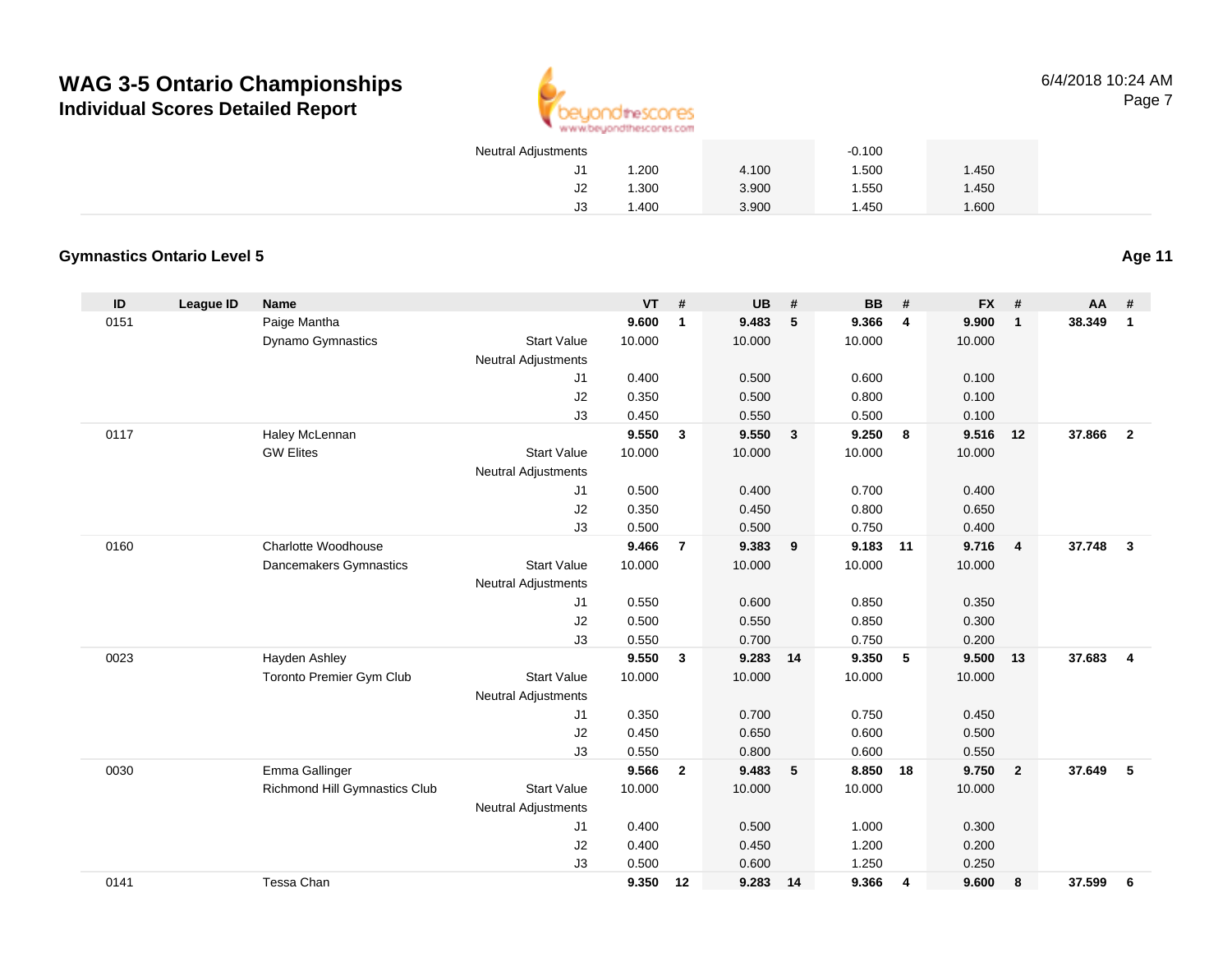# WAG 3-5 Ontario Championships

## Individual Scores Detailed Report

| | | | VT | UB | BB | FX |
|---|---|---|---|---|---|---|
| | | Neutral Adjustments | | | -0.100 | |
| | | J1 | 1.200 | 4.100 | 1.500 | 1.450 |
| | | J2 | 1.300 | 3.900 | 1.550 | 1.450 |
| | | J3 | 1.400 | 3.900 | 1.450 | 1.600 |

### Gymnastics Ontario Level 5

**Age 11**

| ID | League ID | Name | | VT | # | UB | # | BB | # | FX | # | AA | # |
|---|---|---|---|---|---|---|---|---|---|---|---|---|---|
| 0151 | | Paige Mantha | | **9.600** | **1** | **9.483** | **5** | **9.366** | **4** | **9.900** | **1** | **38.349** | **1** |
| | | Dynamo Gymnastics | Start Value | 10.000 | | 10.000 | | 10.000 | | 10.000 | | | |
| | | | Neutral Adjustments | | | | | | | | | | |
| | | | J1 | 0.400 | | 0.500 | | 0.600 | | 0.100 | | | |
| | | | J2 | 0.350 | | 0.500 | | 0.800 | | 0.100 | | | |
| | | | J3 | 0.450 | | 0.550 | | 0.500 | | 0.100 | | | |
| 0117 | | Haley McLennan | | **9.550** | **3** | **9.550** | **3** | **9.250** | **8** | **9.516** | **12** | **37.866** | **2** |
| | | GW Elites | Start Value | 10.000 | | 10.000 | | 10.000 | | 10.000 | | | |
| | | | Neutral Adjustments | | | | | | | | | | |
| | | | J1 | 0.500 | | 0.400 | | 0.700 | | 0.400 | | | |
| | | | J2 | 0.350 | | 0.450 | | 0.800 | | 0.650 | | | |
| | | | J3 | 0.500 | | 0.500 | | 0.750 | | 0.400 | | | |
| 0160 | | Charlotte Woodhouse | | **9.466** | **7** | **9.383** | **9** | **9.183** | **11** | **9.716** | **4** | **37.748** | **3** |
| | | Dancemakers Gymnastics | Start Value | 10.000 | | 10.000 | | 10.000 | | 10.000 | | | |
| | | | Neutral Adjustments | | | | | | | | | | |
| | | | J1 | 0.550 | | 0.600 | | 0.850 | | 0.350 | | | |
| | | | J2 | 0.500 | | 0.550 | | 0.850 | | 0.300 | | | |
| | | | J3 | 0.550 | | 0.700 | | 0.750 | | 0.200 | | | |
| 0023 | | Hayden Ashley | | **9.550** | **3** | **9.283** | **14** | **9.350** | **5** | **9.500** | **13** | **37.683** | **4** |
| | | Toronto Premier Gym Club | Start Value | 10.000 | | 10.000 | | 10.000 | | 10.000 | | | |
| | | | Neutral Adjustments | | | | | | | | | | |
| | | | J1 | 0.350 | | 0.700 | | 0.750 | | 0.450 | | | |
| | | | J2 | 0.450 | | 0.650 | | 0.600 | | 0.500 | | | |
| | | | J3 | 0.550 | | 0.800 | | 0.600 | | 0.550 | | | |
| 0030 | | Emma Gallinger | | **9.566** | **2** | **9.483** | **5** | **8.850** | **18** | **9.750** | **2** | **37.649** | **5** |
| | | Richmond Hill Gymnastics Club | Start Value | 10.000 | | 10.000 | | 10.000 | | 10.000 | | | |
| | | | Neutral Adjustments | | | | | | | | | | |
| | | | J1 | 0.400 | | 0.500 | | 1.000 | | 0.300 | | | |
| | | | J2 | 0.400 | | 0.450 | | 1.200 | | 0.200 | | | |
| | | | J3 | 0.500 | | 0.600 | | 1.250 | | 0.250 | | | |
| 0141 | | Tessa Chan | | **9.350** | **12** | **9.283** | **14** | **9.366** | **4** | **9.600** | **8** | **37.599** | **6** |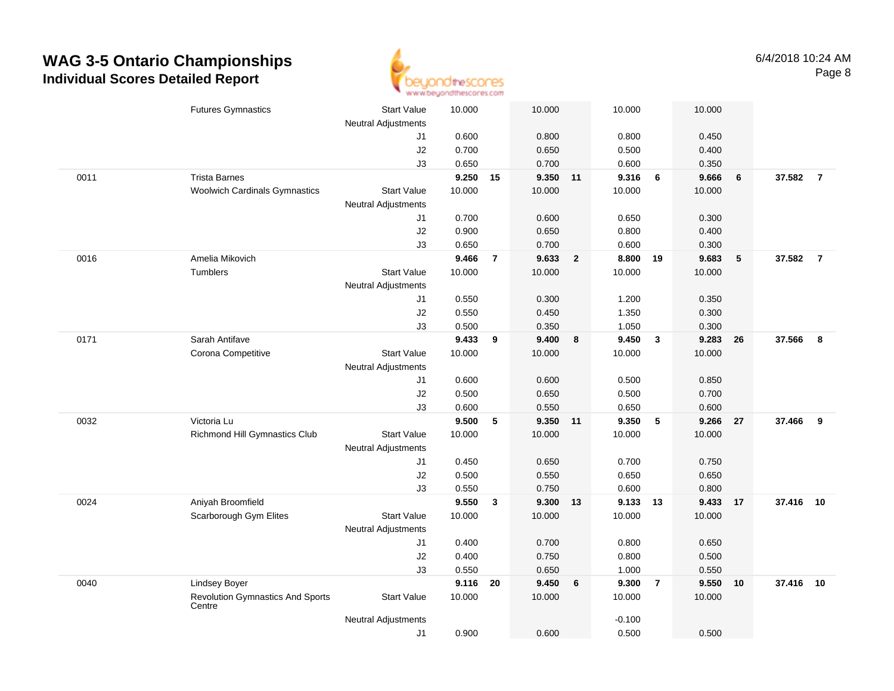# WAG 3-5 Ontario Championships
## Individual Scores Detailed Report

6/4/2018 10:24 AM

| Num | Name / Club | | Vault | Rank | Bars | Rank | Beam | Rank | Floor | Rank | AA | Rank |
|---|---|---|---|---|---|---|---|---|---|---|---|---|
| | Futures Gymnastics | Start Value | 10.000 | | 10.000 | | 10.000 | | 10.000 | | | |
| | | Neutral Adjustments | | | | | | | | | | |
| | | J1 | 0.600 | | 0.800 | | 0.800 | | 0.450 | | | |
| | | J2 | 0.700 | | 0.650 | | 0.500 | | 0.400 | | | |
| | | J3 | 0.650 | | 0.700 | | 0.600 | | 0.350 | | | |
| 0011 | Trista Barnes | | **9.250** | **15** | **9.350** | **11** | **9.316** | **6** | **9.666** | **6** | **37.582** | **7** |
| | Woolwich Cardinals Gymnastics | Start Value | 10.000 | | 10.000 | | 10.000 | | 10.000 | | | |
| | | Neutral Adjustments | | | | | | | | | | |
| | | J1 | 0.700 | | 0.600 | | 0.650 | | 0.300 | | | |
| | | J2 | 0.900 | | 0.650 | | 0.800 | | 0.400 | | | |
| | | J3 | 0.650 | | 0.700 | | 0.600 | | 0.300 | | | |
| 0016 | Amelia Mikovich | | **9.466** | **7** | **9.633** | **2** | **8.800** | **19** | **9.683** | **5** | **37.582** | **7** |
| | Tumblers | Start Value | 10.000 | | 10.000 | | 10.000 | | 10.000 | | | |
| | | Neutral Adjustments | | | | | | | | | | |
| | | J1 | 0.550 | | 0.300 | | 1.200 | | 0.350 | | | |
| | | J2 | 0.550 | | 0.450 | | 1.350 | | 0.300 | | | |
| | | J3 | 0.500 | | 0.350 | | 1.050 | | 0.300 | | | |
| 0171 | Sarah Antifave | | **9.433** | **9** | **9.400** | **8** | **9.450** | **3** | **9.283** | **26** | **37.566** | **8** |
| | Corona Competitive | Start Value | 10.000 | | 10.000 | | 10.000 | | 10.000 | | | |
| | | Neutral Adjustments | | | | | | | | | | |
| | | J1 | 0.600 | | 0.600 | | 0.500 | | 0.850 | | | |
| | | J2 | 0.500 | | 0.650 | | 0.500 | | 0.700 | | | |
| | | J3 | 0.600 | | 0.550 | | 0.650 | | 0.600 | | | |
| 0032 | Victoria Lu | | **9.500** | **5** | **9.350** | **11** | **9.350** | **5** | **9.266** | **27** | **37.466** | **9** |
| | Richmond Hill Gymnastics Club | Start Value | 10.000 | | 10.000 | | 10.000 | | 10.000 | | | |
| | | Neutral Adjustments | | | | | | | | | | |
| | | J1 | 0.450 | | 0.650 | | 0.700 | | 0.750 | | | |
| | | J2 | 0.500 | | 0.550 | | 0.650 | | 0.650 | | | |
| | | J3 | 0.550 | | 0.750 | | 0.600 | | 0.800 | | | |
| 0024 | Aniyah Broomfield | | **9.550** | **3** | **9.300** | **13** | **9.133** | **13** | **9.433** | **17** | **37.416** | **10** |
| | Scarborough Gym Elites | Start Value | 10.000 | | 10.000 | | 10.000 | | 10.000 | | | |
| | | Neutral Adjustments | | | | | | | | | | |
| | | J1 | 0.400 | | 0.700 | | 0.800 | | 0.650 | | | |
| | | J2 | 0.400 | | 0.750 | | 0.800 | | 0.500 | | | |
| | | J3 | 0.550 | | 0.650 | | 1.000 | | 0.550 | | | |
| 0040 | Lindsey Boyer | | **9.116** | **20** | **9.450** | **6** | **9.300** | **7** | **9.550** | **10** | **37.416** | **10** |
| | Revolution Gymnastics And Sports Centre | Start Value | 10.000 | | 10.000 | | 10.000 | | 10.000 | | | |
| | | Neutral Adjustments | | | | | -0.100 | | | | | |
| | | J1 | 0.900 | | 0.600 | | 0.500 | | 0.500 | | | |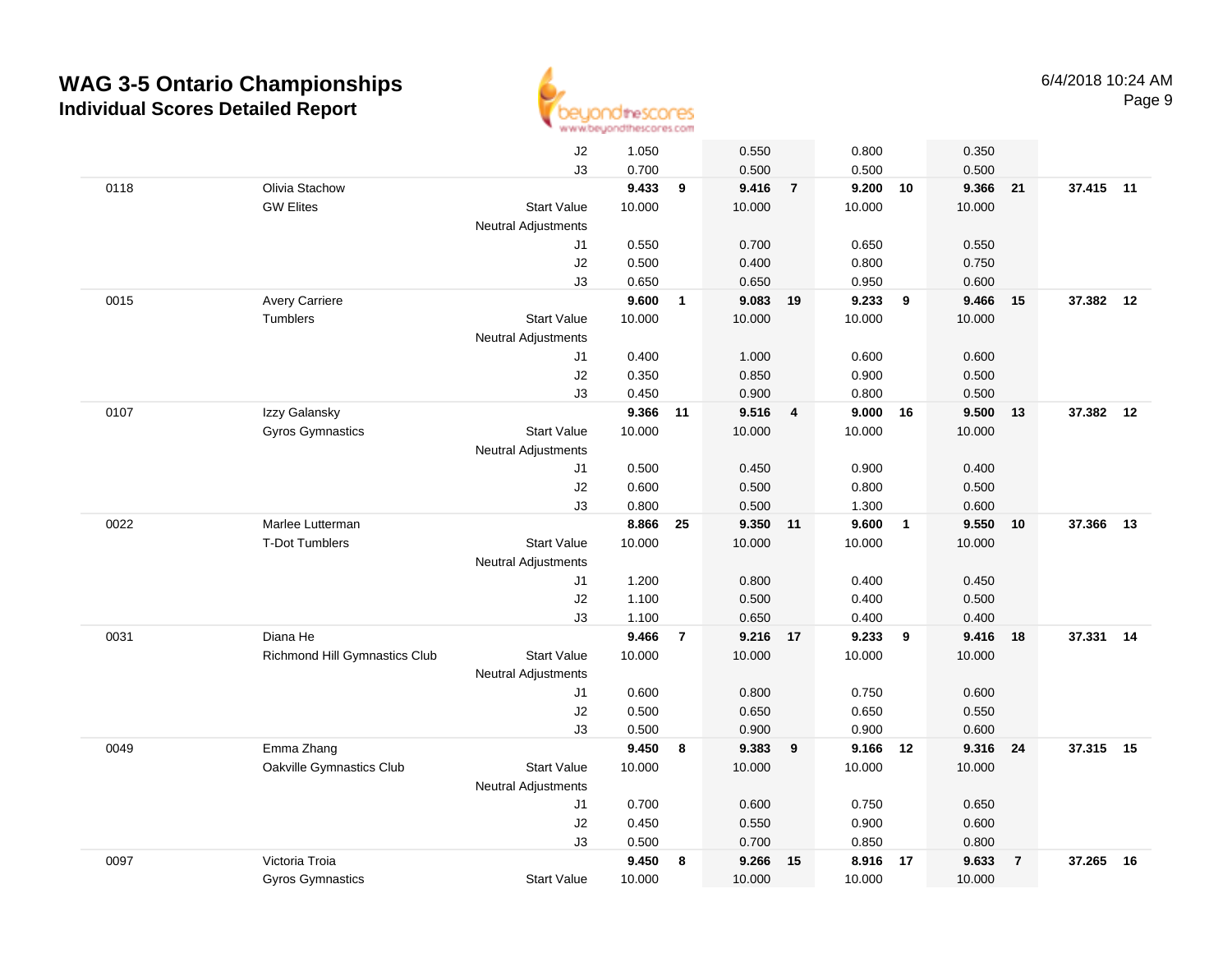# WAG 3-5 Ontario Championships
## Individual Scores Detailed Report

6/4/2018 10:24 AM

| | | | | | | | | | | | | |
|---|---|---|---|---|---|---|---|---|---|---|---|---|
| | | J2 | 1.050 | | 0.550 | | 0.800 | | 0.350 | | | |
| | | J3 | 0.700 | | 0.500 | | 0.500 | | 0.500 | | | |
| 0118 | Olivia Stachow | | **9.433** | **9** | **9.416** | **7** | **9.200** | **10** | **9.366** | **21** | **37.415** | **11** |
| | GW Elites | Start Value | 10.000 | | 10.000 | | 10.000 | | 10.000 | | | |
| | | Neutral Adjustments | | | | | | | | | | |
| | | J1 | 0.550 | | 0.700 | | 0.650 | | 0.550 | | | |
| | | J2 | 0.500 | | 0.400 | | 0.800 | | 0.750 | | | |
| | | J3 | 0.650 | | 0.650 | | 0.950 | | 0.600 | | | |
| 0015 | Avery Carriere | | **9.600** | **1** | **9.083** | **19** | **9.233** | **9** | **9.466** | **15** | **37.382** | **12** |
| | Tumblers | Start Value | 10.000 | | 10.000 | | 10.000 | | 10.000 | | | |
| | | Neutral Adjustments | | | | | | | | | | |
| | | J1 | 0.400 | | 1.000 | | 0.600 | | 0.600 | | | |
| | | J2 | 0.350 | | 0.850 | | 0.900 | | 0.500 | | | |
| | | J3 | 0.450 | | 0.900 | | 0.800 | | 0.500 | | | |
| 0107 | Izzy Galansky | | **9.366** | **11** | **9.516** | **4** | **9.000** | **16** | **9.500** | **13** | **37.382** | **12** |
| | Gyros Gymnastics | Start Value | 10.000 | | 10.000 | | 10.000 | | 10.000 | | | |
| | | Neutral Adjustments | | | | | | | | | | |
| | | J1 | 0.500 | | 0.450 | | 0.900 | | 0.400 | | | |
| | | J2 | 0.600 | | 0.500 | | 0.800 | | 0.500 | | | |
| | | J3 | 0.800 | | 0.500 | | 1.300 | | 0.600 | | | |
| 0022 | Marlee Lutterman | | **8.866** | **25** | **9.350** | **11** | **9.600** | **1** | **9.550** | **10** | **37.366** | **13** |
| | T-Dot Tumblers | Start Value | 10.000 | | 10.000 | | 10.000 | | 10.000 | | | |
| | | Neutral Adjustments | | | | | | | | | | |
| | | J1 | 1.200 | | 0.800 | | 0.400 | | 0.450 | | | |
| | | J2 | 1.100 | | 0.500 | | 0.400 | | 0.500 | | | |
| | | J3 | 1.100 | | 0.650 | | 0.400 | | 0.400 | | | |
| 0031 | Diana He | | **9.466** | **7** | **9.216** | **17** | **9.233** | **9** | **9.416** | **18** | **37.331** | **14** |
| | Richmond Hill Gymnastics Club | Start Value | 10.000 | | 10.000 | | 10.000 | | 10.000 | | | |
| | | Neutral Adjustments | | | | | | | | | | |
| | | J1 | 0.600 | | 0.800 | | 0.750 | | 0.600 | | | |
| | | J2 | 0.500 | | 0.650 | | 0.650 | | 0.550 | | | |
| | | J3 | 0.500 | | 0.900 | | 0.900 | | 0.600 | | | |
| 0049 | Emma Zhang | | **9.450** | **8** | **9.383** | **9** | **9.166** | **12** | **9.316** | **24** | **37.315** | **15** |
| | Oakville Gymnastics Club | Start Value | 10.000 | | 10.000 | | 10.000 | | 10.000 | | | |
| | | Neutral Adjustments | | | | | | | | | | |
| | | J1 | 0.700 | | 0.600 | | 0.750 | | 0.650 | | | |
| | | J2 | 0.450 | | 0.550 | | 0.900 | | 0.600 | | | |
| | | J3 | 0.500 | | 0.700 | | 0.850 | | 0.800 | | | |
| 0097 | Victoria Troia | | **9.450** | **8** | **9.266** | **15** | **8.916** | **17** | **9.633** | **7** | **37.265** | **16** |
| | Gyros Gymnastics | Start Value | 10.000 | | 10.000 | | 10.000 | | 10.000 | | | |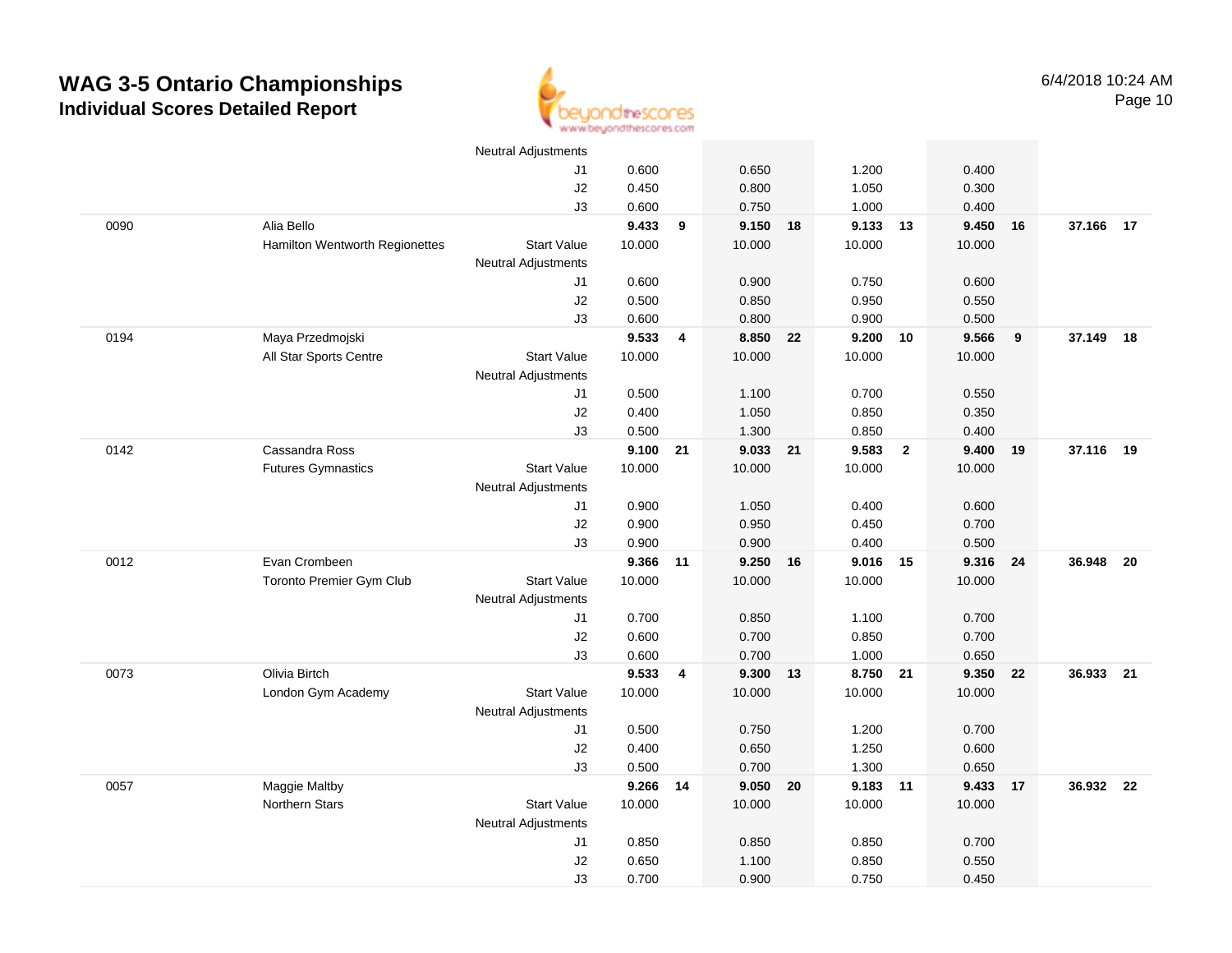# WAG 3-5 Ontario Championships

## Individual Scores Detailed Report

6/4/2018 10:24 AM

| | | | | | | | | | | | | |
|---|---|---|---|---|---|---|---|---|---|---|---|---|
| | | Neutral Adjustments | | | | | | | | | | |
| | | J1 | 0.600 | | 0.650 | | 1.200 | | 0.400 | | | |
| | | J2 | 0.450 | | 0.800 | | 1.050 | | 0.300 | | | |
| | | J3 | 0.600 | | 0.750 | | 1.000 | | 0.400 | | | |
| 0090 | Alia Bello | | **9.433** | **9** | **9.150** | **18** | **9.133** | **13** | **9.450** | **16** | **37.166** | **17** |
| | Hamilton Wentworth Regionettes | Start Value | 10.000 | | 10.000 | | 10.000 | | 10.000 | | | |
| | | Neutral Adjustments | | | | | | | | | | |
| | | J1 | 0.600 | | 0.900 | | 0.750 | | 0.600 | | | |
| | | J2 | 0.500 | | 0.850 | | 0.950 | | 0.550 | | | |
| | | J3 | 0.600 | | 0.800 | | 0.900 | | 0.500 | | | |
| 0194 | Maya Przedmojski | | **9.533** | **4** | **8.850** | **22** | **9.200** | **10** | **9.566** | **9** | **37.149** | **18** |
| | All Star Sports Centre | Start Value | 10.000 | | 10.000 | | 10.000 | | 10.000 | | | |
| | | Neutral Adjustments | | | | | | | | | | |
| | | J1 | 0.500 | | 1.100 | | 0.700 | | 0.550 | | | |
| | | J2 | 0.400 | | 1.050 | | 0.850 | | 0.350 | | | |
| | | J3 | 0.500 | | 1.300 | | 0.850 | | 0.400 | | | |
| 0142 | Cassandra Ross | | **9.100** | **21** | **9.033** | **21** | **9.583** | **2** | **9.400** | **19** | **37.116** | **19** |
| | Futures Gymnastics | Start Value | 10.000 | | 10.000 | | 10.000 | | 10.000 | | | |
| | | Neutral Adjustments | | | | | | | | | | |
| | | J1 | 0.900 | | 1.050 | | 0.400 | | 0.600 | | | |
| | | J2 | 0.900 | | 0.950 | | 0.450 | | 0.700 | | | |
| | | J3 | 0.900 | | 0.900 | | 0.400 | | 0.500 | | | |
| 0012 | Evan Crombeen | | **9.366** | **11** | **9.250** | **16** | **9.016** | **15** | **9.316** | **24** | **36.948** | **20** |
| | Toronto Premier Gym Club | Start Value | 10.000 | | 10.000 | | 10.000 | | 10.000 | | | |
| | | Neutral Adjustments | | | | | | | | | | |
| | | J1 | 0.700 | | 0.850 | | 1.100 | | 0.700 | | | |
| | | J2 | 0.600 | | 0.700 | | 0.850 | | 0.700 | | | |
| | | J3 | 0.600 | | 0.700 | | 1.000 | | 0.650 | | | |
| 0073 | Olivia Birtch | | **9.533** | **4** | **9.300** | **13** | **8.750** | **21** | **9.350** | **22** | **36.933** | **21** |
| | London Gym Academy | Start Value | 10.000 | | 10.000 | | 10.000 | | 10.000 | | | |
| | | Neutral Adjustments | | | | | | | | | | |
| | | J1 | 0.500 | | 0.750 | | 1.200 | | 0.700 | | | |
| | | J2 | 0.400 | | 0.650 | | 1.250 | | 0.600 | | | |
| | | J3 | 0.500 | | 0.700 | | 1.300 | | 0.650 | | | |
| 0057 | Maggie Maltby | | **9.266** | **14** | **9.050** | **20** | **9.183** | **11** | **9.433** | **17** | **36.932** | **22** |
| | Northern Stars | Start Value | 10.000 | | 10.000 | | 10.000 | | 10.000 | | | |
| | | Neutral Adjustments | | | | | | | | | | |
| | | J1 | 0.850 | | 0.850 | | 0.850 | | 0.700 | | | |
| | | J2 | 0.650 | | 1.100 | | 0.850 | | 0.550 | | | |
| | | J3 | 0.700 | | 0.900 | | 0.750 | | 0.450 | | | |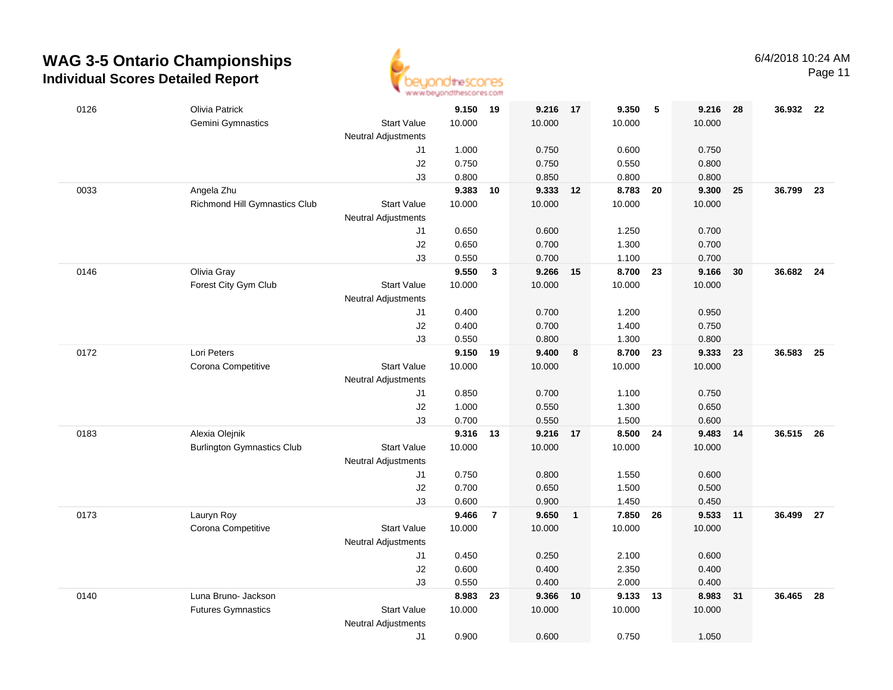# WAG 3-5 Ontario Championships

## Individual Scores Detailed Report

6/4/2018 10:24 AM

| | | | | | | | | | | | | |
|---|---|---|---|---|---|---|---|---|---|---|---|---|
| 0126 | Olivia Patrick | | **9.150** | **19** | **9.216** | **17** | **9.350** | **5** | **9.216** | **28** | **36.932** | **22** |
| | Gemini Gymnastics | Start Value | 10.000 | | 10.000 | | 10.000 | | 10.000 | | | |
| | | Neutral Adjustments | | | | | | | | | | |
| | | J1 | 1.000 | | 0.750 | | 0.600 | | 0.750 | | | |
| | | J2 | 0.750 | | 0.750 | | 0.550 | | 0.800 | | | |
| | | J3 | 0.800 | | 0.850 | | 0.800 | | 0.800 | | | |
| 0033 | Angela Zhu | | **9.383** | **10** | **9.333** | **12** | **8.783** | **20** | **9.300** | **25** | **36.799** | **23** |
| | Richmond Hill Gymnastics Club | Start Value | 10.000 | | 10.000 | | 10.000 | | 10.000 | | | |
| | | Neutral Adjustments | | | | | | | | | | |
| | | J1 | 0.650 | | 0.600 | | 1.250 | | 0.700 | | | |
| | | J2 | 0.650 | | 0.700 | | 1.300 | | 0.700 | | | |
| | | J3 | 0.550 | | 0.700 | | 1.100 | | 0.700 | | | |
| 0146 | Olivia Gray | | **9.550** | **3** | **9.266** | **15** | **8.700** | **23** | **9.166** | **30** | **36.682** | **24** |
| | Forest City Gym Club | Start Value | 10.000 | | 10.000 | | 10.000 | | 10.000 | | | |
| | | Neutral Adjustments | | | | | | | | | | |
| | | J1 | 0.400 | | 0.700 | | 1.200 | | 0.950 | | | |
| | | J2 | 0.400 | | 0.700 | | 1.400 | | 0.750 | | | |
| | | J3 | 0.550 | | 0.800 | | 1.300 | | 0.800 | | | |
| 0172 | Lori Peters | | **9.150** | **19** | **9.400** | **8** | **8.700** | **23** | **9.333** | **23** | **36.583** | **25** |
| | Corona Competitive | Start Value | 10.000 | | 10.000 | | 10.000 | | 10.000 | | | |
| | | Neutral Adjustments | | | | | | | | | | |
| | | J1 | 0.850 | | 0.700 | | 1.100 | | 0.750 | | | |
| | | J2 | 1.000 | | 0.550 | | 1.300 | | 0.650 | | | |
| | | J3 | 0.700 | | 0.550 | | 1.500 | | 0.600 | | | |
| 0183 | Alexia Olejnik | | **9.316** | **13** | **9.216** | **17** | **8.500** | **24** | **9.483** | **14** | **36.515** | **26** |
| | Burlington Gymnastics Club | Start Value | 10.000 | | 10.000 | | 10.000 | | 10.000 | | | |
| | | Neutral Adjustments | | | | | | | | | | |
| | | J1 | 0.750 | | 0.800 | | 1.550 | | 0.600 | | | |
| | | J2 | 0.700 | | 0.650 | | 1.500 | | 0.500 | | | |
| | | J3 | 0.600 | | 0.900 | | 1.450 | | 0.450 | | | |
| 0173 | Lauryn Roy | | **9.466** | **7** | **9.650** | **1** | **7.850** | **26** | **9.533** | **11** | **36.499** | **27** |
| | Corona Competitive | Start Value | 10.000 | | 10.000 | | 10.000 | | 10.000 | | | |
| | | Neutral Adjustments | | | | | | | | | | |
| | | J1 | 0.450 | | 0.250 | | 2.100 | | 0.600 | | | |
| | | J2 | 0.600 | | 0.400 | | 2.350 | | 0.400 | | | |
| | | J3 | 0.550 | | 0.400 | | 2.000 | | 0.400 | | | |
| 0140 | Luna Bruno- Jackson | | **8.983** | **23** | **9.366** | **10** | **9.133** | **13** | **8.983** | **31** | **36.465** | **28** |
| | Futures Gymnastics | Start Value | 10.000 | | 10.000 | | 10.000 | | 10.000 | | | |
| | | Neutral Adjustments | | | | | | | | | | |
| | | J1 | 0.900 | | 0.600 | | 0.750 | | 1.050 | | | |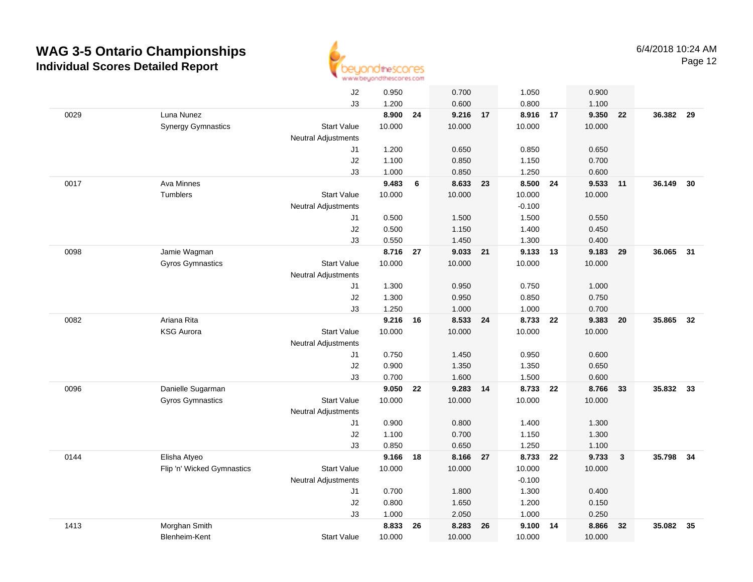# WAG 3-5 Ontario Championships

## Individual Scores Detailed Report

6/4/2018 10:24 AM

| | | | Vault | | Bars | | Beam | | Floor | | AA | |
|---|---|---|---|---|---|---|---|---|---|---|---|---|
| | | J2 | 0.950 | | 0.700 | | 1.050 | | 0.900 | | | |
| | | J3 | 1.200 | | 0.600 | | 0.800 | | 1.100 | | | |
| 0029 | Luna Nunez | | **8.900** | **24** | **9.216** | **17** | **8.916** | **17** | **9.350** | **22** | **36.382** | **29** |
| | Synergy Gymnastics | Start Value | 10.000 | | 10.000 | | 10.000 | | 10.000 | | | |
| | | Neutral Adjustments | | | | | | | | | | |
| | | J1 | 1.200 | | 0.650 | | 0.850 | | 0.650 | | | |
| | | J2 | 1.100 | | 0.850 | | 1.150 | | 0.700 | | | |
| | | J3 | 1.000 | | 0.850 | | 1.250 | | 0.600 | | | |
| 0017 | Ava Minnes | | **9.483** | **6** | **8.633** | **23** | **8.500** | **24** | **9.533** | **11** | **36.149** | **30** |
| | Tumblers | Start Value | 10.000 | | 10.000 | | 10.000 | | 10.000 | | | |
| | | Neutral Adjustments | | | | | -0.100 | | | | | |
| | | J1 | 0.500 | | 1.500 | | 1.500 | | 0.550 | | | |
| | | J2 | 0.500 | | 1.150 | | 1.400 | | 0.450 | | | |
| | | J3 | 0.550 | | 1.450 | | 1.300 | | 0.400 | | | |
| 0098 | Jamie Wagman | | **8.716** | **27** | **9.033** | **21** | **9.133** | **13** | **9.183** | **29** | **36.065** | **31** |
| | Gyros Gymnastics | Start Value | 10.000 | | 10.000 | | 10.000 | | 10.000 | | | |
| | | Neutral Adjustments | | | | | | | | | | |
| | | J1 | 1.300 | | 0.950 | | 0.750 | | 1.000 | | | |
| | | J2 | 1.300 | | 0.950 | | 0.850 | | 0.750 | | | |
| | | J3 | 1.250 | | 1.000 | | 1.000 | | 0.700 | | | |
| 0082 | Ariana Rita | | **9.216** | **16** | **8.533** | **24** | **8.733** | **22** | **9.383** | **20** | **35.865** | **32** |
| | KSG Aurora | Start Value | 10.000 | | 10.000 | | 10.000 | | 10.000 | | | |
| | | Neutral Adjustments | | | | | | | | | | |
| | | J1 | 0.750 | | 1.450 | | 0.950 | | 0.600 | | | |
| | | J2 | 0.900 | | 1.350 | | 1.350 | | 0.650 | | | |
| | | J3 | 0.700 | | 1.600 | | 1.500 | | 0.600 | | | |
| 0096 | Danielle Sugarman | | **9.050** | **22** | **9.283** | **14** | **8.733** | **22** | **8.766** | **33** | **35.832** | **33** |
| | Gyros Gymnastics | Start Value | 10.000 | | 10.000 | | 10.000 | | 10.000 | | | |
| | | Neutral Adjustments | | | | | | | | | | |
| | | J1 | 0.900 | | 0.800 | | 1.400 | | 1.300 | | | |
| | | J2 | 1.100 | | 0.700 | | 1.150 | | 1.300 | | | |
| | | J3 | 0.850 | | 0.650 | | 1.250 | | 1.100 | | | |
| 0144 | Elisha Atyeo | | **9.166** | **18** | **8.166** | **27** | **8.733** | **22** | **9.733** | **3** | **35.798** | **34** |
| | Flip 'n' Wicked Gymnastics | Start Value | 10.000 | | 10.000 | | 10.000 | | 10.000 | | | |
| | | Neutral Adjustments | | | | | -0.100 | | | | | |
| | | J1 | 0.700 | | 1.800 | | 1.300 | | 0.400 | | | |
| | | J2 | 0.800 | | 1.650 | | 1.200 | | 0.150 | | | |
| | | J3 | 1.000 | | 2.050 | | 1.000 | | 0.250 | | | |
| 1413 | Morghan Smith | | **8.833** | **26** | **8.283** | **26** | **9.100** | **14** | **8.866** | **32** | **35.082** | **35** |
| | Blenheim-Kent | Start Value | 10.000 | | 10.000 | | 10.000 | | 10.000 | | | |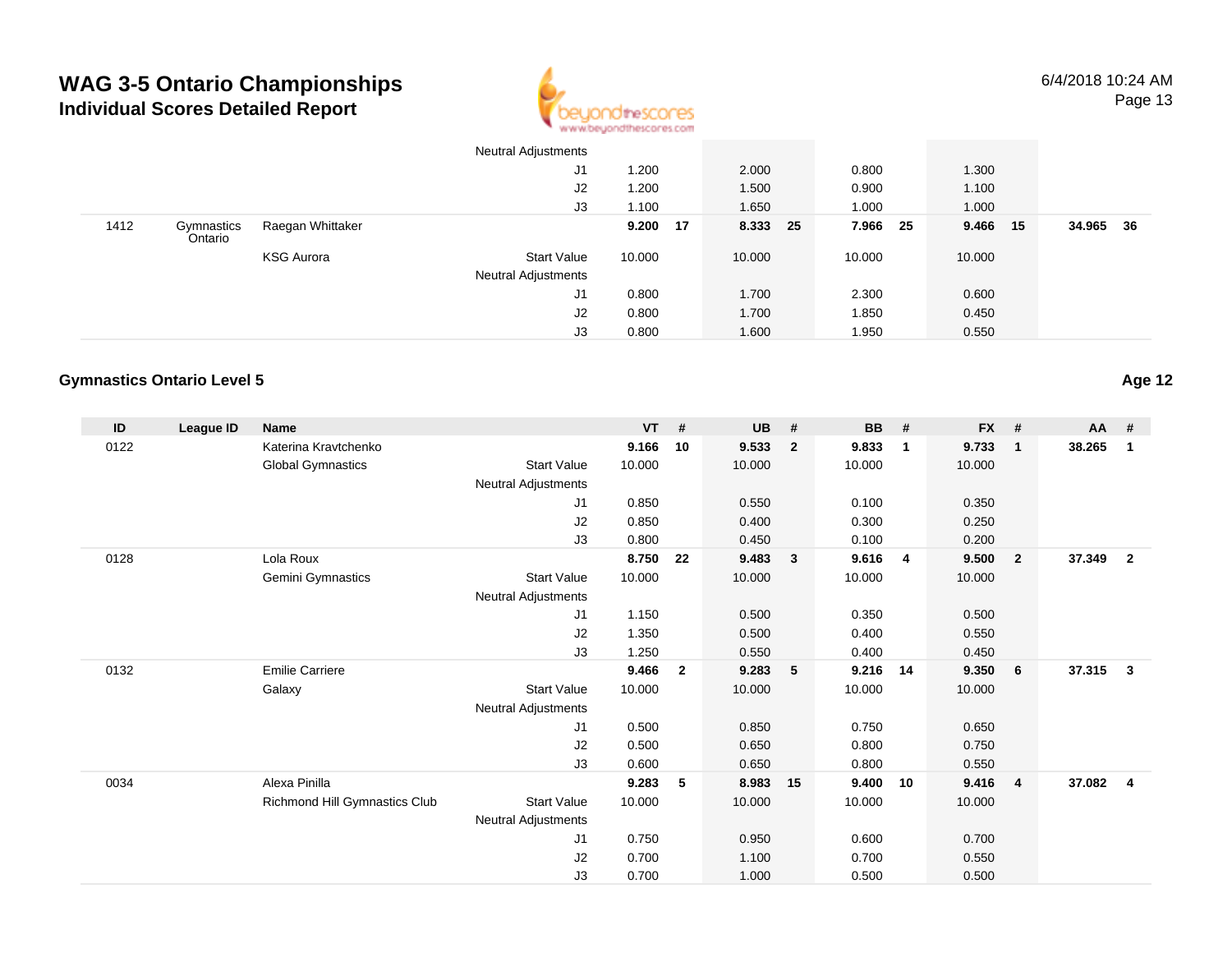# WAG 3-5 Ontario Championships

## Individual Scores Detailed Report

| ID | League ID | Name | | VT | # | UB | # | BB | # | FX | # | AA | # |
|---|---|---|---|---|---|---|---|---|---|---|---|---|---|
| | | | Neutral Adjustments | | | | | | | | | | |
| | | | J1 | 1.200 | | 2.000 | | 0.800 | | 1.300 | | | |
| | | | J2 | 1.200 | | 1.500 | | 0.900 | | 1.100 | | | |
| | | | J3 | 1.100 | | 1.650 | | 1.000 | | 1.000 | | | |
| 1412 | Gymnastics Ontario | Raegan Whittaker | | **9.200** | **17** | **8.333** | **25** | **7.966** | **25** | **9.466** | **15** | **34.965** | **36** |
| | | KSG Aurora | Start Value | 10.000 | | 10.000 | | 10.000 | | 10.000 | | | |
| | | | Neutral Adjustments | | | | | | | | | | |
| | | | J1 | 0.800 | | 1.700 | | 2.300 | | 0.600 | | | |
| | | | J2 | 0.800 | | 1.700 | | 1.850 | | 0.450 | | | |
| | | | J3 | 0.800 | | 1.600 | | 1.950 | | 0.550 | | | |

### Gymnastics Ontario Level 5

**Age 12**

| ID | League ID | Name | | VT | # | UB | # | BB | # | FX | # | AA | # |
|---|---|---|---|---|---|---|---|---|---|---|---|---|---|
| 0122 | | Katerina Kravtchenko | | **9.166** | **10** | **9.533** | **2** | **9.833** | **1** | **9.733** | **1** | **38.265** | **1** |
| | | Global Gymnastics | Start Value | 10.000 | | 10.000 | | 10.000 | | 10.000 | | | |
| | | | Neutral Adjustments | | | | | | | | | | |
| | | | J1 | 0.850 | | 0.550 | | 0.100 | | 0.350 | | | |
| | | | J2 | 0.850 | | 0.400 | | 0.300 | | 0.250 | | | |
| | | | J3 | 0.800 | | 0.450 | | 0.100 | | 0.200 | | | |
| 0128 | | Lola Roux | | **8.750** | **22** | **9.483** | **3** | **9.616** | **4** | **9.500** | **2** | **37.349** | **2** |
| | | Gemini Gymnastics | Start Value | 10.000 | | 10.000 | | 10.000 | | 10.000 | | | |
| | | | Neutral Adjustments | | | | | | | | | | |
| | | | J1 | 1.150 | | 0.500 | | 0.350 | | 0.500 | | | |
| | | | J2 | 1.350 | | 0.500 | | 0.400 | | 0.550 | | | |
| | | | J3 | 1.250 | | 0.550 | | 0.400 | | 0.450 | | | |
| 0132 | | Emilie Carriere | | **9.466** | **2** | **9.283** | **5** | **9.216** | **14** | **9.350** | **6** | **37.315** | **3** |
| | | Galaxy | Start Value | 10.000 | | 10.000 | | 10.000 | | 10.000 | | | |
| | | | Neutral Adjustments | | | | | | | | | | |
| | | | J1 | 0.500 | | 0.850 | | 0.750 | | 0.650 | | | |
| | | | J2 | 0.500 | | 0.650 | | 0.800 | | 0.750 | | | |
| | | | J3 | 0.600 | | 0.650 | | 0.800 | | 0.550 | | | |
| 0034 | | Alexa Pinilla | | **9.283** | **5** | **8.983** | **15** | **9.400** | **10** | **9.416** | **4** | **37.082** | **4** |
| | | Richmond Hill Gymnastics Club | Start Value | 10.000 | | 10.000 | | 10.000 | | 10.000 | | | |
| | | | Neutral Adjustments | | | | | | | | | | |
| | | | J1 | 0.750 | | 0.950 | | 0.600 | | 0.700 | | | |
| | | | J2 | 0.700 | | 1.100 | | 0.700 | | 0.550 | | | |
| | | | J3 | 0.700 | | 1.000 | | 0.500 | | 0.500 | | | |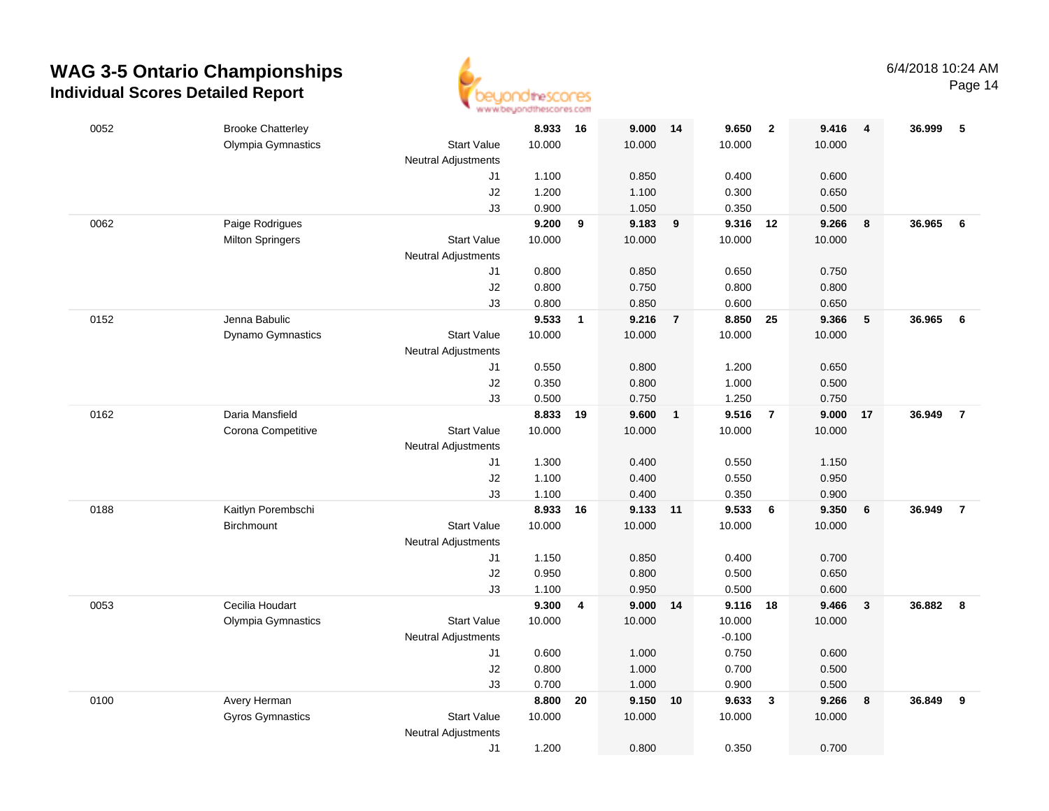# WAG 3-5 Ontario Championships

## Individual Scores Detailed Report

6/4/2018 10:24 AM

| | | | | | | | | | | | | |
|---|---|---|---|---|---|---|---|---|---|---|---|---|
| 0052 | Brooke Chatterley | | **8.933** | **16** | **9.000** | **14** | **9.650** | **2** | **9.416** | **4** | **36.999** | **5** |
| | Olympia Gymnastics | Start Value | 10.000 | | 10.000 | | 10.000 | | 10.000 | | | |
| | | Neutral Adjustments | | | | | | | | | | |
| | | J1 | 1.100 | | 0.850 | | 0.400 | | 0.600 | | | |
| | | J2 | 1.200 | | 1.100 | | 0.300 | | 0.650 | | | |
| | | J3 | 0.900 | | 1.050 | | 0.350 | | 0.500 | | | |
| 0062 | Paige Rodrigues | | **9.200** | **9** | **9.183** | **9** | **9.316** | **12** | **9.266** | **8** | **36.965** | **6** |
| | Milton Springers | Start Value | 10.000 | | 10.000 | | 10.000 | | 10.000 | | | |
| | | Neutral Adjustments | | | | | | | | | | |
| | | J1 | 0.800 | | 0.850 | | 0.650 | | 0.750 | | | |
| | | J2 | 0.800 | | 0.750 | | 0.800 | | 0.800 | | | |
| | | J3 | 0.800 | | 0.850 | | 0.600 | | 0.650 | | | |
| 0152 | Jenna Babulic | | **9.533** | **1** | **9.216** | **7** | **8.850** | **25** | **9.366** | **5** | **36.965** | **6** |
| | Dynamo Gymnastics | Start Value | 10.000 | | 10.000 | | 10.000 | | 10.000 | | | |
| | | Neutral Adjustments | | | | | | | | | | |
| | | J1 | 0.550 | | 0.800 | | 1.200 | | 0.650 | | | |
| | | J2 | 0.350 | | 0.800 | | 1.000 | | 0.500 | | | |
| | | J3 | 0.500 | | 0.750 | | 1.250 | | 0.750 | | | |
| 0162 | Daria Mansfield | | **8.833** | **19** | **9.600** | **1** | **9.516** | **7** | **9.000** | **17** | **36.949** | **7** |
| | Corona Competitive | Start Value | 10.000 | | 10.000 | | 10.000 | | 10.000 | | | |
| | | Neutral Adjustments | | | | | | | | | | |
| | | J1 | 1.300 | | 0.400 | | 0.550 | | 1.150 | | | |
| | | J2 | 1.100 | | 0.400 | | 0.550 | | 0.950 | | | |
| | | J3 | 1.100 | | 0.400 | | 0.350 | | 0.900 | | | |
| 0188 | Kaitlyn Porembschi | | **8.933** | **16** | **9.133** | **11** | **9.533** | **6** | **9.350** | **6** | **36.949** | **7** |
| | Birchmount | Start Value | 10.000 | | 10.000 | | 10.000 | | 10.000 | | | |
| | | Neutral Adjustments | | | | | | | | | | |
| | | J1 | 1.150 | | 0.850 | | 0.400 | | 0.700 | | | |
| | | J2 | 0.950 | | 0.800 | | 0.500 | | 0.650 | | | |
| | | J3 | 1.100 | | 0.950 | | 0.500 | | 0.600 | | | |
| 0053 | Cecilia Houdart | | **9.300** | **4** | **9.000** | **14** | **9.116** | **18** | **9.466** | **3** | **36.882** | **8** |
| | Olympia Gymnastics | Start Value | 10.000 | | 10.000 | | 10.000 | | 10.000 | | | |
| | | Neutral Adjustments | | | | | -0.100 | | | | | |
| | | J1 | 0.600 | | 1.000 | | 0.750 | | 0.600 | | | |
| | | J2 | 0.800 | | 1.000 | | 0.700 | | 0.500 | | | |
| | | J3 | 0.700 | | 1.000 | | 0.900 | | 0.500 | | | |
| 0100 | Avery Herman | | **8.800** | **20** | **9.150** | **10** | **9.633** | **3** | **9.266** | **8** | **36.849** | **9** |
| | Gyros Gymnastics | Start Value | 10.000 | | 10.000 | | 10.000 | | 10.000 | | | |
| | | Neutral Adjustments | | | | | | | | | | |
| | | J1 | 1.200 | | 0.800 | | 0.350 | | 0.700 | | | |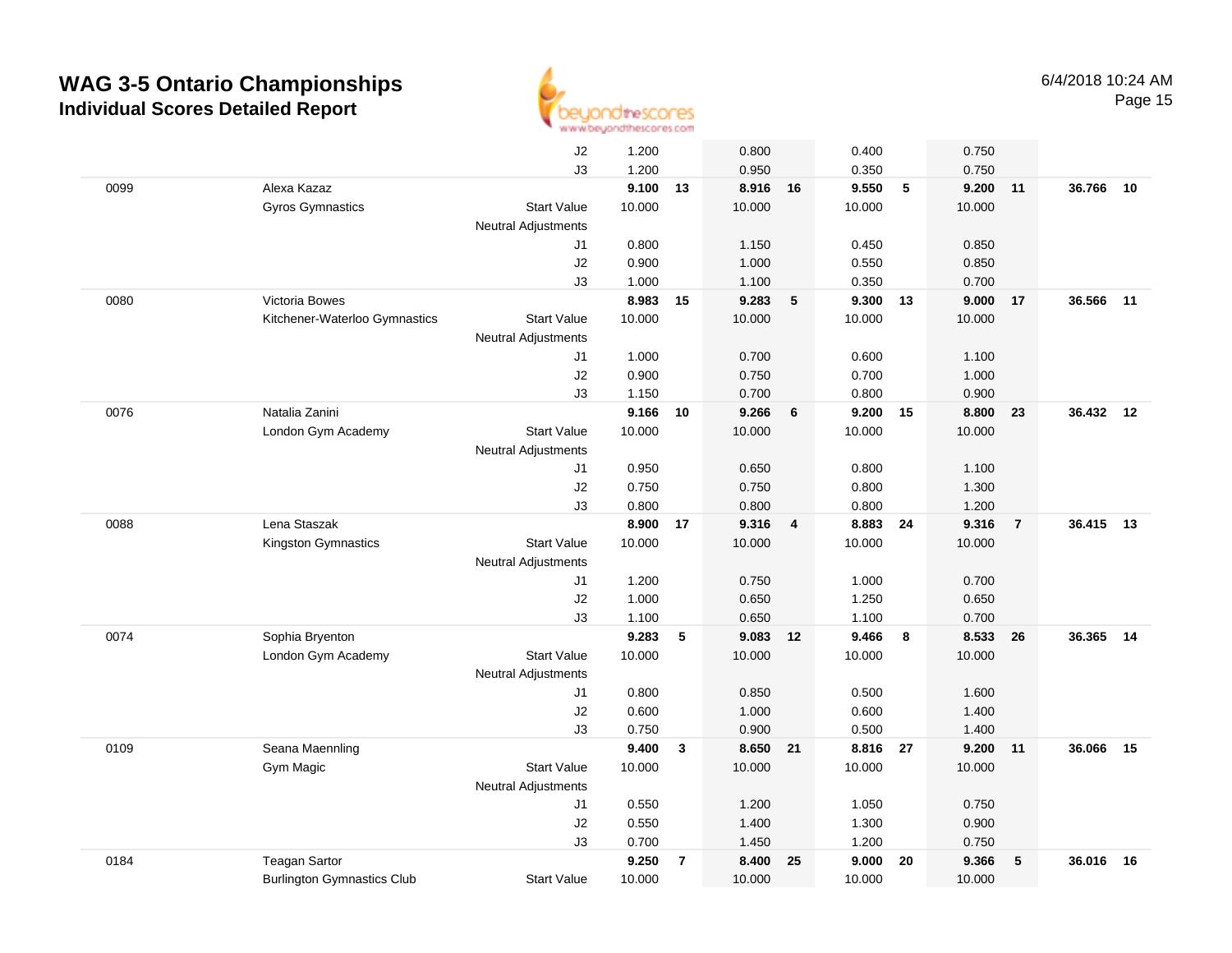# WAG 3-5 Ontario Championships

## Individual Scores Detailed Report

6/4/2018 10:24 AM

| # | Name / Club | | Vault | Rank | Bars | Rank | Beam | Rank | Floor | Rank | AA | Rank |
|---|---|---|---|---|---|---|---|---|---|---|---|---|
| | | J2 | 1.200 | | 0.800 | | 0.400 | | 0.750 | | | |
| | | J3 | 1.200 | | 0.950 | | 0.350 | | 0.750 | | | |
| 0099 | Alexa Kazaz | | **9.100** | **13** | **8.916** | **16** | **9.550** | **5** | **9.200** | **11** | **36.766** | **10** |
| | Gyros Gymnastics | Start Value | 10.000 | | 10.000 | | 10.000 | | 10.000 | | | |
| | | Neutral Adjustments | | | | | | | | | | |
| | | J1 | 0.800 | | 1.150 | | 0.450 | | 0.850 | | | |
| | | J2 | 0.900 | | 1.000 | | 0.550 | | 0.850 | | | |
| | | J3 | 1.000 | | 1.100 | | 0.350 | | 0.700 | | | |
| 0080 | Victoria Bowes | | **8.983** | **15** | **9.283** | **5** | **9.300** | **13** | **9.000** | **17** | **36.566** | **11** |
| | Kitchener-Waterloo Gymnastics | Start Value | 10.000 | | 10.000 | | 10.000 | | 10.000 | | | |
| | | Neutral Adjustments | | | | | | | | | | |
| | | J1 | 1.000 | | 0.700 | | 0.600 | | 1.100 | | | |
| | | J2 | 0.900 | | 0.750 | | 0.700 | | 1.000 | | | |
| | | J3 | 1.150 | | 0.700 | | 0.800 | | 0.900 | | | |
| 0076 | Natalia Zanini | | **9.166** | **10** | **9.266** | **6** | **9.200** | **15** | **8.800** | **23** | **36.432** | **12** |
| | London Gym Academy | Start Value | 10.000 | | 10.000 | | 10.000 | | 10.000 | | | |
| | | Neutral Adjustments | | | | | | | | | | |
| | | J1 | 0.950 | | 0.650 | | 0.800 | | 1.100 | | | |
| | | J2 | 0.750 | | 0.750 | | 0.800 | | 1.300 | | | |
| | | J3 | 0.800 | | 0.800 | | 0.800 | | 1.200 | | | |
| 0088 | Lena Staszak | | **8.900** | **17** | **9.316** | **4** | **8.883** | **24** | **9.316** | **7** | **36.415** | **13** |
| | Kingston Gymnastics | Start Value | 10.000 | | 10.000 | | 10.000 | | 10.000 | | | |
| | | Neutral Adjustments | | | | | | | | | | |
| | | J1 | 1.200 | | 0.750 | | 1.000 | | 0.700 | | | |
| | | J2 | 1.000 | | 0.650 | | 1.250 | | 0.650 | | | |
| | | J3 | 1.100 | | 0.650 | | 1.100 | | 0.700 | | | |
| 0074 | Sophia Bryenton | | **9.283** | **5** | **9.083** | **12** | **9.466** | **8** | **8.533** | **26** | **36.365** | **14** |
| | London Gym Academy | Start Value | 10.000 | | 10.000 | | 10.000 | | 10.000 | | | |
| | | Neutral Adjustments | | | | | | | | | | |
| | | J1 | 0.800 | | 0.850 | | 0.500 | | 1.600 | | | |
| | | J2 | 0.600 | | 1.000 | | 0.600 | | 1.400 | | | |
| | | J3 | 0.750 | | 0.900 | | 0.500 | | 1.400 | | | |
| 0109 | Seana Maennling | | **9.400** | **3** | **8.650** | **21** | **8.816** | **27** | **9.200** | **11** | **36.066** | **15** |
| | Gym Magic | Start Value | 10.000 | | 10.000 | | 10.000 | | 10.000 | | | |
| | | Neutral Adjustments | | | | | | | | | | |
| | | J1 | 0.550 | | 1.200 | | 1.050 | | 0.750 | | | |
| | | J2 | 0.550 | | 1.400 | | 1.300 | | 0.900 | | | |
| | | J3 | 0.700 | | 1.450 | | 1.200 | | 0.750 | | | |
| 0184 | Teagan Sartor | | **9.250** | **7** | **8.400** | **25** | **9.000** | **20** | **9.366** | **5** | **36.016** | **16** |
| | Burlington Gymnastics Club | Start Value | 10.000 | | 10.000 | | 10.000 | | 10.000 | | | |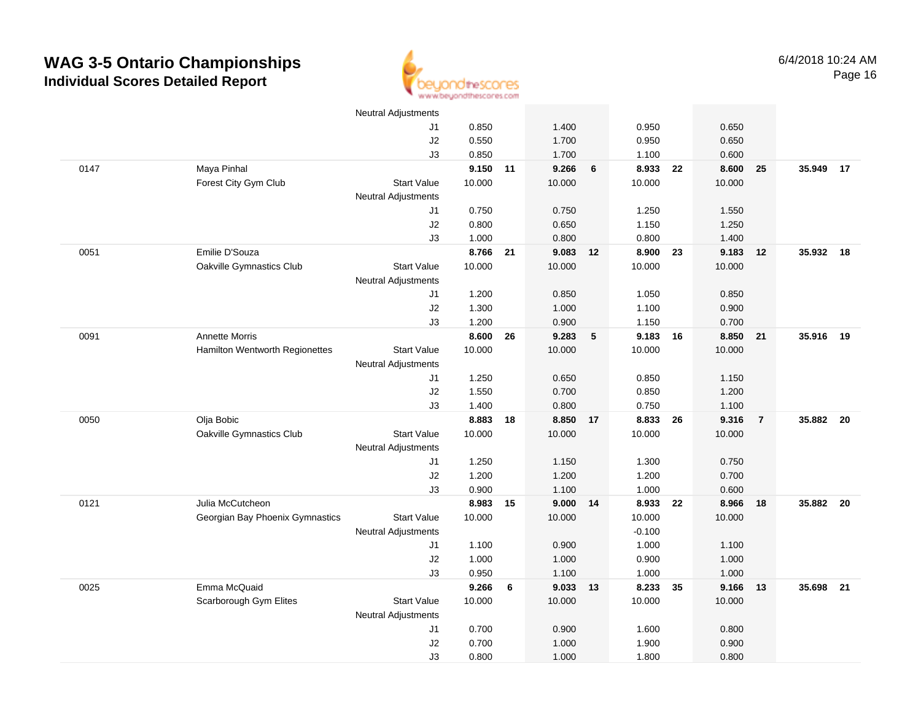# WAG 3-5 Ontario Championships
## Individual Scores Detailed Report

6/4/2018 10:24 AM

| | | | | | | | | | | | | |
|---|---|---|---|---|---|---|---|---|---|---|---|---|
| | | Neutral Adjustments | | | | | | | | | | |
| | | J1 | 0.850 | | 1.400 | | 0.950 | | 0.650 | | | |
| | | J2 | 0.550 | | 1.700 | | 0.950 | | 0.650 | | | |
| | | J3 | 0.850 | | 1.700 | | 1.100 | | 0.600 | | | |
| 0147 | Maya Pinhal | | **9.150** | **11** | **9.266** | **6** | **8.933** | **22** | **8.600** | **25** | **35.949** | **17** |
| | Forest City Gym Club | Start Value | 10.000 | | 10.000 | | 10.000 | | 10.000 | | | |
| | | Neutral Adjustments | | | | | | | | | | |
| | | J1 | 0.750 | | 0.750 | | 1.250 | | 1.550 | | | |
| | | J2 | 0.800 | | 0.650 | | 1.150 | | 1.250 | | | |
| | | J3 | 1.000 | | 0.800 | | 0.800 | | 1.400 | | | |
| 0051 | Emilie D'Souza | | **8.766** | **21** | **9.083** | **12** | **8.900** | **23** | **9.183** | **12** | **35.932** | **18** |
| | Oakville Gymnastics Club | Start Value | 10.000 | | 10.000 | | 10.000 | | 10.000 | | | |
| | | Neutral Adjustments | | | | | | | | | | |
| | | J1 | 1.200 | | 0.850 | | 1.050 | | 0.850 | | | |
| | | J2 | 1.300 | | 1.000 | | 1.100 | | 0.900 | | | |
| | | J3 | 1.200 | | 0.900 | | 1.150 | | 0.700 | | | |
| 0091 | Annette Morris | | **8.600** | **26** | **9.283** | **5** | **9.183** | **16** | **8.850** | **21** | **35.916** | **19** |
| | Hamilton Wentworth Regionettes | Start Value | 10.000 | | 10.000 | | 10.000 | | 10.000 | | | |
| | | Neutral Adjustments | | | | | | | | | | |
| | | J1 | 1.250 | | 0.650 | | 0.850 | | 1.150 | | | |
| | | J2 | 1.550 | | 0.700 | | 0.850 | | 1.200 | | | |
| | | J3 | 1.400 | | 0.800 | | 0.750 | | 1.100 | | | |
| 0050 | Olja Bobic | | **8.883** | **18** | **8.850** | **17** | **8.833** | **26** | **9.316** | **7** | **35.882** | **20** |
| | Oakville Gymnastics Club | Start Value | 10.000 | | 10.000 | | 10.000 | | 10.000 | | | |
| | | Neutral Adjustments | | | | | | | | | | |
| | | J1 | 1.250 | | 1.150 | | 1.300 | | 0.750 | | | |
| | | J2 | 1.200 | | 1.200 | | 1.200 | | 0.700 | | | |
| | | J3 | 0.900 | | 1.100 | | 1.000 | | 0.600 | | | |
| 0121 | Julia McCutcheon | | **8.983** | **15** | **9.000** | **14** | **8.933** | **22** | **8.966** | **18** | **35.882** | **20** |
| | Georgian Bay Phoenix Gymnastics | Start Value | 10.000 | | 10.000 | | 10.000 | | 10.000 | | | |
| | | Neutral Adjustments | | | | | -0.100 | | | | | |
| | | J1 | 1.100 | | 0.900 | | 1.000 | | 1.100 | | | |
| | | J2 | 1.000 | | 1.000 | | 0.900 | | 1.000 | | | |
| | | J3 | 0.950 | | 1.100 | | 1.000 | | 1.000 | | | |
| 0025 | Emma McQuaid | | **9.266** | **6** | **9.033** | **13** | **8.233** | **35** | **9.166** | **13** | **35.698** | **21** |
| | Scarborough Gym Elites | Start Value | 10.000 | | 10.000 | | 10.000 | | 10.000 | | | |
| | | Neutral Adjustments | | | | | | | | | | |
| | | J1 | 0.700 | | 0.900 | | 1.600 | | 0.800 | | | |
| | | J2 | 0.700 | | 1.000 | | 1.900 | | 0.900 | | | |
| | | J3 | 0.800 | | 1.000 | | 1.800 | | 0.800 | | | |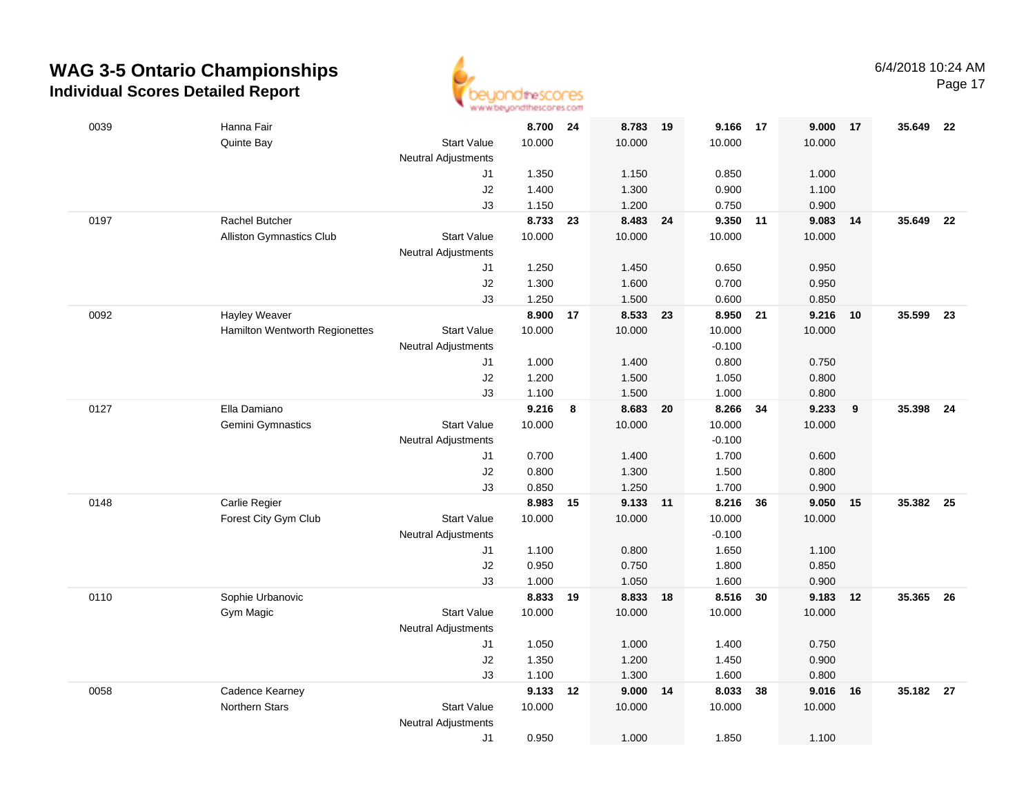# WAG 3-5 Ontario Championships
## Individual Scores Detailed Report

6/4/2018 10:24 AM

| | | | | | | | | | | | | |
|---|---|---|---|---|---|---|---|---|---|---|---|---|
| 0039 | Hanna Fair | | 8.700 | 24 | 8.783 | 19 | 9.166 | 17 | 9.000 | 17 | 35.649 | 22 |
| | Quinte Bay | Start Value | 10.000 | | 10.000 | | 10.000 | | 10.000 | | | |
| | | Neutral Adjustments | | | | | | | | | | |
| | | J1 | 1.350 | | 1.150 | | 0.850 | | 1.000 | | | |
| | | J2 | 1.400 | | 1.300 | | 0.900 | | 1.100 | | | |
| | | J3 | 1.150 | | 1.200 | | 0.750 | | 0.900 | | | |
| 0197 | Rachel Butcher | | 8.733 | 23 | 8.483 | 24 | 9.350 | 11 | 9.083 | 14 | 35.649 | 22 |
| | Alliston Gymnastics Club | Start Value | 10.000 | | 10.000 | | 10.000 | | 10.000 | | | |
| | | Neutral Adjustments | | | | | | | | | | |
| | | J1 | 1.250 | | 1.450 | | 0.650 | | 0.950 | | | |
| | | J2 | 1.300 | | 1.600 | | 0.700 | | 0.950 | | | |
| | | J3 | 1.250 | | 1.500 | | 0.600 | | 0.850 | | | |
| 0092 | Hayley Weaver | | 8.900 | 17 | 8.533 | 23 | 8.950 | 21 | 9.216 | 10 | 35.599 | 23 |
| | Hamilton Wentworth Regionettes | Start Value | 10.000 | | 10.000 | | 10.000 | | 10.000 | | | |
| | | Neutral Adjustments | | | | | -0.100 | | | | | |
| | | J1 | 1.000 | | 1.400 | | 0.800 | | 0.750 | | | |
| | | J2 | 1.200 | | 1.500 | | 1.050 | | 0.800 | | | |
| | | J3 | 1.100 | | 1.500 | | 1.000 | | 0.800 | | | |
| 0127 | Ella Damiano | | 9.216 | 8 | 8.683 | 20 | 8.266 | 34 | 9.233 | 9 | 35.398 | 24 |
| | Gemini Gymnastics | Start Value | 10.000 | | 10.000 | | 10.000 | | 10.000 | | | |
| | | Neutral Adjustments | | | | | -0.100 | | | | | |
| | | J1 | 0.700 | | 1.400 | | 1.700 | | 0.600 | | | |
| | | J2 | 0.800 | | 1.300 | | 1.500 | | 0.800 | | | |
| | | J3 | 0.850 | | 1.250 | | 1.700 | | 0.900 | | | |
| 0148 | Carlie Regier | | 8.983 | 15 | 9.133 | 11 | 8.216 | 36 | 9.050 | 15 | 35.382 | 25 |
| | Forest City Gym Club | Start Value | 10.000 | | 10.000 | | 10.000 | | 10.000 | | | |
| | | Neutral Adjustments | | | | | -0.100 | | | | | |
| | | J1 | 1.100 | | 0.800 | | 1.650 | | 1.100 | | | |
| | | J2 | 0.950 | | 0.750 | | 1.800 | | 0.850 | | | |
| | | J3 | 1.000 | | 1.050 | | 1.600 | | 0.900 | | | |
| 0110 | Sophie Urbanovic | | 8.833 | 19 | 8.833 | 18 | 8.516 | 30 | 9.183 | 12 | 35.365 | 26 |
| | Gym Magic | Start Value | 10.000 | | 10.000 | | 10.000 | | 10.000 | | | |
| | | Neutral Adjustments | | | | | | | | | | |
| | | J1 | 1.050 | | 1.000 | | 1.400 | | 0.750 | | | |
| | | J2 | 1.350 | | 1.200 | | 1.450 | | 0.900 | | | |
| | | J3 | 1.100 | | 1.300 | | 1.600 | | 0.800 | | | |
| 0058 | Cadence Kearney | | 9.133 | 12 | 9.000 | 14 | 8.033 | 38 | 9.016 | 16 | 35.182 | 27 |
| | Northern Stars | Start Value | 10.000 | | 10.000 | | 10.000 | | 10.000 | | | |
| | | Neutral Adjustments | | | | | | | | | | |
| | | J1 | 0.950 | | 1.000 | | 1.850 | | 1.100 | | | |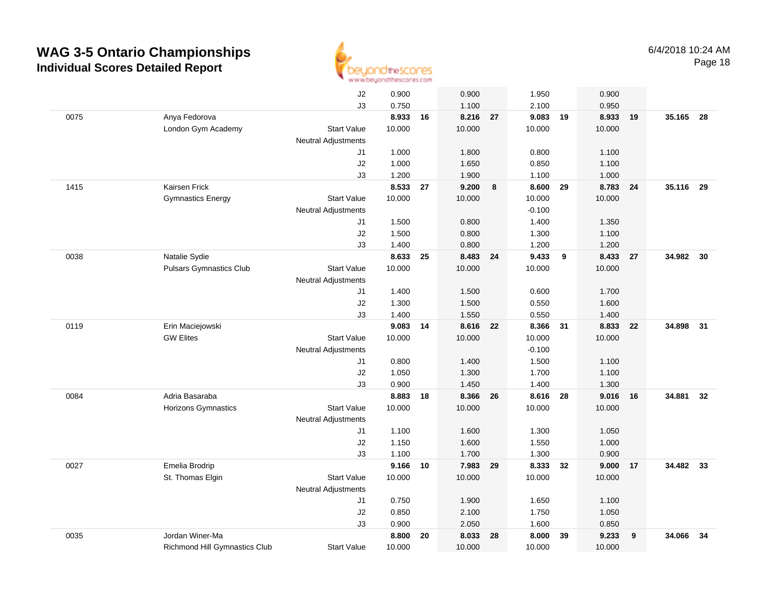# WAG 3-5 Ontario Championships
## Individual Scores Detailed Report

6/4/2018 10:24 AM

| | | | Vault | | Bars | | Beam | | Floor | | AA | |
|---|---|---|---|---|---|---|---|---|---|---|---|---|
| | | J2 | 0.900 | | 0.900 | | 1.950 | | 0.900 | | | |
| | | J3 | 0.750 | | 1.100 | | 2.100 | | 0.950 | | | |
| 0075 | Anya Fedorova | | **8.933** | **16** | **8.216** | **27** | **9.083** | **19** | **8.933** | **19** | **35.165** | **28** |
| | London Gym Academy | Start Value | 10.000 | | 10.000 | | 10.000 | | 10.000 | | | |
| | | Neutral Adjustments | | | | | | | | | | |
| | | J1 | 1.000 | | 1.800 | | 0.800 | | 1.100 | | | |
| | | J2 | 1.000 | | 1.650 | | 0.850 | | 1.100 | | | |
| | | J3 | 1.200 | | 1.900 | | 1.100 | | 1.000 | | | |
| 1415 | Kairsen Frick | | **8.533** | **27** | **9.200** | **8** | **8.600** | **29** | **8.783** | **24** | **35.116** | **29** |
| | Gymnastics Energy | Start Value | 10.000 | | 10.000 | | 10.000 | | 10.000 | | | |
| | | Neutral Adjustments | | | | | -0.100 | | | | | |
| | | J1 | 1.500 | | 0.800 | | 1.400 | | 1.350 | | | |
| | | J2 | 1.500 | | 0.800 | | 1.300 | | 1.100 | | | |
| | | J3 | 1.400 | | 0.800 | | 1.200 | | 1.200 | | | |
| 0038 | Natalie Sydie | | **8.633** | **25** | **8.483** | **24** | **9.433** | **9** | **8.433** | **27** | **34.982** | **30** |
| | Pulsars Gymnastics Club | Start Value | 10.000 | | 10.000 | | 10.000 | | 10.000 | | | |
| | | Neutral Adjustments | | | | | | | | | | |
| | | J1 | 1.400 | | 1.500 | | 0.600 | | 1.700 | | | |
| | | J2 | 1.300 | | 1.500 | | 0.550 | | 1.600 | | | |
| | | J3 | 1.400 | | 1.550 | | 0.550 | | 1.400 | | | |
| 0119 | Erin Maciejowski | | **9.083** | **14** | **8.616** | **22** | **8.366** | **31** | **8.833** | **22** | **34.898** | **31** |
| | GW Elites | Start Value | 10.000 | | 10.000 | | 10.000 | | 10.000 | | | |
| | | Neutral Adjustments | | | | | -0.100 | | | | | |
| | | J1 | 0.800 | | 1.400 | | 1.500 | | 1.100 | | | |
| | | J2 | 1.050 | | 1.300 | | 1.700 | | 1.100 | | | |
| | | J3 | 0.900 | | 1.450 | | 1.400 | | 1.300 | | | |
| 0084 | Adria Basaraba | | **8.883** | **18** | **8.366** | **26** | **8.616** | **28** | **9.016** | **16** | **34.881** | **32** |
| | Horizons Gymnastics | Start Value | 10.000 | | 10.000 | | 10.000 | | 10.000 | | | |
| | | Neutral Adjustments | | | | | | | | | | |
| | | J1 | 1.100 | | 1.600 | | 1.300 | | 1.050 | | | |
| | | J2 | 1.150 | | 1.600 | | 1.550 | | 1.000 | | | |
| | | J3 | 1.100 | | 1.700 | | 1.300 | | 0.900 | | | |
| 0027 | Emelia Brodrip | | **9.166** | **10** | **7.983** | **29** | **8.333** | **32** | **9.000** | **17** | **34.482** | **33** |
| | St. Thomas Elgin | Start Value | 10.000 | | 10.000 | | 10.000 | | 10.000 | | | |
| | | Neutral Adjustments | | | | | | | | | | |
| | | J1 | 0.750 | | 1.900 | | 1.650 | | 1.100 | | | |
| | | J2 | 0.850 | | 2.100 | | 1.750 | | 1.050 | | | |
| | | J3 | 0.900 | | 2.050 | | 1.600 | | 0.850 | | | |
| 0035 | Jordan Winer-Ma | | **8.800** | **20** | **8.033** | **28** | **8.000** | **39** | **9.233** | **9** | **34.066** | **34** |
| | Richmond Hill Gymnastics Club | Start Value | 10.000 | | 10.000 | | 10.000 | | 10.000 | | | |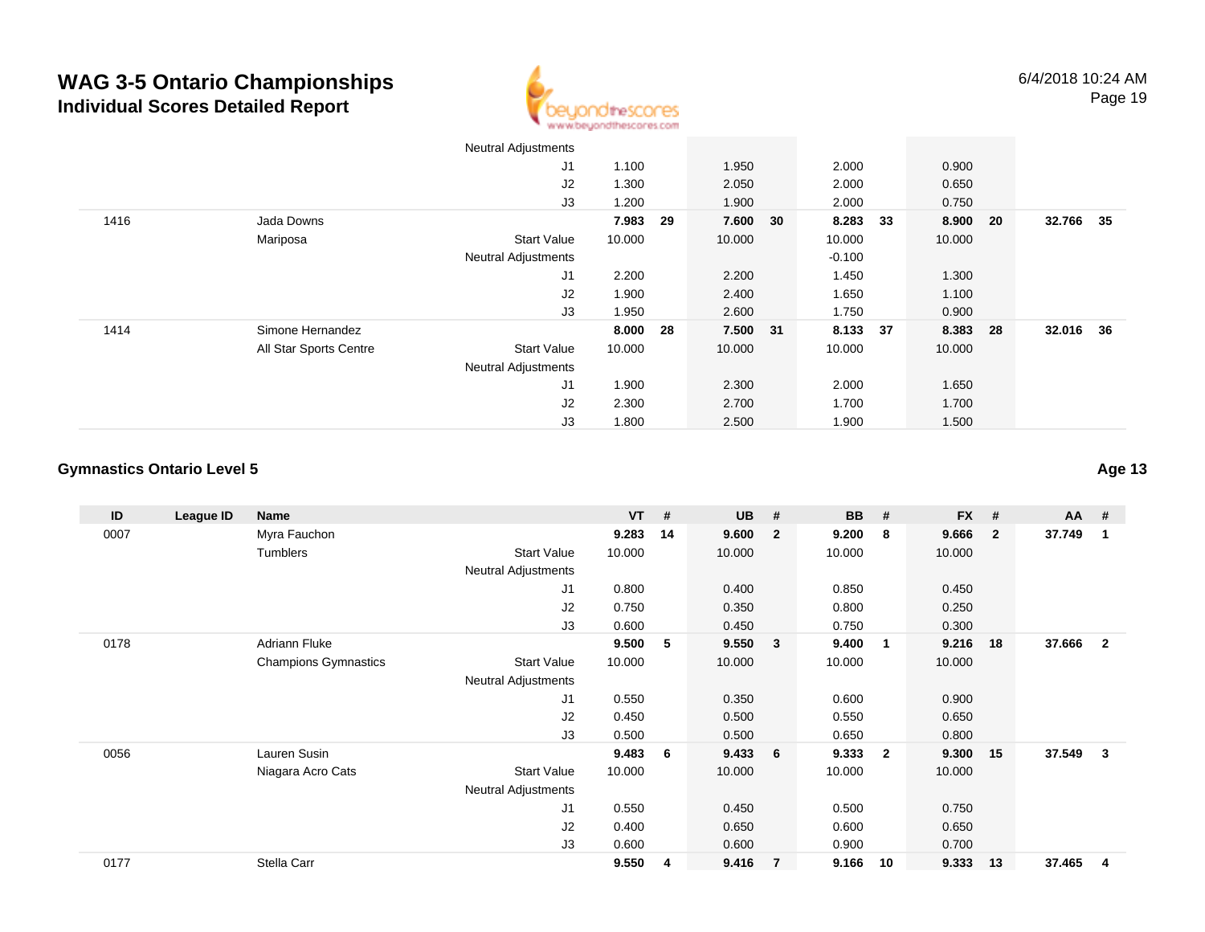# WAG 3-5 Ontario Championships

## Individual Scores Detailed Report

6/4/2018 10:24 AM

| ID | League ID | Name | | VT | # | UB | # | BB | # | FX | # | AA | # |
|---|---|---|---|---|---|---|---|---|---|---|---|---|---|
| | | | Neutral Adjustments | | | | | | | | | | |
| | | | J1 | 1.100 | | 1.950 | | 2.000 | | 0.900 | | | |
| | | | J2 | 1.300 | | 2.050 | | 2.000 | | 0.650 | | | |
| | | | J3 | 1.200 | | 1.900 | | 2.000 | | 0.750 | | | |
| 1416 | | Jada Downs | | **7.983** | **29** | **7.600** | **30** | **8.283** | **33** | **8.900** | **20** | **32.766** | **35** |
| | | Mariposa | Start Value | 10.000 | | 10.000 | | 10.000 | | 10.000 | | | |
| | | | Neutral Adjustments | | | | | -0.100 | | | | | |
| | | | J1 | 2.200 | | 2.200 | | 1.450 | | 1.300 | | | |
| | | | J2 | 1.900 | | 2.400 | | 1.650 | | 1.100 | | | |
| | | | J3 | 1.950 | | 2.600 | | 1.750 | | 0.900 | | | |
| 1414 | | Simone Hernandez | | **8.000** | **28** | **7.500** | **31** | **8.133** | **37** | **8.383** | **28** | **32.016** | **36** |
| | | All Star Sports Centre | Start Value | 10.000 | | 10.000 | | 10.000 | | 10.000 | | | |
| | | | Neutral Adjustments | | | | | | | | | | |
| | | | J1 | 1.900 | | 2.300 | | 2.000 | | 1.650 | | | |
| | | | J2 | 2.300 | | 2.700 | | 1.700 | | 1.700 | | | |
| | | | J3 | 1.800 | | 2.500 | | 1.900 | | 1.500 | | | |

### Gymnastics Ontario Level 5

Age 13

| ID | League ID | Name | | VT | # | UB | # | BB | # | FX | # | AA | # |
|---|---|---|---|---|---|---|---|---|---|---|---|---|---|
| 0007 | | Myra Fauchon | | **9.283** | **14** | **9.600** | **2** | **9.200** | **8** | **9.666** | **2** | **37.749** | **1** |
| | | Tumblers | Start Value | 10.000 | | 10.000 | | 10.000 | | 10.000 | | | |
| | | | Neutral Adjustments | | | | | | | | | | |
| | | | J1 | 0.800 | | 0.400 | | 0.850 | | 0.450 | | | |
| | | | J2 | 0.750 | | 0.350 | | 0.800 | | 0.250 | | | |
| | | | J3 | 0.600 | | 0.450 | | 0.750 | | 0.300 | | | |
| 0178 | | Adriann Fluke | | **9.500** | **5** | **9.550** | **3** | **9.400** | **1** | **9.216** | **18** | **37.666** | **2** |
| | | Champions Gymnastics | Start Value | 10.000 | | 10.000 | | 10.000 | | 10.000 | | | |
| | | | Neutral Adjustments | | | | | | | | | | |
| | | | J1 | 0.550 | | 0.350 | | 0.600 | | 0.900 | | | |
| | | | J2 | 0.450 | | 0.500 | | 0.550 | | 0.650 | | | |
| | | | J3 | 0.500 | | 0.500 | | 0.650 | | 0.800 | | | |
| 0056 | | Lauren Susin | | **9.483** | **6** | **9.433** | **6** | **9.333** | **2** | **9.300** | **15** | **37.549** | **3** |
| | | Niagara Acro Cats | Start Value | 10.000 | | 10.000 | | 10.000 | | 10.000 | | | |
| | | | Neutral Adjustments | | | | | | | | | | |
| | | | J1 | 0.550 | | 0.450 | | 0.500 | | 0.750 | | | |
| | | | J2 | 0.400 | | 0.650 | | 0.600 | | 0.650 | | | |
| | | | J3 | 0.600 | | 0.600 | | 0.900 | | 0.700 | | | |
| 0177 | | Stella Carr | | **9.550** | **4** | **9.416** | **7** | **9.166** | **10** | **9.333** | **13** | **37.465** | **4** |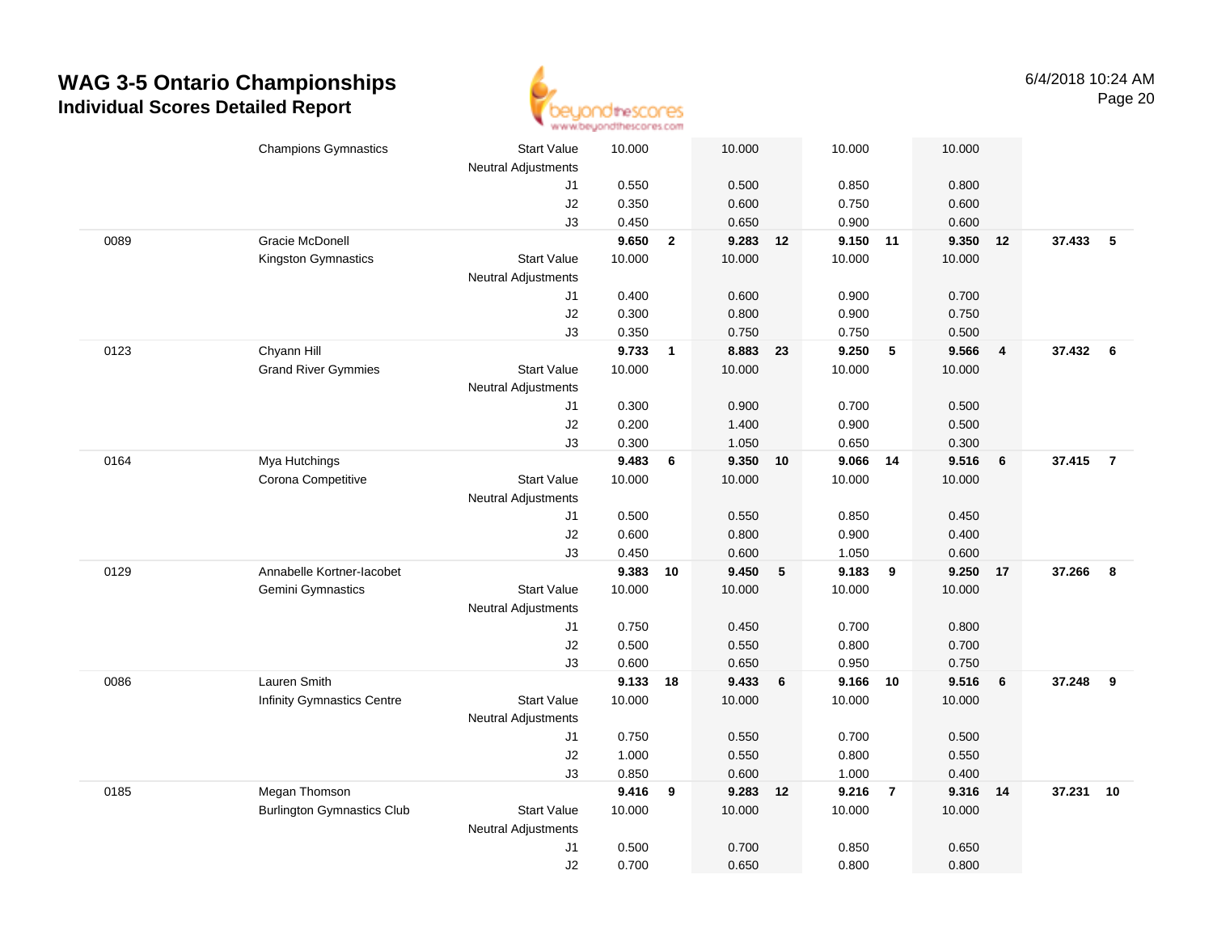# WAG 3-5 Ontario Championships
## Individual Scores Detailed Report

6/4/2018 10:24 AM

| | | | | | | | | | | | | |
|---|---|---|---|---|---|---|---|---|---|---|---|---|
| | Champions Gymnastics | Start Value | 10.000 | | 10.000 | | 10.000 | | 10.000 | | | |
| | | Neutral Adjustments | | | | | | | | | | |
| | | J1 | 0.550 | | 0.500 | | 0.850 | | 0.800 | | | |
| | | J2 | 0.350 | | 0.600 | | 0.750 | | 0.600 | | | |
| | | J3 | 0.450 | | 0.650 | | 0.900 | | 0.600 | | | |
| 0089 | Gracie McDonell | | **9.650** | **2** | **9.283** | **12** | **9.150** | **11** | **9.350** | **12** | **37.433** | **5** |
| | Kingston Gymnastics | Start Value | 10.000 | | 10.000 | | 10.000 | | 10.000 | | | |
| | | Neutral Adjustments | | | | | | | | | | |
| | | J1 | 0.400 | | 0.600 | | 0.900 | | 0.700 | | | |
| | | J2 | 0.300 | | 0.800 | | 0.900 | | 0.750 | | | |
| | | J3 | 0.350 | | 0.750 | | 0.750 | | 0.500 | | | |
| 0123 | Chyann Hill | | **9.733** | **1** | **8.883** | **23** | **9.250** | **5** | **9.566** | **4** | **37.432** | **6** |
| | Grand River Gymmies | Start Value | 10.000 | | 10.000 | | 10.000 | | 10.000 | | | |
| | | Neutral Adjustments | | | | | | | | | | |
| | | J1 | 0.300 | | 0.900 | | 0.700 | | 0.500 | | | |
| | | J2 | 0.200 | | 1.400 | | 0.900 | | 0.500 | | | |
| | | J3 | 0.300 | | 1.050 | | 0.650 | | 0.300 | | | |
| 0164 | Mya Hutchings | | **9.483** | **6** | **9.350** | **10** | **9.066** | **14** | **9.516** | **6** | **37.415** | **7** |
| | Corona Competitive | Start Value | 10.000 | | 10.000 | | 10.000 | | 10.000 | | | |
| | | Neutral Adjustments | | | | | | | | | | |
| | | J1 | 0.500 | | 0.550 | | 0.850 | | 0.450 | | | |
| | | J2 | 0.600 | | 0.800 | | 0.900 | | 0.400 | | | |
| | | J3 | 0.450 | | 0.600 | | 1.050 | | 0.600 | | | |
| 0129 | Annabelle Kortner-Iacobet | | **9.383** | **10** | **9.450** | **5** | **9.183** | **9** | **9.250** | **17** | **37.266** | **8** |
| | Gemini Gymnastics | Start Value | 10.000 | | 10.000 | | 10.000 | | 10.000 | | | |
| | | Neutral Adjustments | | | | | | | | | | |
| | | J1 | 0.750 | | 0.450 | | 0.700 | | 0.800 | | | |
| | | J2 | 0.500 | | 0.550 | | 0.800 | | 0.700 | | | |
| | | J3 | 0.600 | | 0.650 | | 0.950 | | 0.750 | | | |
| 0086 | Lauren Smith | | **9.133** | **18** | **9.433** | **6** | **9.166** | **10** | **9.516** | **6** | **37.248** | **9** |
| | Infinity Gymnastics Centre | Start Value | 10.000 | | 10.000 | | 10.000 | | 10.000 | | | |
| | | Neutral Adjustments | | | | | | | | | | |
| | | J1 | 0.750 | | 0.550 | | 0.700 | | 0.500 | | | |
| | | J2 | 1.000 | | 0.550 | | 0.800 | | 0.550 | | | |
| | | J3 | 0.850 | | 0.600 | | 1.000 | | 0.400 | | | |
| 0185 | Megan Thomson | | **9.416** | **9** | **9.283** | **12** | **9.216** | **7** | **9.316** | **14** | **37.231** | **10** |
| | Burlington Gymnastics Club | Start Value | 10.000 | | 10.000 | | 10.000 | | 10.000 | | | |
| | | Neutral Adjustments | | | | | | | | | | |
| | | J1 | 0.500 | | 0.700 | | 0.850 | | 0.650 | | | |
| | | J2 | 0.700 | | 0.650 | | 0.800 | | 0.800 | | | |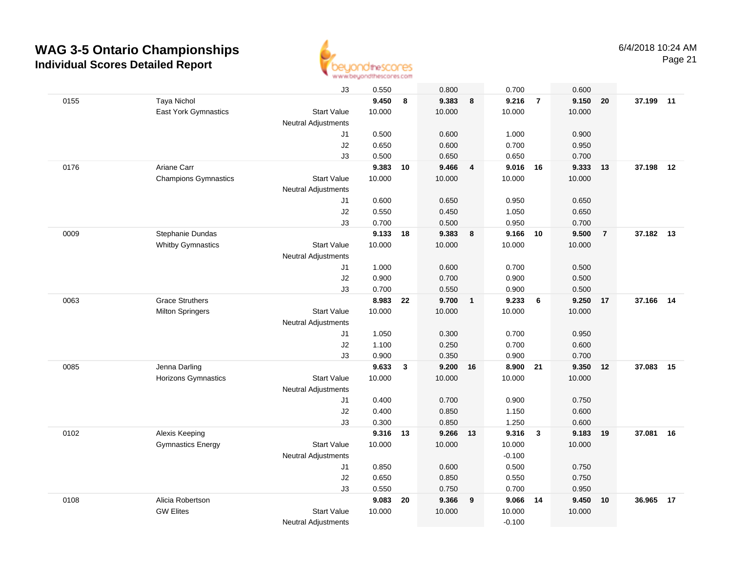# WAG 3-5 Ontario Championships

## Individual Scores Detailed Report

6/4/2018 10:24 AM

| # | Name / Club | | Vault | Rank | Bars | Rank | Beam | Rank | Floor | Rank | AA | Rank |
|---|---|---|---|---|---|---|---|---|---|---|---|---|
| | | J3 | 0.550 | | 0.800 | | 0.700 | | 0.600 | | | |
| 0155 | Taya Nichol | | **9.450** | **8** | **9.383** | **8** | **9.216** | **7** | **9.150** | **20** | **37.199** | **11** |
| | East York Gymnastics | Start Value | 10.000 | | 10.000 | | 10.000 | | 10.000 | | | |
| | | Neutral Adjustments | | | | | | | | | | |
| | | J1 | 0.500 | | 0.600 | | 1.000 | | 0.900 | | | |
| | | J2 | 0.650 | | 0.600 | | 0.700 | | 0.950 | | | |
| | | J3 | 0.500 | | 0.650 | | 0.650 | | 0.700 | | | |
| 0176 | Ariane Carr | | **9.383** | **10** | **9.466** | **4** | **9.016** | **16** | **9.333** | **13** | **37.198** | **12** |
| | Champions Gymnastics | Start Value | 10.000 | | 10.000 | | 10.000 | | 10.000 | | | |
| | | Neutral Adjustments | | | | | | | | | | |
| | | J1 | 0.600 | | 0.650 | | 0.950 | | 0.650 | | | |
| | | J2 | 0.550 | | 0.450 | | 1.050 | | 0.650 | | | |
| | | J3 | 0.700 | | 0.500 | | 0.950 | | 0.700 | | | |
| 0009 | Stephanie Dundas | | **9.133** | **18** | **9.383** | **8** | **9.166** | **10** | **9.500** | **7** | **37.182** | **13** |
| | Whitby Gymnastics | Start Value | 10.000 | | 10.000 | | 10.000 | | 10.000 | | | |
| | | Neutral Adjustments | | | | | | | | | | |
| | | J1 | 1.000 | | 0.600 | | 0.700 | | 0.500 | | | |
| | | J2 | 0.900 | | 0.700 | | 0.900 | | 0.500 | | | |
| | | J3 | 0.700 | | 0.550 | | 0.900 | | 0.500 | | | |
| 0063 | Grace Struthers | | **8.983** | **22** | **9.700** | **1** | **9.233** | **6** | **9.250** | **17** | **37.166** | **14** |
| | Milton Springers | Start Value | 10.000 | | 10.000 | | 10.000 | | 10.000 | | | |
| | | Neutral Adjustments | | | | | | | | | | |
| | | J1 | 1.050 | | 0.300 | | 0.700 | | 0.950 | | | |
| | | J2 | 1.100 | | 0.250 | | 0.700 | | 0.600 | | | |
| | | J3 | 0.900 | | 0.350 | | 0.900 | | 0.700 | | | |
| 0085 | Jenna Darling | | **9.633** | **3** | **9.200** | **16** | **8.900** | **21** | **9.350** | **12** | **37.083** | **15** |
| | Horizons Gymnastics | Start Value | 10.000 | | 10.000 | | 10.000 | | 10.000 | | | |
| | | Neutral Adjustments | | | | | | | | | | |
| | | J1 | 0.400 | | 0.700 | | 0.900 | | 0.750 | | | |
| | | J2 | 0.400 | | 0.850 | | 1.150 | | 0.600 | | | |
| | | J3 | 0.300 | | 0.850 | | 1.250 | | 0.600 | | | |
| 0102 | Alexis Keeping | | **9.316** | **13** | **9.266** | **13** | **9.316** | **3** | **9.183** | **19** | **37.081** | **16** |
| | Gymnastics Energy | Start Value | 10.000 | | 10.000 | | 10.000 | | 10.000 | | | |
| | | Neutral Adjustments | | | | | -0.100 | | | | | |
| | | J1 | 0.850 | | 0.600 | | 0.500 | | 0.750 | | | |
| | | J2 | 0.650 | | 0.850 | | 0.550 | | 0.750 | | | |
| | | J3 | 0.550 | | 0.750 | | 0.700 | | 0.950 | | | |
| 0108 | Alicia Robertson | | **9.083** | **20** | **9.366** | **9** | **9.066** | **14** | **9.450** | **10** | **36.965** | **17** |
| | GW Elites | Start Value | 10.000 | | 10.000 | | 10.000 | | 10.000 | | | |
| | | Neutral Adjustments | | | | | -0.100 | | | | | |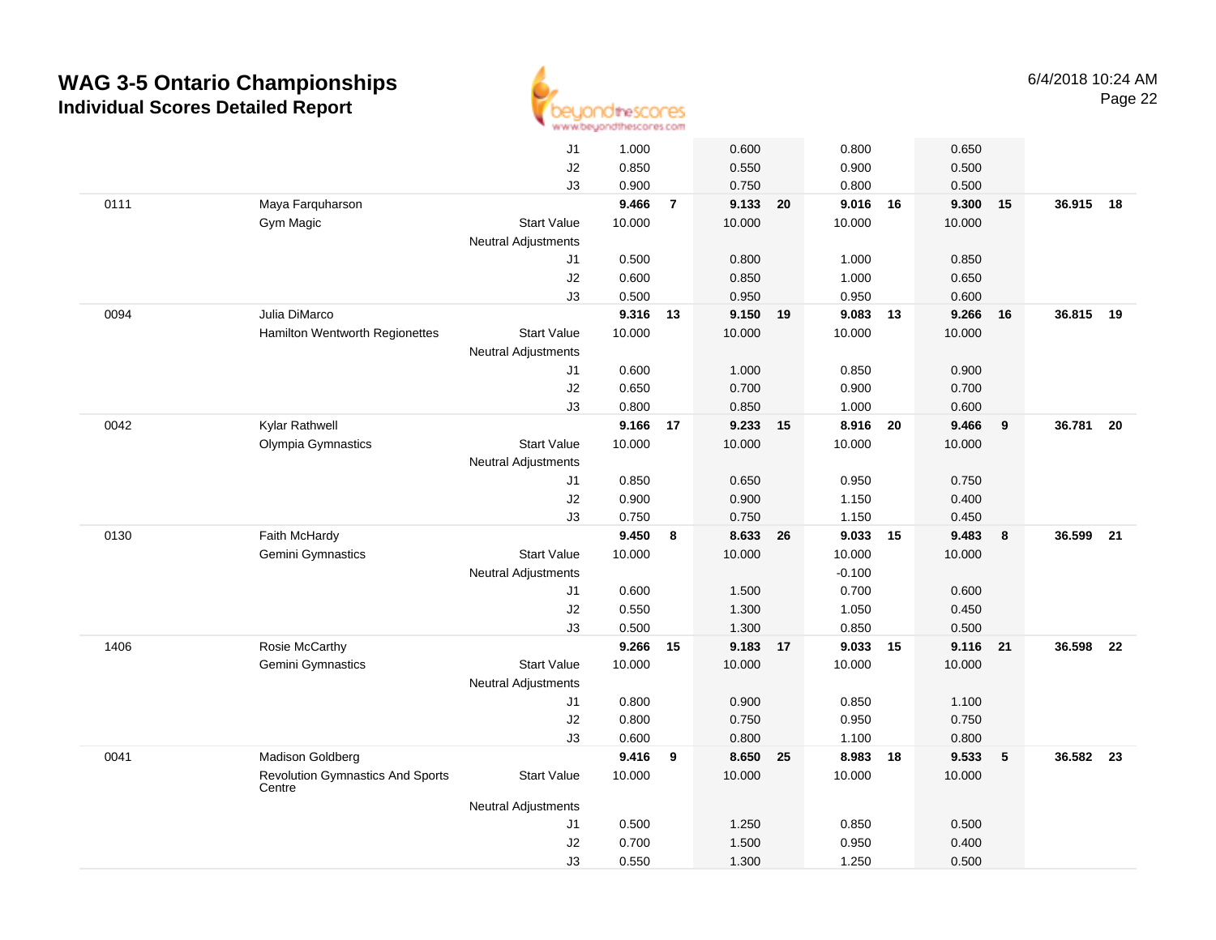# WAG 3-5 Ontario Championships

## Individual Scores Detailed Report

6/4/2018 10:24 AM

| | | | | | | | | | | | | |
|---|---|---|---|---|---|---|---|---|---|---|---|---|
| | | J1 | 1.000 | | 0.600 | | 0.800 | | 0.650 | | | |
| | | J2 | 0.850 | | 0.550 | | 0.900 | | 0.500 | | | |
| | | J3 | 0.900 | | 0.750 | | 0.800 | | 0.500 | | | |
| 0111 | Maya Farquharson | | **9.466** | **7** | **9.133** | **20** | **9.016** | **16** | **9.300** | **15** | **36.915** | **18** |
| | Gym Magic | Start Value | 10.000 | | 10.000 | | 10.000 | | 10.000 | | | |
| | | Neutral Adjustments | | | | | | | | | | |
| | | J1 | 0.500 | | 0.800 | | 1.000 | | 0.850 | | | |
| | | J2 | 0.600 | | 0.850 | | 1.000 | | 0.650 | | | |
| | | J3 | 0.500 | | 0.950 | | 0.950 | | 0.600 | | | |
| 0094 | Julia DiMarco | | **9.316** | **13** | **9.150** | **19** | **9.083** | **13** | **9.266** | **16** | **36.815** | **19** |
| | Hamilton Wentworth Regionettes | Start Value | 10.000 | | 10.000 | | 10.000 | | 10.000 | | | |
| | | Neutral Adjustments | | | | | | | | | | |
| | | J1 | 0.600 | | 1.000 | | 0.850 | | 0.900 | | | |
| | | J2 | 0.650 | | 0.700 | | 0.900 | | 0.700 | | | |
| | | J3 | 0.800 | | 0.850 | | 1.000 | | 0.600 | | | |
| 0042 | Kylar Rathwell | | **9.166** | **17** | **9.233** | **15** | **8.916** | **20** | **9.466** | **9** | **36.781** | **20** |
| | Olympia Gymnastics | Start Value | 10.000 | | 10.000 | | 10.000 | | 10.000 | | | |
| | | Neutral Adjustments | | | | | | | | | | |
| | | J1 | 0.850 | | 0.650 | | 0.950 | | 0.750 | | | |
| | | J2 | 0.900 | | 0.900 | | 1.150 | | 0.400 | | | |
| | | J3 | 0.750 | | 0.750 | | 1.150 | | 0.450 | | | |
| 0130 | Faith McHardy | | **9.450** | **8** | **8.633** | **26** | **9.033** | **15** | **9.483** | **8** | **36.599** | **21** |
| | Gemini Gymnastics | Start Value | 10.000 | | 10.000 | | 10.000 | | 10.000 | | | |
| | | Neutral Adjustments | | | | | -0.100 | | | | | |
| | | J1 | 0.600 | | 1.500 | | 0.700 | | 0.600 | | | |
| | | J2 | 0.550 | | 1.300 | | 1.050 | | 0.450 | | | |
| | | J3 | 0.500 | | 1.300 | | 0.850 | | 0.500 | | | |
| 1406 | Rosie McCarthy | | **9.266** | **15** | **9.183** | **17** | **9.033** | **15** | **9.116** | **21** | **36.598** | **22** |
| | Gemini Gymnastics | Start Value | 10.000 | | 10.000 | | 10.000 | | 10.000 | | | |
| | | Neutral Adjustments | | | | | | | | | | |
| | | J1 | 0.800 | | 0.900 | | 0.850 | | 1.100 | | | |
| | | J2 | 0.800 | | 0.750 | | 0.950 | | 0.750 | | | |
| | | J3 | 0.600 | | 0.800 | | 1.100 | | 0.800 | | | |
| 0041 | Madison Goldberg | | **9.416** | **9** | **8.650** | **25** | **8.983** | **18** | **9.533** | **5** | **36.582** | **23** |
| | Revolution Gymnastics And Sports Centre | Start Value | 10.000 | | 10.000 | | 10.000 | | 10.000 | | | |
| | | Neutral Adjustments | | | | | | | | | | |
| | | J1 | 0.500 | | 1.250 | | 0.850 | | 0.500 | | | |
| | | J2 | 0.700 | | 1.500 | | 0.950 | | 0.400 | | | |
| | | J3 | 0.550 | | 1.300 | | 1.250 | | 0.500 | | | |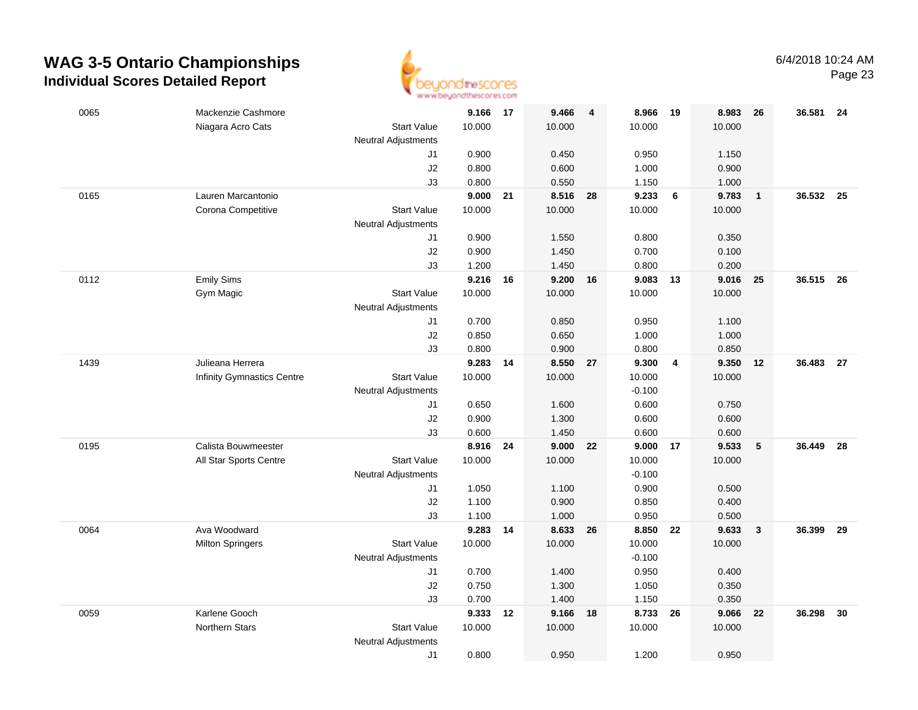# WAG 3-5 Ontario Championships

## Individual Scores Detailed Report

6/4/2018 10:24 AM

| # | Name | | | Vault | Rank | Bars | Rank | Beam | Rank | Floor | Rank | AA | Rank |
|---|---|---|---|---|---|---|---|---|---|---|---|---|---|
| 0065 | Mackenzie Cashmore | | | 9.166 | 17 | 9.466 | 4 | 8.966 | 19 | 8.983 | 26 | 36.581 | 24 |
| | Niagara Acro Cats | Start Value | | 10.000 | | 10.000 | | 10.000 | | 10.000 | | | |
| | | Neutral Adjustments | | | | | | | | | | | |
| | | | J1 | 0.900 | | 0.450 | | 0.950 | | 1.150 | | | |
| | | | J2 | 0.800 | | 0.600 | | 1.000 | | 0.900 | | | |
| | | | J3 | 0.800 | | 0.550 | | 1.150 | | 1.000 | | | |
| 0165 | Lauren Marcantonio | | | 9.000 | 21 | 8.516 | 28 | 9.233 | 6 | 9.783 | 1 | 36.532 | 25 |
| | Corona Competitive | Start Value | | 10.000 | | 10.000 | | 10.000 | | 10.000 | | | |
| | | Neutral Adjustments | | | | | | | | | | | |
| | | | J1 | 0.900 | | 1.550 | | 0.800 | | 0.350 | | | |
| | | | J2 | 0.900 | | 1.450 | | 0.700 | | 0.100 | | | |
| | | | J3 | 1.200 | | 1.450 | | 0.800 | | 0.200 | | | |
| 0112 | Emily Sims | | | 9.216 | 16 | 9.200 | 16 | 9.083 | 13 | 9.016 | 25 | 36.515 | 26 |
| | Gym Magic | Start Value | | 10.000 | | 10.000 | | 10.000 | | 10.000 | | | |
| | | Neutral Adjustments | | | | | | | | | | | |
| | | | J1 | 0.700 | | 0.850 | | 0.950 | | 1.100 | | | |
| | | | J2 | 0.850 | | 0.650 | | 1.000 | | 1.000 | | | |
| | | | J3 | 0.800 | | 0.900 | | 0.800 | | 0.850 | | | |
| 1439 | Julieana Herrera | | | 9.283 | 14 | 8.550 | 27 | 9.300 | 4 | 9.350 | 12 | 36.483 | 27 |
| | Infinity Gymnastics Centre | Start Value | | 10.000 | | 10.000 | | 10.000 | | 10.000 | | | |
| | | Neutral Adjustments | | | | | | -0.100 | | | | | |
| | | | J1 | 0.650 | | 1.600 | | 0.600 | | 0.750 | | | |
| | | | J2 | 0.900 | | 1.300 | | 0.600 | | 0.600 | | | |
| | | | J3 | 0.600 | | 1.450 | | 0.600 | | 0.600 | | | |
| 0195 | Calista Bouwmeester | | | 8.916 | 24 | 9.000 | 22 | 9.000 | 17 | 9.533 | 5 | 36.449 | 28 |
| | All Star Sports Centre | Start Value | | 10.000 | | 10.000 | | 10.000 | | 10.000 | | | |
| | | Neutral Adjustments | | | | | | -0.100 | | | | | |
| | | | J1 | 1.050 | | 1.100 | | 0.900 | | 0.500 | | | |
| | | | J2 | 1.100 | | 0.900 | | 0.850 | | 0.400 | | | |
| | | | J3 | 1.100 | | 1.000 | | 0.950 | | 0.500 | | | |
| 0064 | Ava Woodward | | | 9.283 | 14 | 8.633 | 26 | 8.850 | 22 | 9.633 | 3 | 36.399 | 29 |
| | Milton Springers | Start Value | | 10.000 | | 10.000 | | 10.000 | | 10.000 | | | |
| | | Neutral Adjustments | | | | | | -0.100 | | | | | |
| | | | J1 | 0.700 | | 1.400 | | 0.950 | | 0.400 | | | |
| | | | J2 | 0.750 | | 1.300 | | 1.050 | | 0.350 | | | |
| | | | J3 | 0.700 | | 1.400 | | 1.150 | | 0.350 | | | |
| 0059 | Karlene Gooch | | | 9.333 | 12 | 9.166 | 18 | 8.733 | 26 | 9.066 | 22 | 36.298 | 30 |
| | Northern Stars | Start Value | | 10.000 | | 10.000 | | 10.000 | | 10.000 | | | |
| | | Neutral Adjustments | | | | | | | | | | | |
| | | | J1 | 0.800 | | 0.950 | | 1.200 | | 0.950 | | | |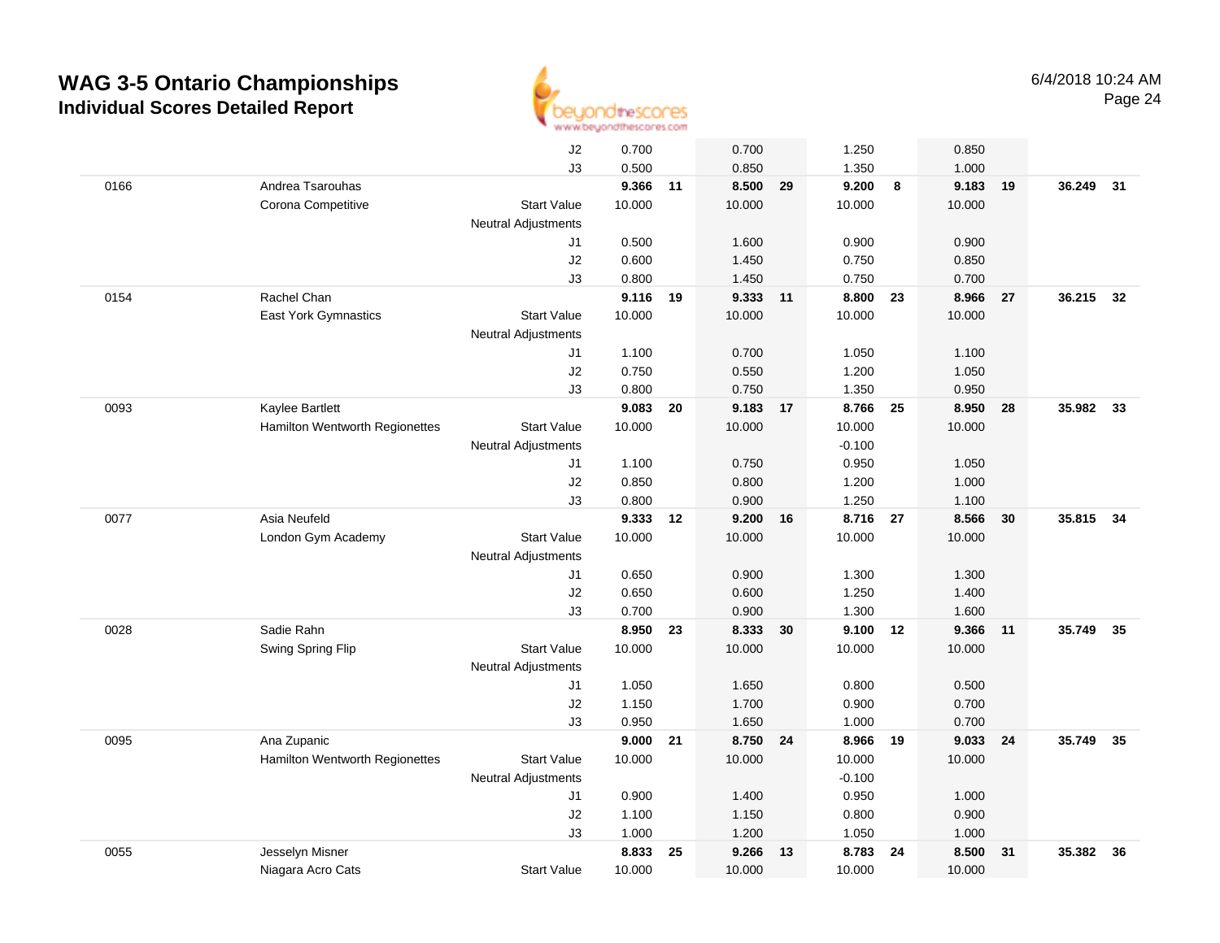# WAG 3-5 Ontario Championships
## Individual Scores Detailed Report

6/4/2018 10:24 AM

| # | Name / Club | | Vault | Rank | Bars | Rank | Beam | Rank | Floor | Rank | AA | Rank |
|---|---|---|---|---|---|---|---|---|---|---|---|---|
| | | J2 | 0.700 | | 0.700 | | 1.250 | | 0.850 | | | |
| | | J3 | 0.500 | | 0.850 | | 1.350 | | 1.000 | | | |
| 0166 | Andrea Tsarouhas | | **9.366** | **11** | **8.500** | **29** | **9.200** | **8** | **9.183** | **19** | **36.249** | **31** |
| | Corona Competitive | Start Value | 10.000 | | 10.000 | | 10.000 | | 10.000 | | | |
| | | Neutral Adjustments | | | | | | | | | | |
| | | J1 | 0.500 | | 1.600 | | 0.900 | | 0.900 | | | |
| | | J2 | 0.600 | | 1.450 | | 0.750 | | 0.850 | | | |
| | | J3 | 0.800 | | 1.450 | | 0.750 | | 0.700 | | | |
| 0154 | Rachel Chan | | **9.116** | **19** | **9.333** | **11** | **8.800** | **23** | **8.966** | **27** | **36.215** | **32** |
| | East York Gymnastics | Start Value | 10.000 | | 10.000 | | 10.000 | | 10.000 | | | |
| | | Neutral Adjustments | | | | | | | | | | |
| | | J1 | 1.100 | | 0.700 | | 1.050 | | 1.100 | | | |
| | | J2 | 0.750 | | 0.550 | | 1.200 | | 1.050 | | | |
| | | J3 | 0.800 | | 0.750 | | 1.350 | | 0.950 | | | |
| 0093 | Kaylee Bartlett | | **9.083** | **20** | **9.183** | **17** | **8.766** | **25** | **8.950** | **28** | **35.982** | **33** |
| | Hamilton Wentworth Regionettes | Start Value | 10.000 | | 10.000 | | 10.000 | | 10.000 | | | |
| | | Neutral Adjustments | | | | | -0.100 | | | | | |
| | | J1 | 1.100 | | 0.750 | | 0.950 | | 1.050 | | | |
| | | J2 | 0.850 | | 0.800 | | 1.200 | | 1.000 | | | |
| | | J3 | 0.800 | | 0.900 | | 1.250 | | 1.100 | | | |
| 0077 | Asia Neufeld | | **9.333** | **12** | **9.200** | **16** | **8.716** | **27** | **8.566** | **30** | **35.815** | **34** |
| | London Gym Academy | Start Value | 10.000 | | 10.000 | | 10.000 | | 10.000 | | | |
| | | Neutral Adjustments | | | | | | | | | | |
| | | J1 | 0.650 | | 0.900 | | 1.300 | | 1.300 | | | |
| | | J2 | 0.650 | | 0.600 | | 1.250 | | 1.400 | | | |
| | | J3 | 0.700 | | 0.900 | | 1.300 | | 1.600 | | | |
| 0028 | Sadie Rahn | | **8.950** | **23** | **8.333** | **30** | **9.100** | **12** | **9.366** | **11** | **35.749** | **35** |
| | Swing Spring Flip | Start Value | 10.000 | | 10.000 | | 10.000 | | 10.000 | | | |
| | | Neutral Adjustments | | | | | | | | | | |
| | | J1 | 1.050 | | 1.650 | | 0.800 | | 0.500 | | | |
| | | J2 | 1.150 | | 1.700 | | 0.900 | | 0.700 | | | |
| | | J3 | 0.950 | | 1.650 | | 1.000 | | 0.700 | | | |
| 0095 | Ana Zupanic | | **9.000** | **21** | **8.750** | **24** | **8.966** | **19** | **9.033** | **24** | **35.749** | **35** |
| | Hamilton Wentworth Regionettes | Start Value | 10.000 | | 10.000 | | 10.000 | | 10.000 | | | |
| | | Neutral Adjustments | | | | | -0.100 | | | | | |
| | | J1 | 0.900 | | 1.400 | | 0.950 | | 1.000 | | | |
| | | J2 | 1.100 | | 1.150 | | 0.800 | | 0.900 | | | |
| | | J3 | 1.000 | | 1.200 | | 1.050 | | 1.000 | | | |
| 0055 | Jesselyn Misner | | **8.833** | **25** | **9.266** | **13** | **8.783** | **24** | **8.500** | **31** | **35.382** | **36** |
| | Niagara Acro Cats | Start Value | 10.000 | | 10.000 | | 10.000 | | 10.000 | | | |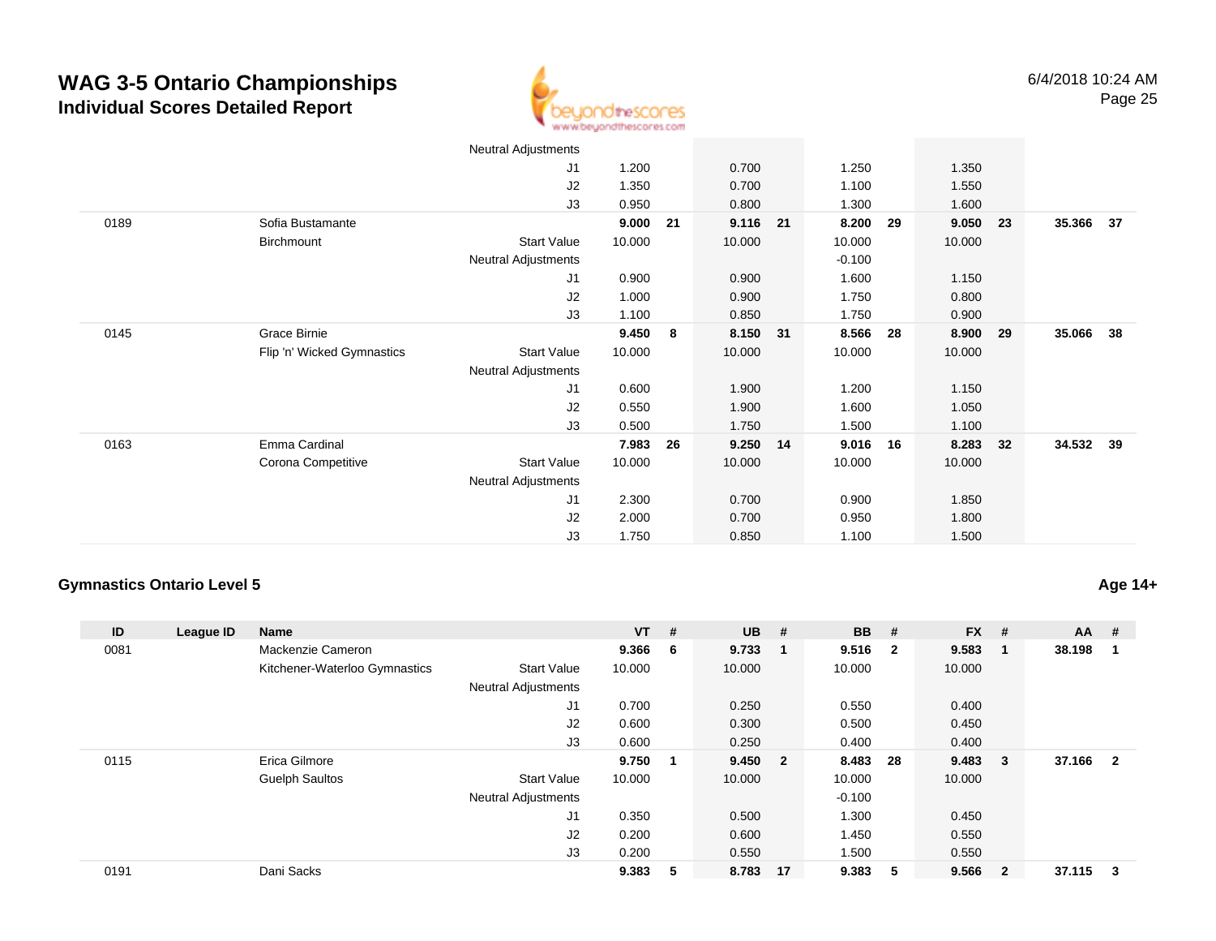# WAG 3-5 Ontario Championships
## Individual Scores Detailed Report

6/4/2018 10:24 AM

| ID | League ID | Name | | VT | # | UB | # | BB | # | FX | # | AA | # |
|---|---|---|---|---|---|---|---|---|---|---|---|---|---|
| | | | Neutral Adjustments | | | | | | | | | | |
| | | | J1 | 1.200 | | 0.700 | | 1.250 | | 1.350 | | | |
| | | | J2 | 1.350 | | 0.700 | | 1.100 | | 1.550 | | | |
| | | | J3 | 0.950 | | 0.800 | | 1.300 | | 1.600 | | | |
| 0189 | | Sofia Bustamante | | **9.000** | **21** | **9.116** | **21** | **8.200** | **29** | **9.050** | **23** | **35.366** | **37** |
| | | Birchmount | Start Value | 10.000 | | 10.000 | | 10.000 | | 10.000 | | | |
| | | | Neutral Adjustments | | | | | -0.100 | | | | | |
| | | | J1 | 0.900 | | 0.900 | | 1.600 | | 1.150 | | | |
| | | | J2 | 1.000 | | 0.900 | | 1.750 | | 0.800 | | | |
| | | | J3 | 1.100 | | 0.850 | | 1.750 | | 0.900 | | | |
| 0145 | | Grace Birnie | | **9.450** | **8** | **8.150** | **31** | **8.566** | **28** | **8.900** | **29** | **35.066** | **38** |
| | | Flip 'n' Wicked Gymnastics | Start Value | 10.000 | | 10.000 | | 10.000 | | 10.000 | | | |
| | | | Neutral Adjustments | | | | | | | | | | |
| | | | J1 | 0.600 | | 1.900 | | 1.200 | | 1.150 | | | |
| | | | J2 | 0.550 | | 1.900 | | 1.600 | | 1.050 | | | |
| | | | J3 | 0.500 | | 1.750 | | 1.500 | | 1.100 | | | |
| 0163 | | Emma Cardinal | | **7.983** | **26** | **9.250** | **14** | **9.016** | **16** | **8.283** | **32** | **34.532** | **39** |
| | | Corona Competitive | Start Value | 10.000 | | 10.000 | | 10.000 | | 10.000 | | | |
| | | | Neutral Adjustments | | | | | | | | | | |
| | | | J1 | 2.300 | | 0.700 | | 0.900 | | 1.850 | | | |
| | | | J2 | 2.000 | | 0.700 | | 0.950 | | 1.800 | | | |
| | | | J3 | 1.750 | | 0.850 | | 1.100 | | 1.500 | | | |

### Gymnastics Ontario Level 5

**Age 14+**

| ID | League ID | Name | | VT | # | UB | # | BB | # | FX | # | AA | # |
|---|---|---|---|---|---|---|---|---|---|---|---|---|---|
| 0081 | | Mackenzie Cameron | | **9.366** | **6** | **9.733** | **1** | **9.516** | **2** | **9.583** | **1** | **38.198** | **1** |
| | | Kitchener-Waterloo Gymnastics | Start Value | 10.000 | | 10.000 | | 10.000 | | 10.000 | | | |
| | | | Neutral Adjustments | | | | | | | | | | |
| | | | J1 | 0.700 | | 0.250 | | 0.550 | | 0.400 | | | |
| | | | J2 | 0.600 | | 0.300 | | 0.500 | | 0.450 | | | |
| | | | J3 | 0.600 | | 0.250 | | 0.400 | | 0.400 | | | |
| 0115 | | Erica Gilmore | | **9.750** | **1** | **9.450** | **2** | **8.483** | **28** | **9.483** | **3** | **37.166** | **2** |
| | | Guelph Saultos | Start Value | 10.000 | | 10.000 | | 10.000 | | 10.000 | | | |
| | | | Neutral Adjustments | | | | | -0.100 | | | | | |
| | | | J1 | 0.350 | | 0.500 | | 1.300 | | 0.450 | | | |
| | | | J2 | 0.200 | | 0.600 | | 1.450 | | 0.550 | | | |
| | | | J3 | 0.200 | | 0.550 | | 1.500 | | 0.550 | | | |
| 0191 | | Dani Sacks | | **9.383** | **5** | **8.783** | **17** | **9.383** | **5** | **9.566** | **2** | **37.115** | **3** |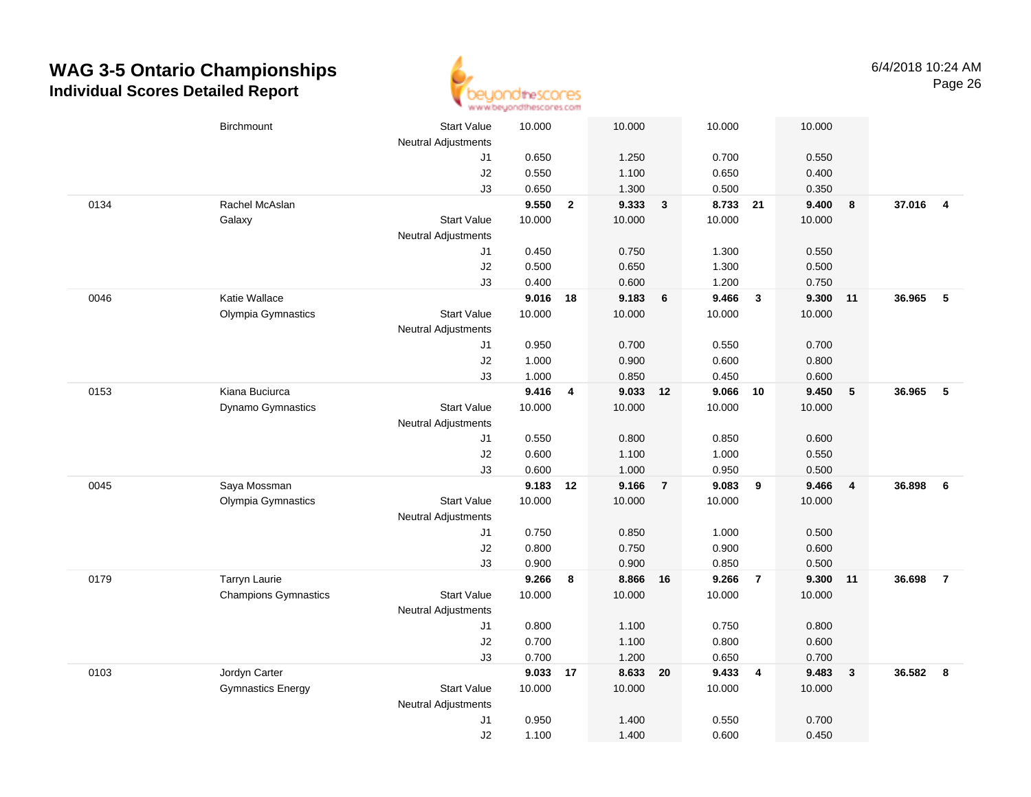# WAG 3-5 Ontario Championships
## Individual Scores Detailed Report

6/4/2018 10:24 AM

| | | | | | | | | | | | | |
|---|---|---|---|---|---|---|---|---|---|---|---|---|
| | Birchmount | Start Value | 10.000 | | 10.000 | | 10.000 | | 10.000 | | | |
| | | Neutral Adjustments | | | | | | | | | | |
| | | J1 | 0.650 | | 1.250 | | 0.700 | | 0.550 | | | |
| | | J2 | 0.550 | | 1.100 | | 0.650 | | 0.400 | | | |
| | | J3 | 0.650 | | 1.300 | | 0.500 | | 0.350 | | | |
| 0134 | Rachel McAslan | | **9.550** | **2** | **9.333** | **3** | **8.733** | **21** | **9.400** | **8** | **37.016** | **4** |
| | Galaxy | Start Value | 10.000 | | 10.000 | | 10.000 | | 10.000 | | | |
| | | Neutral Adjustments | | | | | | | | | | |
| | | J1 | 0.450 | | 0.750 | | 1.300 | | 0.550 | | | |
| | | J2 | 0.500 | | 0.650 | | 1.300 | | 0.500 | | | |
| | | J3 | 0.400 | | 0.600 | | 1.200 | | 0.750 | | | |
| 0046 | Katie Wallace | | **9.016** | **18** | **9.183** | **6** | **9.466** | **3** | **9.300** | **11** | **36.965** | **5** |
| | Olympia Gymnastics | Start Value | 10.000 | | 10.000 | | 10.000 | | 10.000 | | | |
| | | Neutral Adjustments | | | | | | | | | | |
| | | J1 | 0.950 | | 0.700 | | 0.550 | | 0.700 | | | |
| | | J2 | 1.000 | | 0.900 | | 0.600 | | 0.800 | | | |
| | | J3 | 1.000 | | 0.850 | | 0.450 | | 0.600 | | | |
| 0153 | Kiana Buciurca | | **9.416** | **4** | **9.033** | **12** | **9.066** | **10** | **9.450** | **5** | **36.965** | **5** |
| | Dynamo Gymnastics | Start Value | 10.000 | | 10.000 | | 10.000 | | 10.000 | | | |
| | | Neutral Adjustments | | | | | | | | | | |
| | | J1 | 0.550 | | 0.800 | | 0.850 | | 0.600 | | | |
| | | J2 | 0.600 | | 1.100 | | 1.000 | | 0.550 | | | |
| | | J3 | 0.600 | | 1.000 | | 0.950 | | 0.500 | | | |
| 0045 | Saya Mossman | | **9.183** | **12** | **9.166** | **7** | **9.083** | **9** | **9.466** | **4** | **36.898** | **6** |
| | Olympia Gymnastics | Start Value | 10.000 | | 10.000 | | 10.000 | | 10.000 | | | |
| | | Neutral Adjustments | | | | | | | | | | |
| | | J1 | 0.750 | | 0.850 | | 1.000 | | 0.500 | | | |
| | | J2 | 0.800 | | 0.750 | | 0.900 | | 0.600 | | | |
| | | J3 | 0.900 | | 0.900 | | 0.850 | | 0.500 | | | |
| 0179 | Tarryn Laurie | | **9.266** | **8** | **8.866** | **16** | **9.266** | **7** | **9.300** | **11** | **36.698** | **7** |
| | Champions Gymnastics | Start Value | 10.000 | | 10.000 | | 10.000 | | 10.000 | | | |
| | | Neutral Adjustments | | | | | | | | | | |
| | | J1 | 0.800 | | 1.100 | | 0.750 | | 0.800 | | | |
| | | J2 | 0.700 | | 1.100 | | 0.800 | | 0.600 | | | |
| | | J3 | 0.700 | | 1.200 | | 0.650 | | 0.700 | | | |
| 0103 | Jordyn Carter | | **9.033** | **17** | **8.633** | **20** | **9.433** | **4** | **9.483** | **3** | **36.582** | **8** |
| | Gymnastics Energy | Start Value | 10.000 | | 10.000 | | 10.000 | | 10.000 | | | |
| | | Neutral Adjustments | | | | | | | | | | |
| | | J1 | 0.950 | | 1.400 | | 0.550 | | 0.700 | | | |
| | | J2 | 1.100 | | 1.400 | | 0.600 | | 0.450 | | | |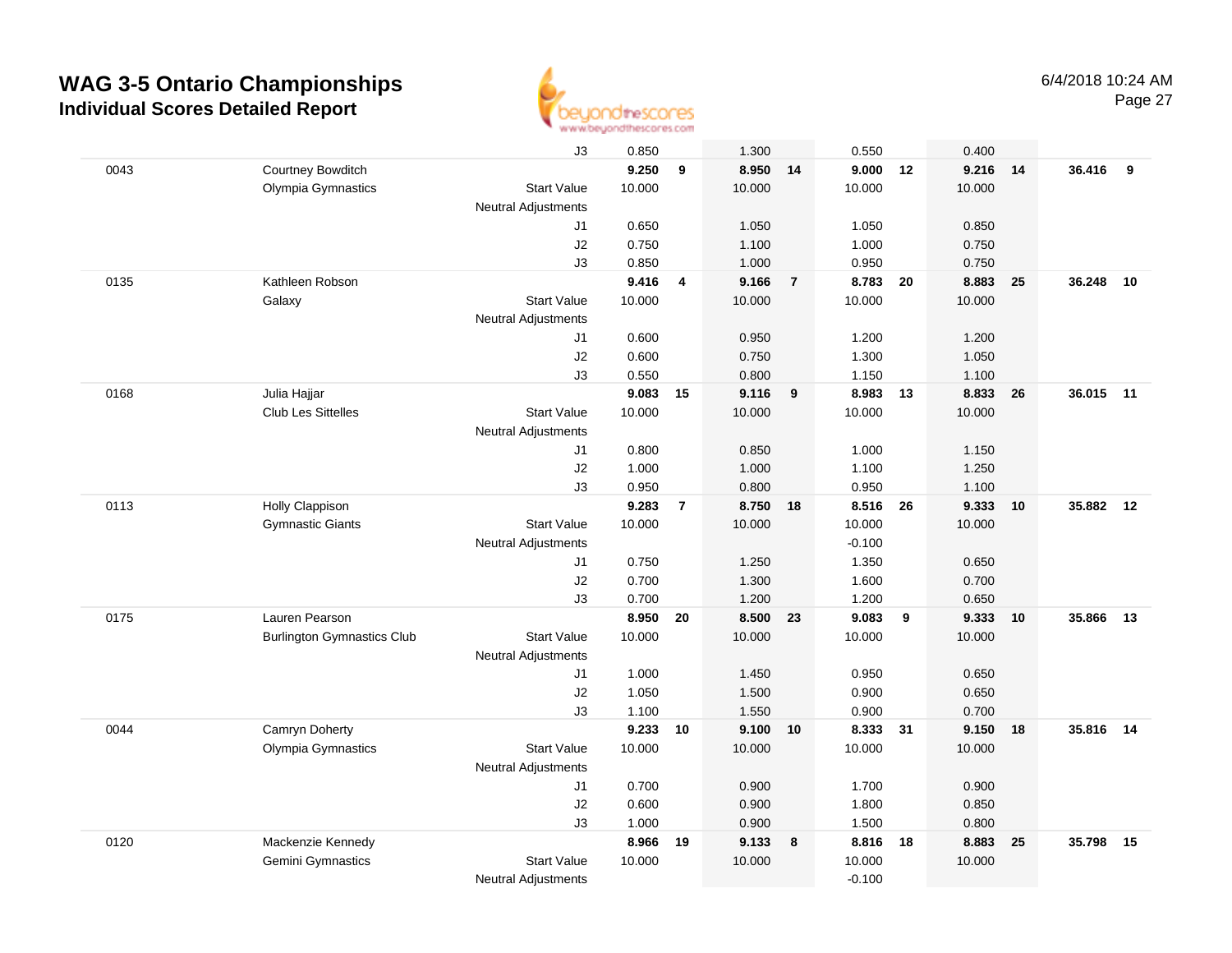# WAG 3-5 Ontario Championships

## Individual Scores Detailed Report

6/4/2018 10:24 AM

| # | Name / Club | | Vault | Rank | Bars | Rank | Beam | Rank | Floor | Rank | AA | Rank |
|---|---|---|---|---|---|---|---|---|---|---|---|---|
| | | J3 | 0.850 | | 1.300 | | 0.550 | | 0.400 | | | |
| 0043 | Courtney Bowditch | | **9.250** | **9** | **8.950** | **14** | **9.000** | **12** | **9.216** | **14** | **36.416** | **9** |
| | Olympia Gymnastics | Start Value | 10.000 | | 10.000 | | 10.000 | | 10.000 | | | |
| | | Neutral Adjustments | | | | | | | | | | |
| | | J1 | 0.650 | | 1.050 | | 1.050 | | 0.850 | | | |
| | | J2 | 0.750 | | 1.100 | | 1.000 | | 0.750 | | | |
| | | J3 | 0.850 | | 1.000 | | 0.950 | | 0.750 | | | |
| 0135 | Kathleen Robson | | **9.416** | **4** | **9.166** | **7** | **8.783** | **20** | **8.883** | **25** | **36.248** | **10** |
| | Galaxy | Start Value | 10.000 | | 10.000 | | 10.000 | | 10.000 | | | |
| | | Neutral Adjustments | | | | | | | | | | |
| | | J1 | 0.600 | | 0.950 | | 1.200 | | 1.200 | | | |
| | | J2 | 0.600 | | 0.750 | | 1.300 | | 1.050 | | | |
| | | J3 | 0.550 | | 0.800 | | 1.150 | | 1.100 | | | |
| 0168 | Julia Hajjar | | **9.083** | **15** | **9.116** | **9** | **8.983** | **13** | **8.833** | **26** | **36.015** | **11** |
| | Club Les Sittelles | Start Value | 10.000 | | 10.000 | | 10.000 | | 10.000 | | | |
| | | Neutral Adjustments | | | | | | | | | | |
| | | J1 | 0.800 | | 0.850 | | 1.000 | | 1.150 | | | |
| | | J2 | 1.000 | | 1.000 | | 1.100 | | 1.250 | | | |
| | | J3 | 0.950 | | 0.800 | | 0.950 | | 1.100 | | | |
| 0113 | Holly Clappison | | **9.283** | **7** | **8.750** | **18** | **8.516** | **26** | **9.333** | **10** | **35.882** | **12** |
| | Gymnastic Giants | Start Value | 10.000 | | 10.000 | | 10.000 | | 10.000 | | | |
| | | Neutral Adjustments | | | | | -0.100 | | | | | |
| | | J1 | 0.750 | | 1.250 | | 1.350 | | 0.650 | | | |
| | | J2 | 0.700 | | 1.300 | | 1.600 | | 0.700 | | | |
| | | J3 | 0.700 | | 1.200 | | 1.200 | | 0.650 | | | |
| 0175 | Lauren Pearson | | **8.950** | **20** | **8.500** | **23** | **9.083** | **9** | **9.333** | **10** | **35.866** | **13** |
| | Burlington Gymnastics Club | Start Value | 10.000 | | 10.000 | | 10.000 | | 10.000 | | | |
| | | Neutral Adjustments | | | | | | | | | | |
| | | J1 | 1.000 | | 1.450 | | 0.950 | | 0.650 | | | |
| | | J2 | 1.050 | | 1.500 | | 0.900 | | 0.650 | | | |
| | | J3 | 1.100 | | 1.550 | | 0.900 | | 0.700 | | | |
| 0044 | Camryn Doherty | | **9.233** | **10** | **9.100** | **10** | **8.333** | **31** | **9.150** | **18** | **35.816** | **14** |
| | Olympia Gymnastics | Start Value | 10.000 | | 10.000 | | 10.000 | | 10.000 | | | |
| | | Neutral Adjustments | | | | | | | | | | |
| | | J1 | 0.700 | | 0.900 | | 1.700 | | 0.900 | | | |
| | | J2 | 0.600 | | 0.900 | | 1.800 | | 0.850 | | | |
| | | J3 | 1.000 | | 0.900 | | 1.500 | | 0.800 | | | |
| 0120 | Mackenzie Kennedy | | **8.966** | **19** | **9.133** | **8** | **8.816** | **18** | **8.883** | **25** | **35.798** | **15** |
| | Gemini Gymnastics | Start Value | 10.000 | | 10.000 | | 10.000 | | 10.000 | | | |
| | | Neutral Adjustments | | | | | -0.100 | | | | | |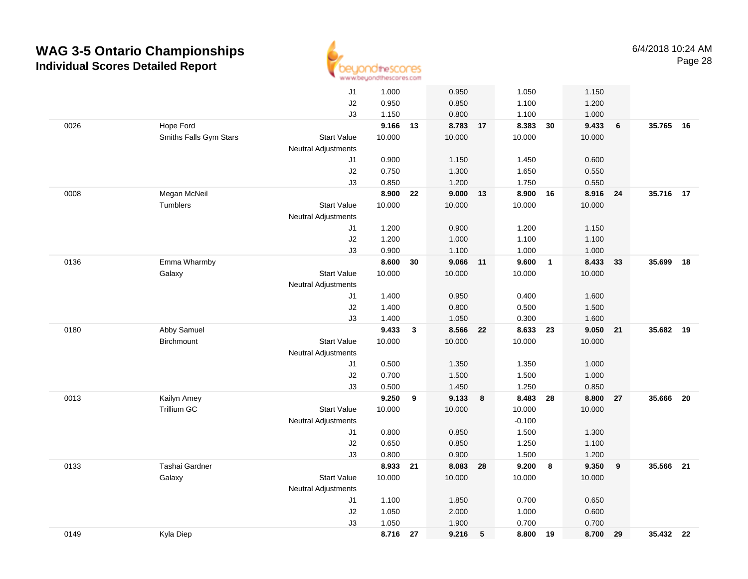# WAG 3-5 Ontario Championships

## Individual Scores Detailed Report

6/4/2018 10:24 AM

| # | Name / Club | | Vault | | Bars | | Beam | | Floor | | AA | |
|---|---|---|---|---|---|---|---|---|---|---|---|---|
| | | J1 | 1.000 | | 0.950 | | 1.050 | | 1.150 | | | |
| | | J2 | 0.950 | | 0.850 | | 1.100 | | 1.200 | | | |
| | | J3 | 1.150 | | 0.800 | | 1.100 | | 1.000 | | | |
| 0026 | Hope Ford | | **9.166** | **13** | **8.783** | **17** | **8.383** | **30** | **9.433** | **6** | **35.765** | **16** |
| | Smiths Falls Gym Stars | Start Value | 10.000 | | 10.000 | | 10.000 | | 10.000 | | | |
| | | Neutral Adjustments | | | | | | | | | | |
| | | J1 | 0.900 | | 1.150 | | 1.450 | | 0.600 | | | |
| | | J2 | 0.750 | | 1.300 | | 1.650 | | 0.550 | | | |
| | | J3 | 0.850 | | 1.200 | | 1.750 | | 0.550 | | | |
| 0008 | Megan McNeil | | **8.900** | **22** | **9.000** | **13** | **8.900** | **16** | **8.916** | **24** | **35.716** | **17** |
| | Tumblers | Start Value | 10.000 | | 10.000 | | 10.000 | | 10.000 | | | |
| | | Neutral Adjustments | | | | | | | | | | |
| | | J1 | 1.200 | | 0.900 | | 1.200 | | 1.150 | | | |
| | | J2 | 1.200 | | 1.000 | | 1.100 | | 1.100 | | | |
| | | J3 | 0.900 | | 1.100 | | 1.000 | | 1.000 | | | |
| 0136 | Emma Wharmby | | **8.600** | **30** | **9.066** | **11** | **9.600** | **1** | **8.433** | **33** | **35.699** | **18** |
| | Galaxy | Start Value | 10.000 | | 10.000 | | 10.000 | | 10.000 | | | |
| | | Neutral Adjustments | | | | | | | | | | |
| | | J1 | 1.400 | | 0.950 | | 0.400 | | 1.600 | | | |
| | | J2 | 1.400 | | 0.800 | | 0.500 | | 1.500 | | | |
| | | J3 | 1.400 | | 1.050 | | 0.300 | | 1.600 | | | |
| 0180 | Abby Samuel | | **9.433** | **3** | **8.566** | **22** | **8.633** | **23** | **9.050** | **21** | **35.682** | **19** |
| | Birchmount | Start Value | 10.000 | | 10.000 | | 10.000 | | 10.000 | | | |
| | | Neutral Adjustments | | | | | | | | | | |
| | | J1 | 0.500 | | 1.350 | | 1.350 | | 1.000 | | | |
| | | J2 | 0.700 | | 1.500 | | 1.500 | | 1.000 | | | |
| | | J3 | 0.500 | | 1.450 | | 1.250 | | 0.850 | | | |
| 0013 | Kailyn Amey | | **9.250** | **9** | **9.133** | **8** | **8.483** | **28** | **8.800** | **27** | **35.666** | **20** |
| | Trillium GC | Start Value | 10.000 | | 10.000 | | 10.000 | | 10.000 | | | |
| | | Neutral Adjustments | | | | | -0.100 | | | | | |
| | | J1 | 0.800 | | 0.850 | | 1.500 | | 1.300 | | | |
| | | J2 | 0.650 | | 0.850 | | 1.250 | | 1.100 | | | |
| | | J3 | 0.800 | | 0.900 | | 1.500 | | 1.200 | | | |
| 0133 | Tashai Gardner | | **8.933** | **21** | **8.083** | **28** | **9.200** | **8** | **9.350** | **9** | **35.566** | **21** |
| | Galaxy | Start Value | 10.000 | | 10.000 | | 10.000 | | 10.000 | | | |
| | | Neutral Adjustments | | | | | | | | | | |
| | | J1 | 1.100 | | 1.850 | | 0.700 | | 0.650 | | | |
| | | J2 | 1.050 | | 2.000 | | 1.000 | | 0.600 | | | |
| | | J3 | 1.050 | | 1.900 | | 0.700 | | 0.700 | | | |
| 0149 | Kyla Diep | | **8.716** | **27** | **9.216** | **5** | **8.800** | **19** | **8.700** | **29** | **35.432** | **22** |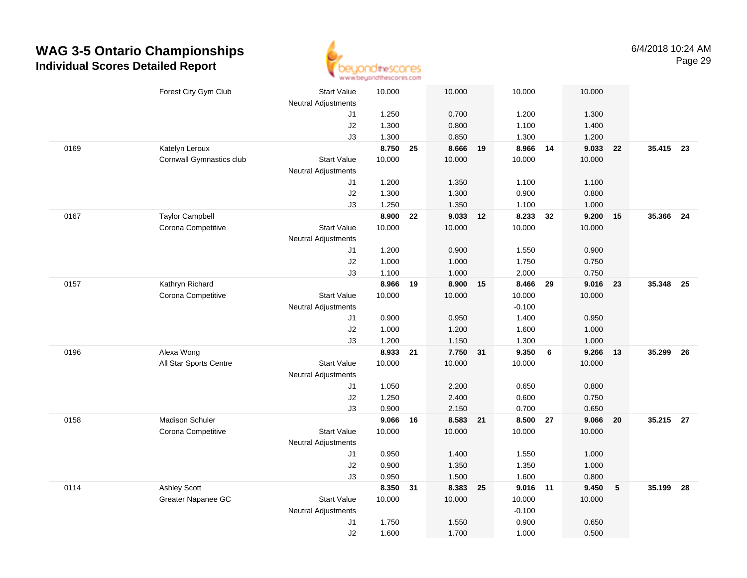# WAG 3-5 Ontario Championships
## Individual Scores Detailed Report

6/4/2018 10:24 AM

| | | | | | | | | | | | | |
|---|---|---|---|---|---|---|---|---|---|---|---|---|
| | Forest City Gym Club | Start Value | 10.000 | | 10.000 | | 10.000 | | 10.000 | | | |
| | | Neutral Adjustments | | | | | | | | | | |
| | | J1 | 1.250 | | 0.700 | | 1.200 | | 1.300 | | | |
| | | J2 | 1.300 | | 0.800 | | 1.100 | | 1.400 | | | |
| | | J3 | 1.300 | | 0.850 | | 1.300 | | 1.200 | | | |
| 0169 | Katelyn Leroux | | **8.750** | **25** | **8.666** | **19** | **8.966** | **14** | **9.033** | **22** | **35.415** | **23** |
| | Cornwall Gymnastics club | Start Value | 10.000 | | 10.000 | | 10.000 | | 10.000 | | | |
| | | Neutral Adjustments | | | | | | | | | | |
| | | J1 | 1.200 | | 1.350 | | 1.100 | | 1.100 | | | |
| | | J2 | 1.300 | | 1.300 | | 0.900 | | 0.800 | | | |
| | | J3 | 1.250 | | 1.350 | | 1.100 | | 1.000 | | | |
| 0167 | Taylor Campbell | | **8.900** | **22** | **9.033** | **12** | **8.233** | **32** | **9.200** | **15** | **35.366** | **24** |
| | Corona Competitive | Start Value | 10.000 | | 10.000 | | 10.000 | | 10.000 | | | |
| | | Neutral Adjustments | | | | | | | | | | |
| | | J1 | 1.200 | | 0.900 | | 1.550 | | 0.900 | | | |
| | | J2 | 1.000 | | 1.000 | | 1.750 | | 0.750 | | | |
| | | J3 | 1.100 | | 1.000 | | 2.000 | | 0.750 | | | |
| 0157 | Kathryn Richard | | **8.966** | **19** | **8.900** | **15** | **8.466** | **29** | **9.016** | **23** | **35.348** | **25** |
| | Corona Competitive | Start Value | 10.000 | | 10.000 | | 10.000 | | 10.000 | | | |
| | | Neutral Adjustments | | | | | -0.100 | | | | | |
| | | J1 | 0.900 | | 0.950 | | 1.400 | | 0.950 | | | |
| | | J2 | 1.000 | | 1.200 | | 1.600 | | 1.000 | | | |
| | | J3 | 1.200 | | 1.150 | | 1.300 | | 1.000 | | | |
| 0196 | Alexa Wong | | **8.933** | **21** | **7.750** | **31** | **9.350** | **6** | **9.266** | **13** | **35.299** | **26** |
| | All Star Sports Centre | Start Value | 10.000 | | 10.000 | | 10.000 | | 10.000 | | | |
| | | Neutral Adjustments | | | | | | | | | | |
| | | J1 | 1.050 | | 2.200 | | 0.650 | | 0.800 | | | |
| | | J2 | 1.250 | | 2.400 | | 0.600 | | 0.750 | | | |
| | | J3 | 0.900 | | 2.150 | | 0.700 | | 0.650 | | | |
| 0158 | Madison Schuler | | **9.066** | **16** | **8.583** | **21** | **8.500** | **27** | **9.066** | **20** | **35.215** | **27** |
| | Corona Competitive | Start Value | 10.000 | | 10.000 | | 10.000 | | 10.000 | | | |
| | | Neutral Adjustments | | | | | | | | | | |
| | | J1 | 0.950 | | 1.400 | | 1.550 | | 1.000 | | | |
| | | J2 | 0.900 | | 1.350 | | 1.350 | | 1.000 | | | |
| | | J3 | 0.950 | | 1.500 | | 1.600 | | 0.800 | | | |
| 0114 | Ashley Scott | | **8.350** | **31** | **8.383** | **25** | **9.016** | **11** | **9.450** | **5** | **35.199** | **28** |
| | Greater Napanee GC | Start Value | 10.000 | | 10.000 | | 10.000 | | 10.000 | | | |
| | | Neutral Adjustments | | | | | -0.100 | | | | | |
| | | J1 | 1.750 | | 1.550 | | 0.900 | | 0.650 | | | |
| | | J2 | 1.600 | | 1.700 | | 1.000 | | 0.500 | | | |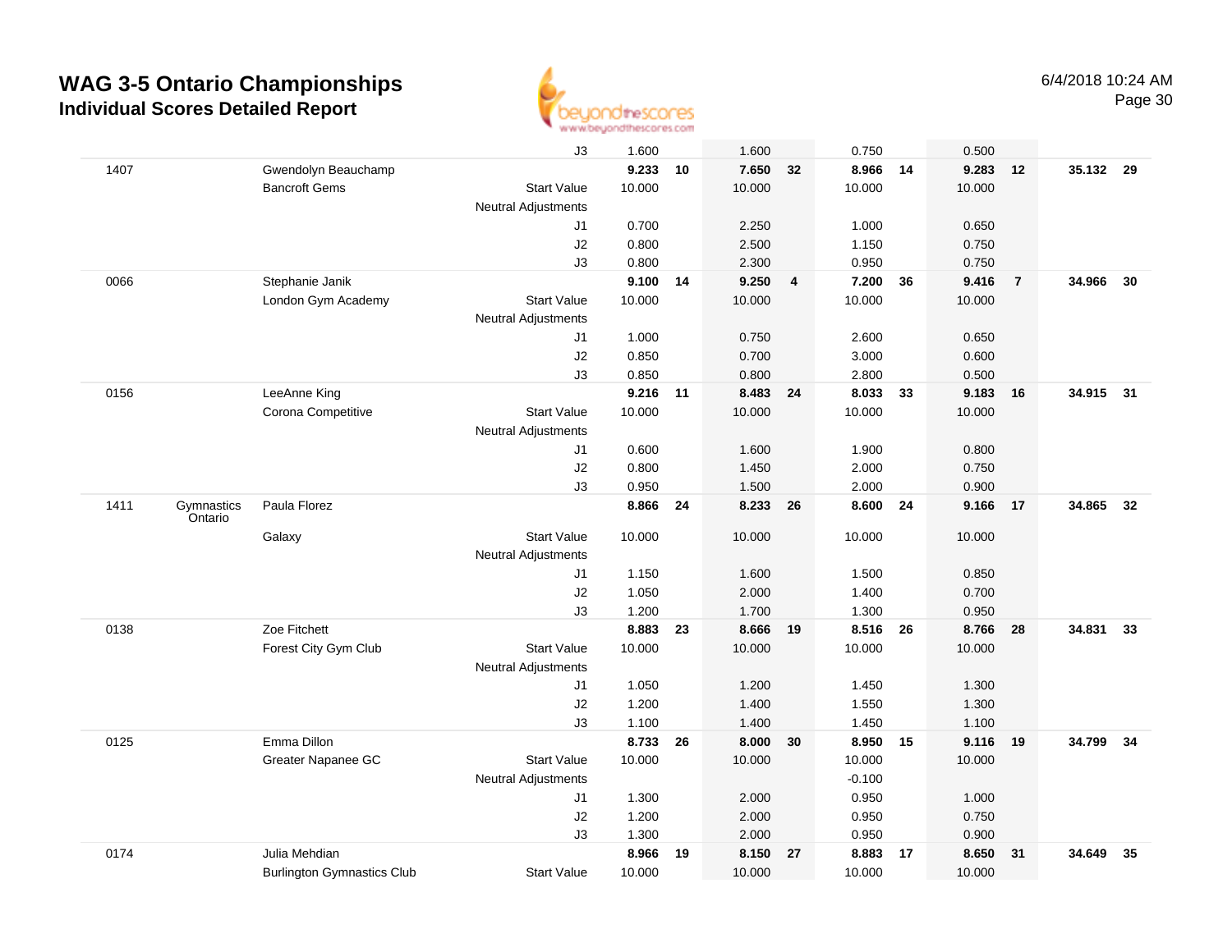# WAG 3-5 Ontario Championships

## Individual Scores Detailed Report

6/4/2018 10:24 AM

| | | | | Vault | Rank | Bars | Rank | Beam | Rank | Floor | Rank | AA | Rank |
|---|---|---|---|---|---|---|---|---|---|---|---|---|---|
| | | | J3 | 1.600 | | 1.600 | | 0.750 | | 0.500 | | | |
| 1407 | | Gwendolyn Beauchamp | | **9.233** | **10** | **7.650** | **32** | **8.966** | **14** | **9.283** | **12** | **35.132** | **29** |
| | | Bancroft Gems | Start Value | 10.000 | | 10.000 | | 10.000 | | 10.000 | | | |
| | | | Neutral Adjustments | | | | | | | | | | |
| | | | J1 | 0.700 | | 2.250 | | 1.000 | | 0.650 | | | |
| | | | J2 | 0.800 | | 2.500 | | 1.150 | | 0.750 | | | |
| | | | J3 | 0.800 | | 2.300 | | 0.950 | | 0.750 | | | |
| 0066 | | Stephanie Janik | | **9.100** | **14** | **9.250** | **4** | **7.200** | **36** | **9.416** | **7** | **34.966** | **30** |
| | | London Gym Academy | Start Value | 10.000 | | 10.000 | | 10.000 | | 10.000 | | | |
| | | | Neutral Adjustments | | | | | | | | | | |
| | | | J1 | 1.000 | | 0.750 | | 2.600 | | 0.650 | | | |
| | | | J2 | 0.850 | | 0.700 | | 3.000 | | 0.600 | | | |
| | | | J3 | 0.850 | | 0.800 | | 2.800 | | 0.500 | | | |
| 0156 | | LeeAnne King | | **9.216** | **11** | **8.483** | **24** | **8.033** | **33** | **9.183** | **16** | **34.915** | **31** |
| | | Corona Competitive | Start Value | 10.000 | | 10.000 | | 10.000 | | 10.000 | | | |
| | | | Neutral Adjustments | | | | | | | | | | |
| | | | J1 | 0.600 | | 1.600 | | 1.900 | | 0.800 | | | |
| | | | J2 | 0.800 | | 1.450 | | 2.000 | | 0.750 | | | |
| | | | J3 | 0.950 | | 1.500 | | 2.000 | | 0.900 | | | |
| 1411 | Gymnastics Ontario | Paula Florez | | **8.866** | **24** | **8.233** | **26** | **8.600** | **24** | **9.166** | **17** | **34.865** | **32** |
| | | Galaxy | Start Value | 10.000 | | 10.000 | | 10.000 | | 10.000 | | | |
| | | | Neutral Adjustments | | | | | | | | | | |
| | | | J1 | 1.150 | | 1.600 | | 1.500 | | 0.850 | | | |
| | | | J2 | 1.050 | | 2.000 | | 1.400 | | 0.700 | | | |
| | | | J3 | 1.200 | | 1.700 | | 1.300 | | 0.950 | | | |
| 0138 | | Zoe Fitchett | | **8.883** | **23** | **8.666** | **19** | **8.516** | **26** | **8.766** | **28** | **34.831** | **33** |
| | | Forest City Gym Club | Start Value | 10.000 | | 10.000 | | 10.000 | | 10.000 | | | |
| | | | Neutral Adjustments | | | | | | | | | | |
| | | | J1 | 1.050 | | 1.200 | | 1.450 | | 1.300 | | | |
| | | | J2 | 1.200 | | 1.400 | | 1.550 | | 1.300 | | | |
| | | | J3 | 1.100 | | 1.400 | | 1.450 | | 1.100 | | | |
| 0125 | | Emma Dillon | | **8.733** | **26** | **8.000** | **30** | **8.950** | **15** | **9.116** | **19** | **34.799** | **34** |
| | | Greater Napanee GC | Start Value | 10.000 | | 10.000 | | 10.000 | | 10.000 | | | |
| | | | Neutral Adjustments | | | | | -0.100 | | | | | |
| | | | J1 | 1.300 | | 2.000 | | 0.950 | | 1.000 | | | |
| | | | J2 | 1.200 | | 2.000 | | 0.950 | | 0.750 | | | |
| | | | J3 | 1.300 | | 2.000 | | 0.950 | | 0.900 | | | |
| 0174 | | Julia Mehdian | | **8.966** | **19** | **8.150** | **27** | **8.883** | **17** | **8.650** | **31** | **34.649** | **35** |
| | | Burlington Gymnastics Club | Start Value | 10.000 | | 10.000 | | 10.000 | | 10.000 | | | |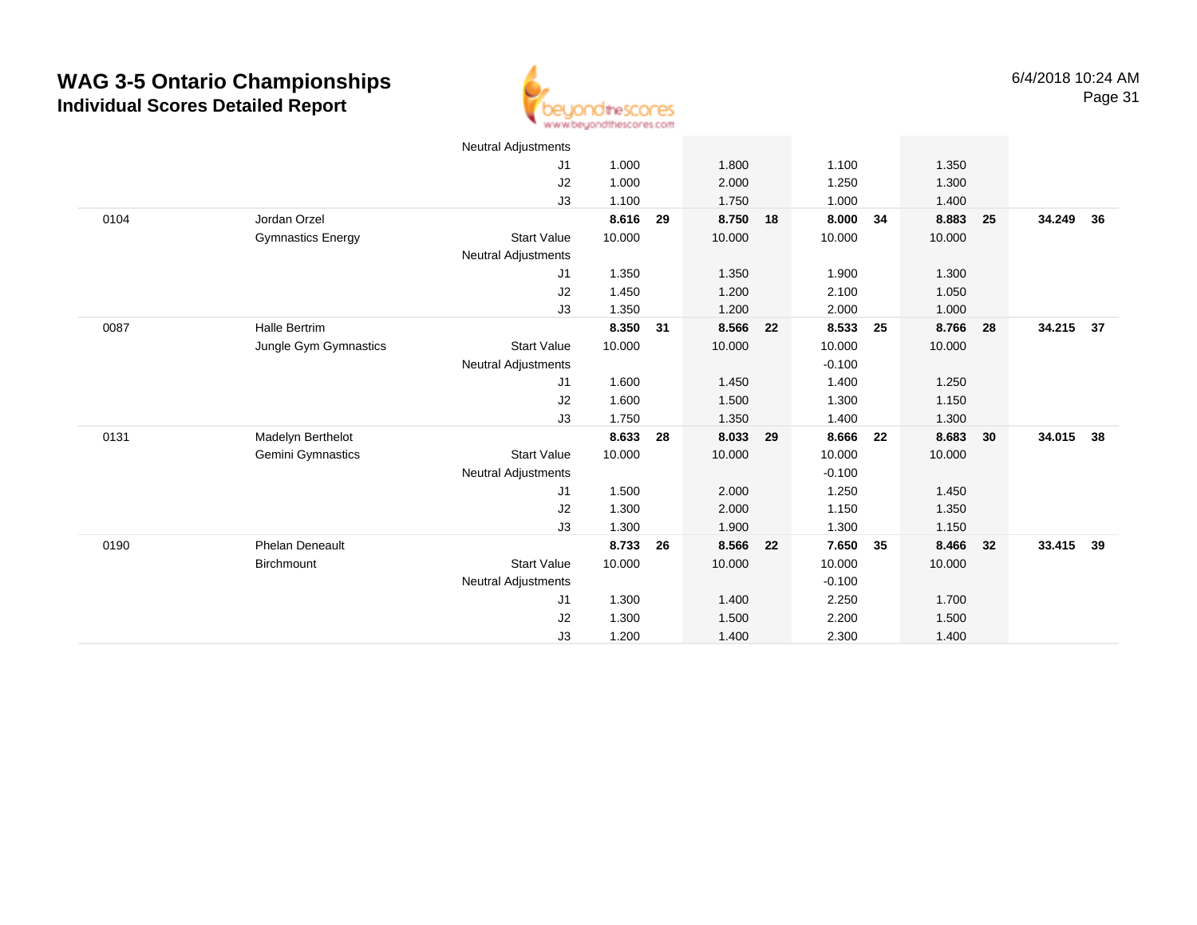# WAG 3-5 Ontario Championships

## Individual Scores Detailed Report

6/4/2018 10:24 AM

| | | | | | | | | | | | | |
|---|---|---|---|---|---|---|---|---|---|---|---|---|
| | | Neutral Adjustments | | | | | | | | | | |
| | | J1 | 1.000 | | 1.800 | | 1.100 | | 1.350 | | | |
| | | J2 | 1.000 | | 2.000 | | 1.250 | | 1.300 | | | |
| | | J3 | 1.100 | | 1.750 | | 1.000 | | 1.400 | | | |
| 0104 | Jordan Orzel | | **8.616** | **29** | **8.750** | **18** | **8.000** | **34** | **8.883** | **25** | **34.249** | **36** |
| | Gymnastics Energy | Start Value | 10.000 | | 10.000 | | 10.000 | | 10.000 | | | |
| | | Neutral Adjustments | | | | | | | | | | |
| | | J1 | 1.350 | | 1.350 | | 1.900 | | 1.300 | | | |
| | | J2 | 1.450 | | 1.200 | | 2.100 | | 1.050 | | | |
| | | J3 | 1.350 | | 1.200 | | 2.000 | | 1.000 | | | |
| 0087 | Halle Bertrim | | **8.350** | **31** | **8.566** | **22** | **8.533** | **25** | **8.766** | **28** | **34.215** | **37** |
| | Jungle Gym Gymnastics | Start Value | 10.000 | | 10.000 | | 10.000 | | 10.000 | | | |
| | | Neutral Adjustments | | | | | -0.100 | | | | | |
| | | J1 | 1.600 | | 1.450 | | 1.400 | | 1.250 | | | |
| | | J2 | 1.600 | | 1.500 | | 1.300 | | 1.150 | | | |
| | | J3 | 1.750 | | 1.350 | | 1.400 | | 1.300 | | | |
| 0131 | Madelyn Berthelot | | **8.633** | **28** | **8.033** | **29** | **8.666** | **22** | **8.683** | **30** | **34.015** | **38** |
| | Gemini Gymnastics | Start Value | 10.000 | | 10.000 | | 10.000 | | 10.000 | | | |
| | | Neutral Adjustments | | | | | -0.100 | | | | | |
| | | J1 | 1.500 | | 2.000 | | 1.250 | | 1.450 | | | |
| | | J2 | 1.300 | | 2.000 | | 1.150 | | 1.350 | | | |
| | | J3 | 1.300 | | 1.900 | | 1.300 | | 1.150 | | | |
| 0190 | Phelan Deneault | | **8.733** | **26** | **8.566** | **22** | **7.650** | **35** | **8.466** | **32** | **33.415** | **39** |
| | Birchmount | Start Value | 10.000 | | 10.000 | | 10.000 | | 10.000 | | | |
| | | Neutral Adjustments | | | | | -0.100 | | | | | |
| | | J1 | 1.300 | | 1.400 | | 2.250 | | 1.700 | | | |
| | | J2 | 1.300 | | 1.500 | | 2.200 | | 1.500 | | | |
| | | J3 | 1.200 | | 1.400 | | 2.300 | | 1.400 | | | |